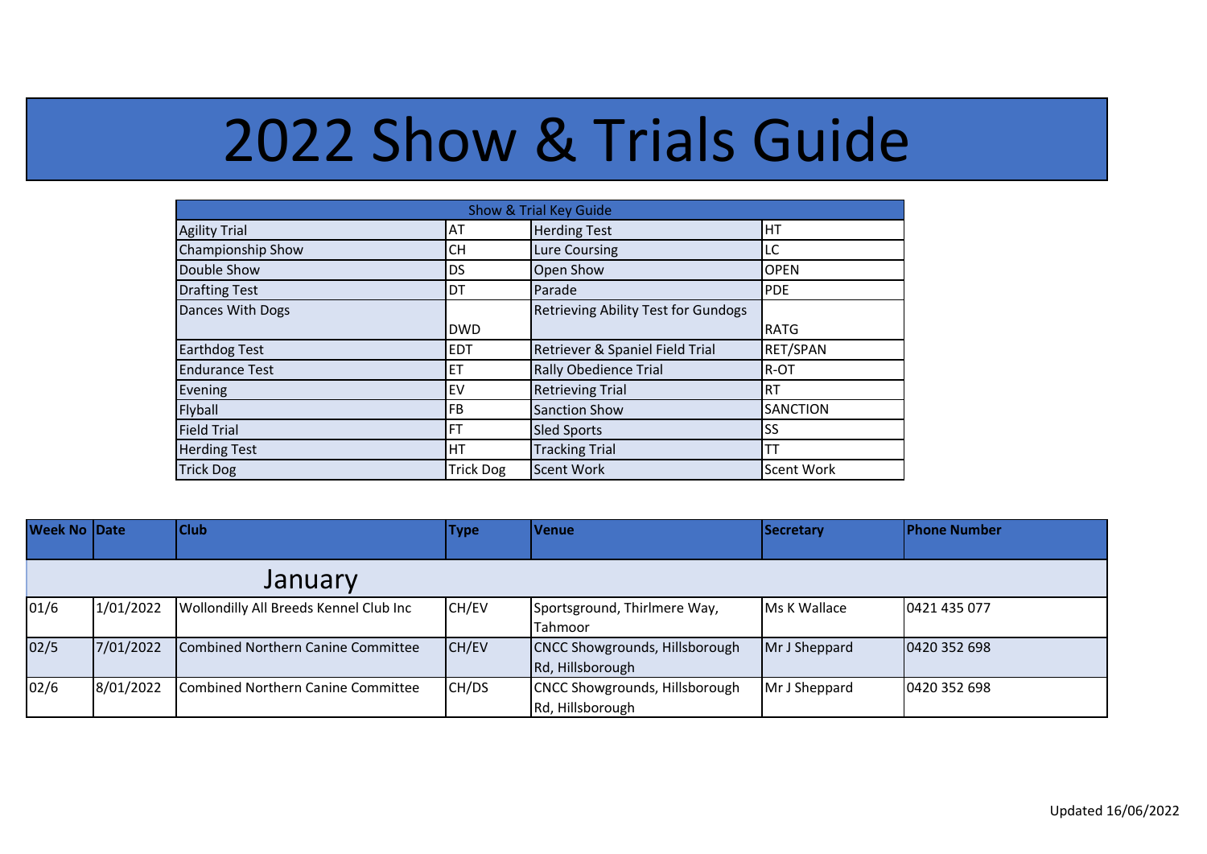# 2022 Show & Trials Guide

| Show & Trial Key Guide | | | |
|---|---|---|---|
| Agility Trial | AT | Herding Test | HT |
| Championship Show | CH | Lure Coursing | LC |
| Double Show | DS | Open Show | OPEN |
| Drafting Test | DT | Parade | PDE |
| Dances With Dogs | DWD | Retrieving Ability Test for Gundogs | RATG |
| Earthdog Test | EDT | Retriever & Spaniel Field Trial | RET/SPAN |
| Endurance Test | ET | Rally Obedience Trial | R-OT |
| Evening | EV | Retrieving Trial | RT |
| Flyball | FB | Sanction Show | SANCTION |
| Field Trial | FT | Sled Sports | SS |
| Herding Test | HT | Tracking Trial | TT |
| Trick Dog | Trick Dog | Scent Work | Scent Work |

| Week No | Date | Club | Type | Venue | Secretary | Phone Number |
|---|---|---|---|---|---|---|
| **January** | | | | | | |
| 01/6 | 1/01/2022 | Wollondilly All Breeds Kennel Club Inc | CH/EV | Sportsground, Thirlmere Way, Tahmoor | Ms K Wallace | 0421 435 077 |
| 02/5 | 7/01/2022 | Combined Northern Canine Committee | CH/EV | CNCC Showgrounds, Hillsborough Rd, Hillsborough | Mr J Sheppard | 0420 352 698 |
| 02/6 | 8/01/2022 | Combined Northern Canine Committee | CH/DS | CNCC Showgrounds, Hillsborough Rd, Hillsborough | Mr J Sheppard | 0420 352 698 |

Updated 16/06/2022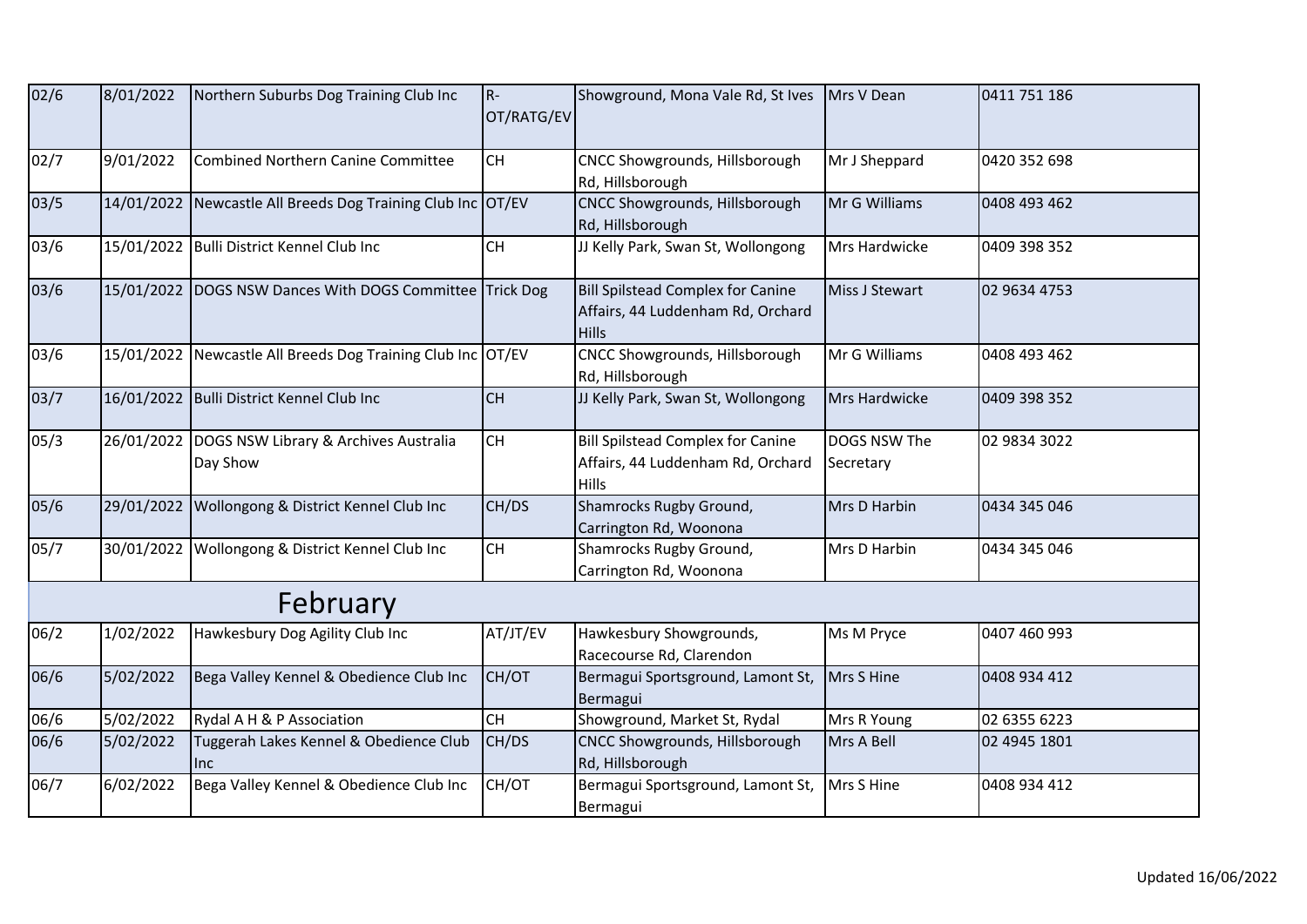| | | | | | | |
|---|---|---|---|---|---|---|
| 02/6 | 8/01/2022 | Northern Suburbs Dog Training Club Inc | R-OT/RATG/EV | Showground, Mona Vale Rd, St Ives | Mrs V Dean | 0411 751 186 |
| 02/7 | 9/01/2022 | Combined Northern Canine Committee | CH | CNCC Showgrounds, Hillsborough Rd, Hillsborough | Mr J Sheppard | 0420 352 698 |
| 03/5 | 14/01/2022 | Newcastle All Breeds Dog Training Club Inc | OT/EV | CNCC Showgrounds, Hillsborough Rd, Hillsborough | Mr G Williams | 0408 493 462 |
| 03/6 | 15/01/2022 | Bulli District Kennel Club Inc | CH | JJ Kelly Park, Swan St, Wollongong | Mrs Hardwicke | 0409 398 352 |
| 03/6 | 15/01/2022 | DOGS NSW Dances With DOGS Committee | Trick Dog | Bill Spilstead Complex for Canine Affairs, 44 Luddenham Rd, Orchard Hills | Miss J Stewart | 02 9634 4753 |
| 03/6 | 15/01/2022 | Newcastle All Breeds Dog Training Club Inc | OT/EV | CNCC Showgrounds, Hillsborough Rd, Hillsborough | Mr G Williams | 0408 493 462 |
| 03/7 | 16/01/2022 | Bulli District Kennel Club Inc | CH | JJ Kelly Park, Swan St, Wollongong | Mrs Hardwicke | 0409 398 352 |
| 05/3 | 26/01/2022 | DOGS NSW Library & Archives Australia Day Show | CH | Bill Spilstead Complex for Canine Affairs, 44 Luddenham Rd, Orchard Hills | DOGS NSW The Secretary | 02 9834 3022 |
| 05/6 | 29/01/2022 | Wollongong & District Kennel Club Inc | CH/DS | Shamrocks Rugby Ground, Carrington Rd, Woonona | Mrs D Harbin | 0434 345 046 |
| 05/7 | 30/01/2022 | Wollongong & District Kennel Club Inc | CH | Shamrocks Rugby Ground, Carrington Rd, Woonona | Mrs D Harbin | 0434 345 046 |
| | | **February** | | | | |
| 06/2 | 1/02/2022 | Hawkesbury Dog Agility Club Inc | AT/JT/EV | Hawkesbury Showgrounds, Racecourse Rd, Clarendon | Ms M Pryce | 0407 460 993 |
| 06/6 | 5/02/2022 | Bega Valley Kennel & Obedience Club Inc | CH/OT | Bermagui Sportsground, Lamont St, Bermagui | Mrs S Hine | 0408 934 412 |
| 06/6 | 5/02/2022 | Rydal A H & P Association | CH | Showground, Market St, Rydal | Mrs R Young | 02 6355 6223 |
| 06/6 | 5/02/2022 | Tuggerah Lakes Kennel & Obedience Club Inc | CH/DS | CNCC Showgrounds, Hillsborough Rd, Hillsborough | Mrs A Bell | 02 4945 1801 |
| 06/7 | 6/02/2022 | Bega Valley Kennel & Obedience Club Inc | CH/OT | Bermagui Sportsground, Lamont St, Bermagui | Mrs S Hine | 0408 934 412 |

Updated 16/06/2022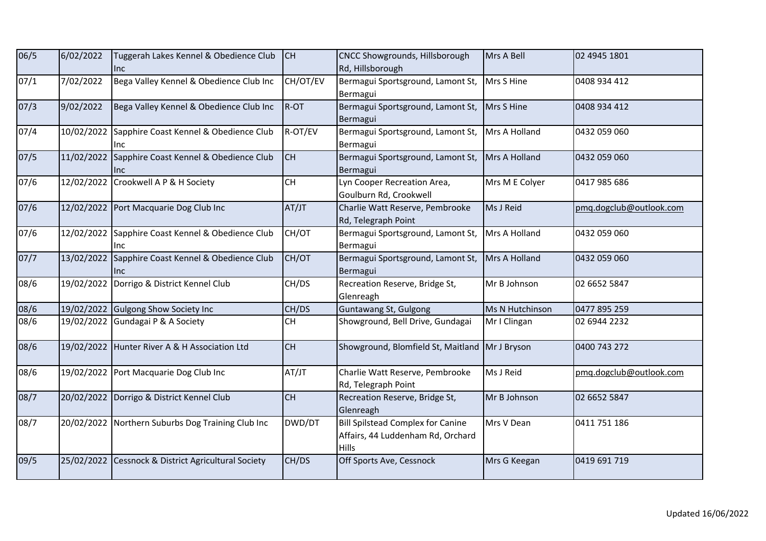| 06/5 | 6/02/2022 | Tuggerah Lakes Kennel & Obedience Club Inc | CH | CNCC Showgrounds, Hillsborough Rd, Hillsborough | Mrs A Bell | 02 4945 1801 |
|---|---|---|---|---|---|---|
| 07/1 | 7/02/2022 | Bega Valley Kennel & Obedience Club Inc | CH/OT/EV | Bermagui Sportsground, Lamont St, Bermagui | Mrs S Hine | 0408 934 412 |
| 07/3 | 9/02/2022 | Bega Valley Kennel & Obedience Club Inc | R-OT | Bermagui Sportsground, Lamont St, Bermagui | Mrs S Hine | 0408 934 412 |
| 07/4 | 10/02/2022 | Sapphire Coast Kennel & Obedience Club Inc | R-OT/EV | Bermagui Sportsground, Lamont St, Bermagui | Mrs A Holland | 0432 059 060 |
| 07/5 | 11/02/2022 | Sapphire Coast Kennel & Obedience Club Inc | CH | Bermagui Sportsground, Lamont St, Bermagui | Mrs A Holland | 0432 059 060 |
| 07/6 | 12/02/2022 | Crookwell A P & H Society | CH | Lyn Cooper Recreation Area, Goulburn Rd, Crookwell | Mrs M E Colyer | 0417 985 686 |
| 07/6 | 12/02/2022 | Port Macquarie Dog Club Inc | AT/JT | Charlie Watt Reserve, Pembrooke Rd, Telegraph Point | Ms J Reid | pmq.dogclub@outlook.com |
| 07/6 | 12/02/2022 | Sapphire Coast Kennel & Obedience Club Inc | CH/OT | Bermagui Sportsground, Lamont St, Bermagui | Mrs A Holland | 0432 059 060 |
| 07/7 | 13/02/2022 | Sapphire Coast Kennel & Obedience Club Inc | CH/OT | Bermagui Sportsground, Lamont St, Bermagui | Mrs A Holland | 0432 059 060 |
| 08/6 | 19/02/2022 | Dorrigo & District Kennel Club | CH/DS | Recreation Reserve, Bridge St, Glenreagh | Mr B Johnson | 02 6652 5847 |
| 08/6 | 19/02/2022 | Gulgong Show Society Inc | CH/DS | Guntawang St, Gulgong | Ms N Hutchinson | 0477 895 259 |
| 08/6 | 19/02/2022 | Gundagai P & A Society | CH | Showground, Bell Drive, Gundagai | Mr I Clingan | 02 6944 2232 |
| 08/6 | 19/02/2022 | Hunter River A & H Association Ltd | CH | Showground, Blomfield St, Maitland | Mr J Bryson | 0400 743 272 |
| 08/6 | 19/02/2022 | Port Macquarie Dog Club Inc | AT/JT | Charlie Watt Reserve, Pembrooke Rd, Telegraph Point | Ms J Reid | pmq.dogclub@outlook.com |
| 08/7 | 20/02/2022 | Dorrigo & District Kennel Club | CH | Recreation Reserve, Bridge St, Glenreagh | Mr B Johnson | 02 6652 5847 |
| 08/7 | 20/02/2022 | Northern Suburbs Dog Training Club Inc | DWD/DT | Bill Spilstead Complex for Canine Affairs, 44 Luddenham Rd, Orchard Hills | Mrs V Dean | 0411 751 186 |
| 09/5 | 25/02/2022 | Cessnock & District Agricultural Society | CH/DS | Off Sports Ave, Cessnock | Mrs G Keegan | 0419 691 719 |

Updated 16/06/2022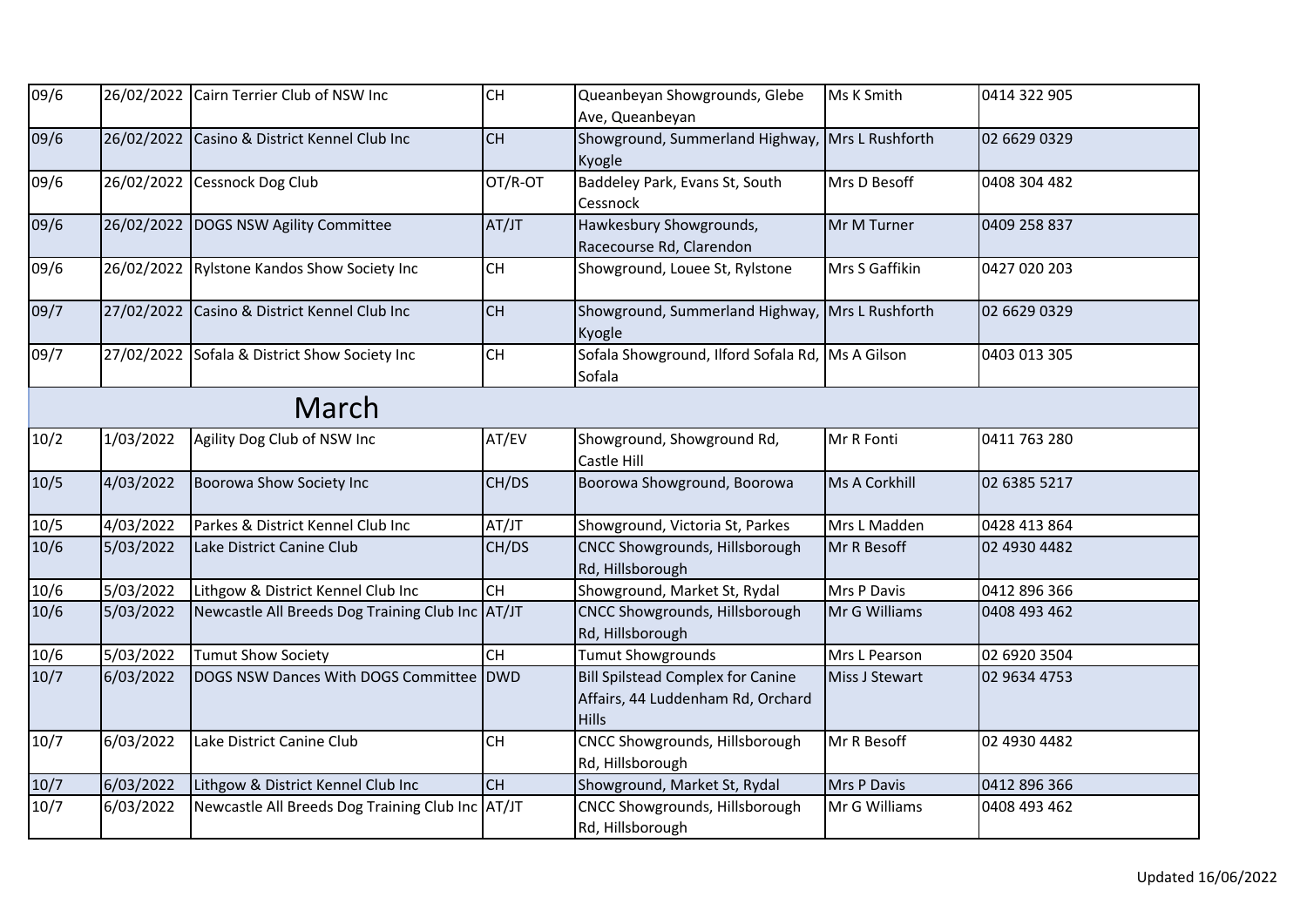| | | | | | | |
|---|---|---|---|---|---|---|
| 09/6 | 26/02/2022 | Cairn Terrier Club of NSW Inc | CH | Queanbeyan Showgrounds, Glebe Ave, Queanbeyan | Ms K Smith | 0414 322 905 |
| 09/6 | 26/02/2022 | Casino & District Kennel Club Inc | CH | Showground, Summerland Highway, Kyogle | Mrs L Rushforth | 02 6629 0329 |
| 09/6 | 26/02/2022 | Cessnock Dog Club | OT/R-OT | Baddeley Park, Evans St, South Cessnock | Mrs D Besoff | 0408 304 482 |
| 09/6 | 26/02/2022 | DOGS NSW Agility Committee | AT/JT | Hawkesbury Showgrounds, Racecourse Rd, Clarendon | Mr M Turner | 0409 258 837 |
| 09/6 | 26/02/2022 | Rylstone Kandos Show Society Inc | CH | Showground, Louee St, Rylstone | Mrs S Gaffikin | 0427 020 203 |
| 09/7 | 27/02/2022 | Casino & District Kennel Club Inc | CH | Showground, Summerland Highway, Kyogle | Mrs L Rushforth | 02 6629 0329 |
| 09/7 | 27/02/2022 | Sofala & District Show Society Inc | CH | Sofala Showground, Ilford Sofala Rd, Sofala | Ms A Gilson | 0403 013 305 |
| | | **March** | | | | |
| 10/2 | 1/03/2022 | Agility Dog Club of NSW Inc | AT/EV | Showground, Showground Rd, Castle Hill | Mr R Fonti | 0411 763 280 |
| 10/5 | 4/03/2022 | Boorowa Show Society Inc | CH/DS | Boorowa Showground, Boorowa | Ms A Corkhill | 02 6385 5217 |
| 10/5 | 4/03/2022 | Parkes & District Kennel Club Inc | AT/JT | Showground, Victoria St, Parkes | Mrs L Madden | 0428 413 864 |
| 10/6 | 5/03/2022 | Lake District Canine Club | CH/DS | CNCC Showgrounds, Hillsborough Rd, Hillsborough | Mr R Besoff | 02 4930 4482 |
| 10/6 | 5/03/2022 | Lithgow & District Kennel Club Inc | CH | Showground, Market St, Rydal | Mrs P Davis | 0412 896 366 |
| 10/6 | 5/03/2022 | Newcastle All Breeds Dog Training Club Inc | AT/JT | CNCC Showgrounds, Hillsborough Rd, Hillsborough | Mr G Williams | 0408 493 462 |
| 10/6 | 5/03/2022 | Tumut Show Society | CH | Tumut Showgrounds | Mrs L Pearson | 02 6920 3504 |
| 10/7 | 6/03/2022 | DOGS NSW Dances With DOGS Committee | DWD | Bill Spilstead Complex for Canine Affairs, 44 Luddenham Rd, Orchard Hills | Miss J Stewart | 02 9634 4753 |
| 10/7 | 6/03/2022 | Lake District Canine Club | CH | CNCC Showgrounds, Hillsborough Rd, Hillsborough | Mr R Besoff | 02 4930 4482 |
| 10/7 | 6/03/2022 | Lithgow & District Kennel Club Inc | CH | Showground, Market St, Rydal | Mrs P Davis | 0412 896 366 |
| 10/7 | 6/03/2022 | Newcastle All Breeds Dog Training Club Inc | AT/JT | CNCC Showgrounds, Hillsborough Rd, Hillsborough | Mr G Williams | 0408 493 462 |

Updated 16/06/2022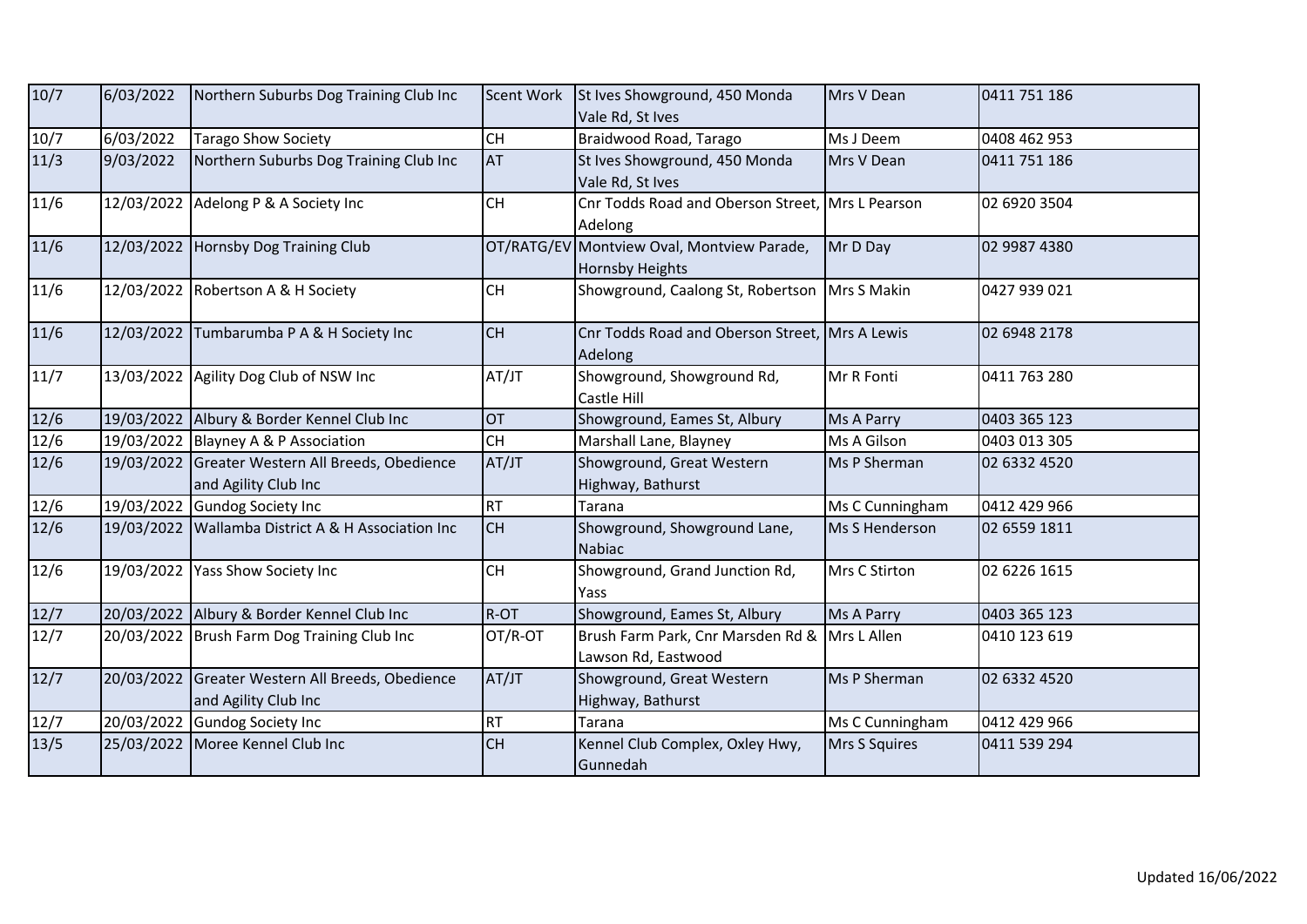| 10/7 | 6/03/2022 | Northern Suburbs Dog Training Club Inc | Scent Work | St Ives Showground, 450 Monda Vale Rd, St Ives | Mrs V Dean | 0411 751 186 |
|---|---|---|---|---|---|---|
| 10/7 | 6/03/2022 | Tarago Show Society | CH | Braidwood Road, Tarago | Ms J Deem | 0408 462 953 |
| 11/3 | 9/03/2022 | Northern Suburbs Dog Training Club Inc | AT | St Ives Showground, 450 Monda Vale Rd, St Ives | Mrs V Dean | 0411 751 186 |
| 11/6 | 12/03/2022 | Adelong P & A Society Inc | CH | Cnr Todds Road and Oberson Street, Adelong | Mrs L Pearson | 02 6920 3504 |
| 11/6 | 12/03/2022 | Hornsby Dog Training Club | OT/RATG/EV | Montview Oval, Montview Parade, Hornsby Heights | Mr D Day | 02 9987 4380 |
| 11/6 | 12/03/2022 | Robertson A & H Society | CH | Showground, Caalong St, Robertson | Mrs S Makin | 0427 939 021 |
| 11/6 | 12/03/2022 | Tumbarumba P A & H Society Inc | CH | Cnr Todds Road and Oberson Street, Adelong | Mrs A Lewis | 02 6948 2178 |
| 11/7 | 13/03/2022 | Agility Dog Club of NSW Inc | AT/JT | Showground, Showground Rd, Castle Hill | Mr R Fonti | 0411 763 280 |
| 12/6 | 19/03/2022 | Albury & Border Kennel Club Inc | OT | Showground, Eames St, Albury | Ms A Parry | 0403 365 123 |
| 12/6 | 19/03/2022 | Blayney A & P Association | CH | Marshall Lane, Blayney | Ms A Gilson | 0403 013 305 |
| 12/6 | 19/03/2022 | Greater Western All Breeds, Obedience and Agility Club Inc | AT/JT | Showground, Great Western Highway, Bathurst | Ms P Sherman | 02 6332 4520 |
| 12/6 | 19/03/2022 | Gundog Society Inc | RT | Tarana | Ms C Cunningham | 0412 429 966 |
| 12/6 | 19/03/2022 | Wallamba District A & H Association Inc | CH | Showground, Showground Lane, Nabiac | Ms S Henderson | 02 6559 1811 |
| 12/6 | 19/03/2022 | Yass Show Society Inc | CH | Showground, Grand Junction Rd, Yass | Mrs C Stirton | 02 6226 1615 |
| 12/7 | 20/03/2022 | Albury & Border Kennel Club Inc | R-OT | Showground, Eames St, Albury | Ms A Parry | 0403 365 123 |
| 12/7 | 20/03/2022 | Brush Farm Dog Training Club Inc | OT/R-OT | Brush Farm Park, Cnr Marsden Rd & Lawson Rd, Eastwood | Mrs L Allen | 0410 123 619 |
| 12/7 | 20/03/2022 | Greater Western All Breeds, Obedience and Agility Club Inc | AT/JT | Showground, Great Western Highway, Bathurst | Ms P Sherman | 02 6332 4520 |
| 12/7 | 20/03/2022 | Gundog Society Inc | RT | Tarana | Ms C Cunningham | 0412 429 966 |
| 13/5 | 25/03/2022 | Moree Kennel Club Inc | CH | Kennel Club Complex, Oxley Hwy, Gunnedah | Mrs S Squires | 0411 539 294 |

Updated 16/06/2022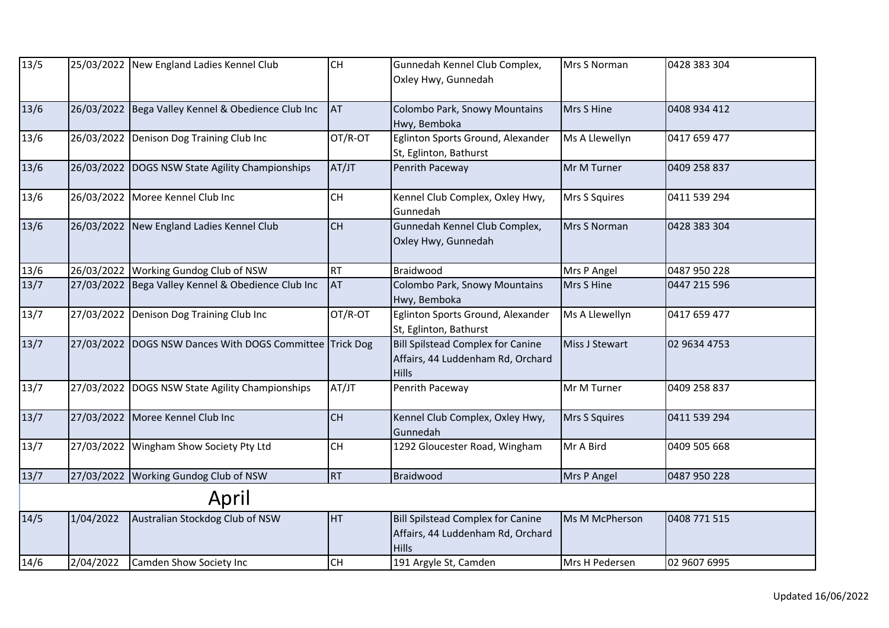| | | | | | | |
|---|---|---|---|---|---|---|
| 13/5 | 25/03/2022 | New England Ladies Kennel Club | CH | Gunnedah Kennel Club Complex, Oxley Hwy, Gunnedah | Mrs S Norman | 0428 383 304 |
| 13/6 | 26/03/2022 | Bega Valley Kennel & Obedience Club Inc | AT | Colombo Park, Snowy Mountains Hwy, Bemboka | Mrs S Hine | 0408 934 412 |
| 13/6 | 26/03/2022 | Denison Dog Training Club Inc | OT/R-OT | Eglinton Sports Ground, Alexander St, Eglinton, Bathurst | Ms A Llewellyn | 0417 659 477 |
| 13/6 | 26/03/2022 | DOGS NSW State Agility Championships | AT/JT | Penrith Paceway | Mr M Turner | 0409 258 837 |
| 13/6 | 26/03/2022 | Moree Kennel Club Inc | CH | Kennel Club Complex, Oxley Hwy, Gunnedah | Mrs S Squires | 0411 539 294 |
| 13/6 | 26/03/2022 | New England Ladies Kennel Club | CH | Gunnedah Kennel Club Complex, Oxley Hwy, Gunnedah | Mrs S Norman | 0428 383 304 |
| 13/6 | 26/03/2022 | Working Gundog Club of NSW | RT | Braidwood | Mrs P Angel | 0487 950 228 |
| 13/7 | 27/03/2022 | Bega Valley Kennel & Obedience Club Inc | AT | Colombo Park, Snowy Mountains Hwy, Bemboka | Mrs S Hine | 0447 215 596 |
| 13/7 | 27/03/2022 | Denison Dog Training Club Inc | OT/R-OT | Eglinton Sports Ground, Alexander St, Eglinton, Bathurst | Ms A Llewellyn | 0417 659 477 |
| 13/7 | 27/03/2022 | DOGS NSW Dances With DOGS Committee | Trick Dog | Bill Spilstead Complex for Canine Affairs, 44 Luddenham Rd, Orchard Hills | Miss J Stewart | 02 9634 4753 |
| 13/7 | 27/03/2022 | DOGS NSW State Agility Championships | AT/JT | Penrith Paceway | Mr M Turner | 0409 258 837 |
| 13/7 | 27/03/2022 | Moree Kennel Club Inc | CH | Kennel Club Complex, Oxley Hwy, Gunnedah | Mrs S Squires | 0411 539 294 |
| 13/7 | 27/03/2022 | Wingham Show Society Pty Ltd | CH | 1292 Gloucester Road, Wingham | Mr A Bird | 0409 505 668 |
| 13/7 | 27/03/2022 | Working Gundog Club of NSW | RT | Braidwood | Mrs P Angel | 0487 950 228 |
| **April** | | | | | | |
| 14/5 | 1/04/2022 | Australian Stockdog Club of NSW | HT | Bill Spilstead Complex for Canine Affairs, 44 Luddenham Rd, Orchard Hills | Ms M McPherson | 0408 771 515 |
| 14/6 | 2/04/2022 | Camden Show Society Inc | CH | 191 Argyle St, Camden | Mrs H Pedersen | 02 9607 6995 |

Updated 16/06/2022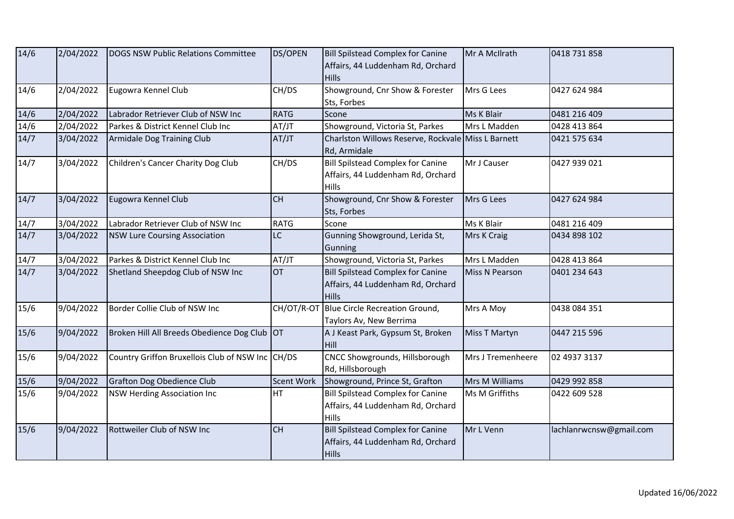| 14/6 | 2/04/2022 | DOGS NSW Public Relations Committee | DS/OPEN | Bill Spilstead Complex for Canine Affairs, 44 Luddenham Rd, Orchard Hills | Mr A McIlrath | 0418 731 858 |
|---|---|---|---|---|---|---|
| 14/6 | 2/04/2022 | Eugowra Kennel Club | CH/DS | Showground, Cnr Show & Forester Sts, Forbes | Mrs G Lees | 0427 624 984 |
| 14/6 | 2/04/2022 | Labrador Retriever Club of NSW Inc | RATG | Scone | Ms K Blair | 0481 216 409 |
| 14/6 | 2/04/2022 | Parkes & District Kennel Club Inc | AT/JT | Showground, Victoria St, Parkes | Mrs L Madden | 0428 413 864 |
| 14/7 | 3/04/2022 | Armidale Dog Training Club | AT/JT | Charlston Willows Reserve, Rockvale Rd, Armidale | Miss L Barnett | 0421 575 634 |
| 14/7 | 3/04/2022 | Children's Cancer Charity Dog Club | CH/DS | Bill Spilstead Complex for Canine Affairs, 44 Luddenham Rd, Orchard Hills | Mr J Causer | 0427 939 021 |
| 14/7 | 3/04/2022 | Eugowra Kennel Club | CH | Showground, Cnr Show & Forester Sts, Forbes | Mrs G Lees | 0427 624 984 |
| 14/7 | 3/04/2022 | Labrador Retriever Club of NSW Inc | RATG | Scone | Ms K Blair | 0481 216 409 |
| 14/7 | 3/04/2022 | NSW Lure Coursing Association | LC | Gunning Showground, Lerida St, Gunning | Mrs K Craig | 0434 898 102 |
| 14/7 | 3/04/2022 | Parkes & District Kennel Club Inc | AT/JT | Showground, Victoria St, Parkes | Mrs L Madden | 0428 413 864 |
| 14/7 | 3/04/2022 | Shetland Sheepdog Club of NSW Inc | OT | Bill Spilstead Complex for Canine Affairs, 44 Luddenham Rd, Orchard Hills | Miss N Pearson | 0401 234 643 |
| 15/6 | 9/04/2022 | Border Collie Club of NSW Inc | CH/OT/R-OT | Blue Circle Recreation Ground, Taylors Av, New Berrima | Mrs A Moy | 0438 084 351 |
| 15/6 | 9/04/2022 | Broken Hill All Breeds Obedience Dog Club | OT | A J Keast Park, Gypsum St, Broken Hill | Miss T Martyn | 0447 215 596 |
| 15/6 | 9/04/2022 | Country Griffon Bruxellois Club of NSW Inc | CH/DS | CNCC Showgrounds, Hillsborough Rd, Hillsborough | Mrs J Tremenheere | 02 4937 3137 |
| 15/6 | 9/04/2022 | Grafton Dog Obedience Club | Scent Work | Showground, Prince St, Grafton | Mrs M Williams | 0429 992 858 |
| 15/6 | 9/04/2022 | NSW Herding Association Inc | HT | Bill Spilstead Complex for Canine Affairs, 44 Luddenham Rd, Orchard Hills | Ms M Griffiths | 0422 609 528 |
| 15/6 | 9/04/2022 | Rottweiler Club of NSW Inc | CH | Bill Spilstead Complex for Canine Affairs, 44 Luddenham Rd, Orchard Hills | Mr L Venn | lachlanrwcnsw@gmail.com |

Updated 16/06/2022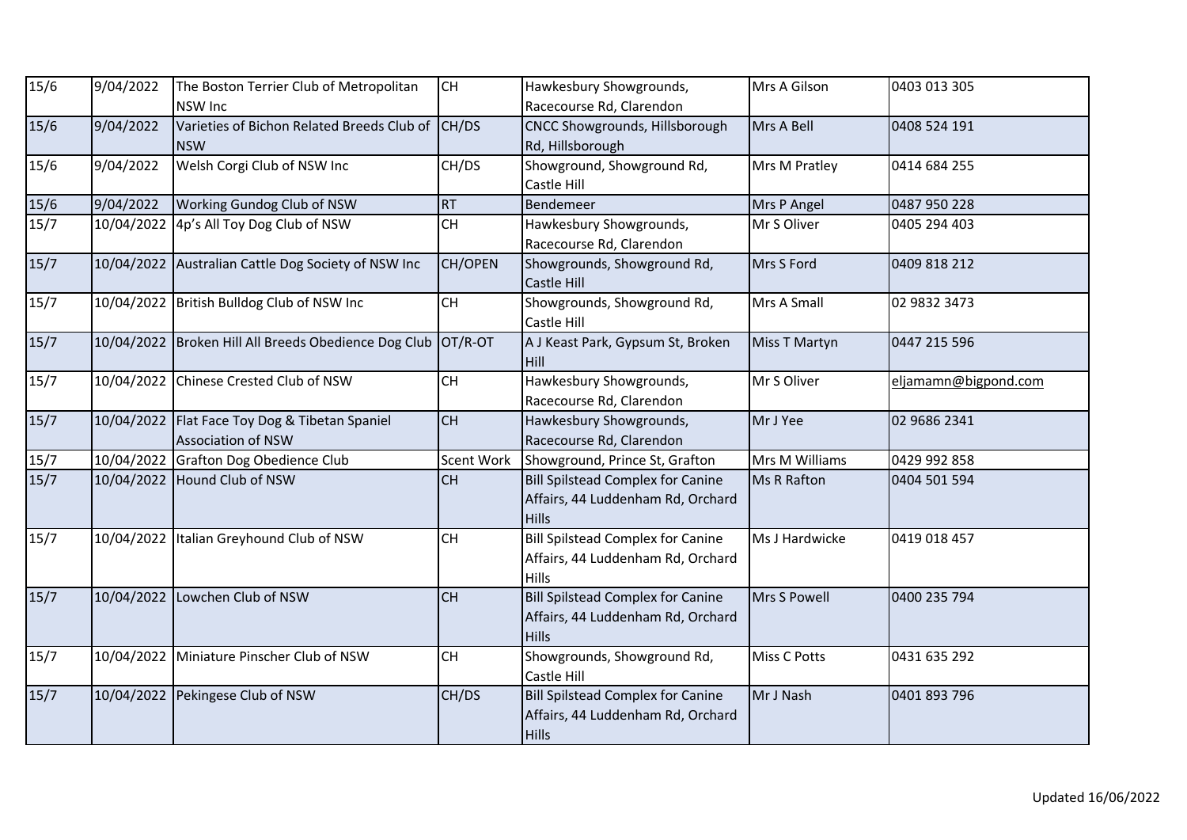| 15/6 | 9/04/2022 | The Boston Terrier Club of Metropolitan NSW Inc | CH | Hawkesbury Showgrounds, Racecourse Rd, Clarendon | Mrs A Gilson | 0403 013 305 |
|---|---|---|---|---|---|---|
| 15/6 | 9/04/2022 | Varieties of Bichon Related Breeds Club of NSW | CH/DS | CNCC Showgrounds, Hillsborough Rd, Hillsborough | Mrs A Bell | 0408 524 191 |
| 15/6 | 9/04/2022 | Welsh Corgi Club of NSW Inc | CH/DS | Showground, Showground Rd, Castle Hill | Mrs M Pratley | 0414 684 255 |
| 15/6 | 9/04/2022 | Working Gundog Club of NSW | RT | Bendemeer | Mrs P Angel | 0487 950 228 |
| 15/7 | 10/04/2022 | 4p's All Toy Dog Club of NSW | CH | Hawkesbury Showgrounds, Racecourse Rd, Clarendon | Mr S Oliver | 0405 294 403 |
| 15/7 | 10/04/2022 | Australian Cattle Dog Society of NSW Inc | CH/OPEN | Showgrounds, Showground Rd, Castle Hill | Mrs S Ford | 0409 818 212 |
| 15/7 | 10/04/2022 | British Bulldog Club of NSW Inc | CH | Showgrounds, Showground Rd, Castle Hill | Mrs A Small | 02 9832 3473 |
| 15/7 | 10/04/2022 | Broken Hill All Breeds Obedience Dog Club | OT/R-OT | A J Keast Park, Gypsum St, Broken Hill | Miss T Martyn | 0447 215 596 |
| 15/7 | 10/04/2022 | Chinese Crested Club of NSW | CH | Hawkesbury Showgrounds, Racecourse Rd, Clarendon | Mr S Oliver | eljamamn@bigpond.com |
| 15/7 | 10/04/2022 | Flat Face Toy Dog & Tibetan Spaniel Association of NSW | CH | Hawkesbury Showgrounds, Racecourse Rd, Clarendon | Mr J Yee | 02 9686 2341 |
| 15/7 | 10/04/2022 | Grafton Dog Obedience Club | Scent Work | Showground, Prince St, Grafton | Mrs M Williams | 0429 992 858 |
| 15/7 | 10/04/2022 | Hound Club of NSW | CH | Bill Spilstead Complex for Canine Affairs, 44 Luddenham Rd, Orchard Hills | Ms R Rafton | 0404 501 594 |
| 15/7 | 10/04/2022 | Italian Greyhound Club of NSW | CH | Bill Spilstead Complex for Canine Affairs, 44 Luddenham Rd, Orchard Hills | Ms J Hardwicke | 0419 018 457 |
| 15/7 | 10/04/2022 | Lowchen Club of NSW | CH | Bill Spilstead Complex for Canine Affairs, 44 Luddenham Rd, Orchard Hills | Mrs S Powell | 0400 235 794 |
| 15/7 | 10/04/2022 | Miniature Pinscher Club of NSW | CH | Showgrounds, Showground Rd, Castle Hill | Miss C Potts | 0431 635 292 |
| 15/7 | 10/04/2022 | Pekingese Club of NSW | CH/DS | Bill Spilstead Complex for Canine Affairs, 44 Luddenham Rd, Orchard Hills | Mr J Nash | 0401 893 796 |

Updated 16/06/2022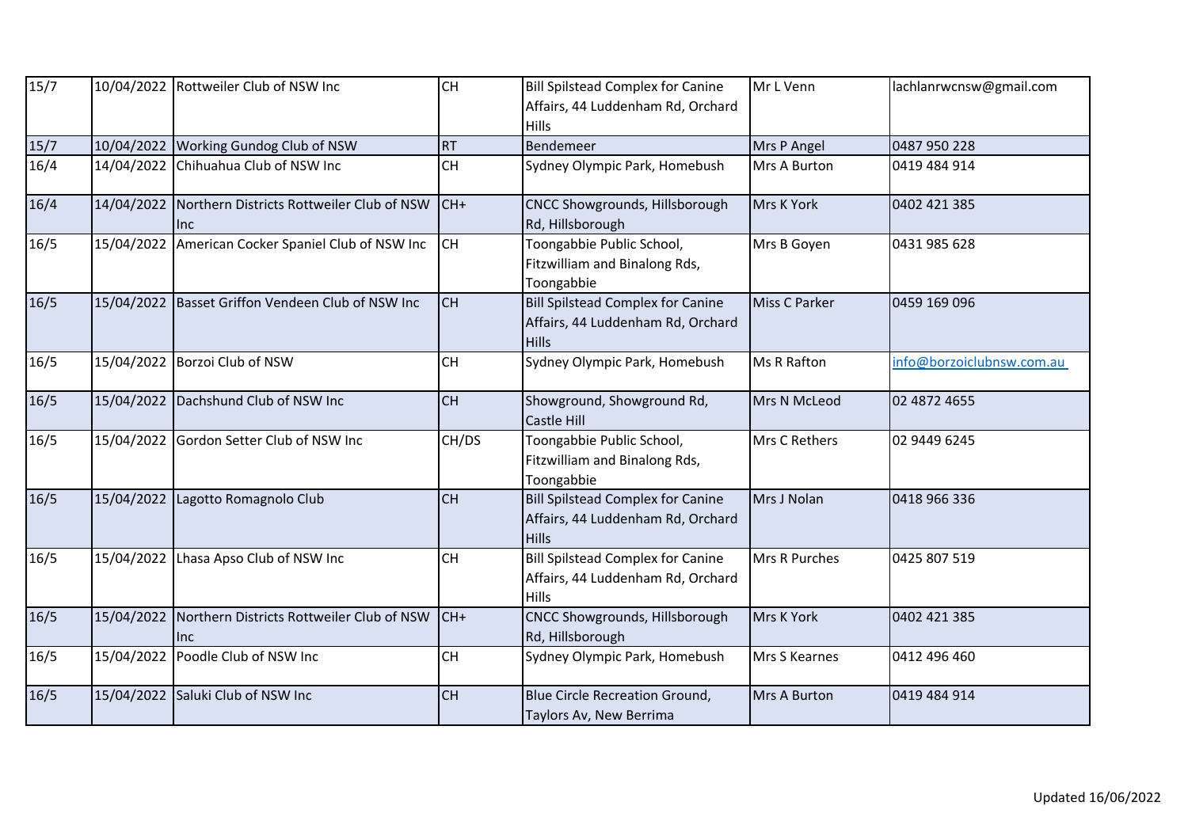| 15/7 | 10/04/2022 | Rottweiler Club of NSW Inc | CH | Bill Spilstead Complex for Canine Affairs, 44 Luddenham Rd, Orchard Hills | Mr L Venn | lachlanrwcnsw@gmail.com |
|---|---|---|---|---|---|---|
| 15/7 | 10/04/2022 | Working Gundog Club of NSW | RT | Bendemeer | Mrs P Angel | 0487 950 228 |
| 16/4 | 14/04/2022 | Chihuahua Club of NSW Inc | CH | Sydney Olympic Park, Homebush | Mrs A Burton | 0419 484 914 |
| 16/4 | 14/04/2022 | Northern Districts Rottweiler Club of NSW Inc | CH+ | CNCC Showgrounds, Hillsborough Rd, Hillsborough | Mrs K York | 0402 421 385 |
| 16/5 | 15/04/2022 | American Cocker Spaniel Club of NSW Inc | CH | Toongabbie Public School, Fitzwilliam and Binalong Rds, Toongabbie | Mrs B Goyen | 0431 985 628 |
| 16/5 | 15/04/2022 | Basset Griffon Vendeen Club of NSW Inc | CH | Bill Spilstead Complex for Canine Affairs, 44 Luddenham Rd, Orchard Hills | Miss C Parker | 0459 169 096 |
| 16/5 | 15/04/2022 | Borzoi Club of NSW | CH | Sydney Olympic Park, Homebush | Ms R Rafton | info@borzoiclubnsw.com.au |
| 16/5 | 15/04/2022 | Dachshund Club of NSW Inc | CH | Showground, Showground Rd, Castle Hill | Mrs N McLeod | 02 4872 4655 |
| 16/5 | 15/04/2022 | Gordon Setter Club of NSW Inc | CH/DS | Toongabbie Public School, Fitzwilliam and Binalong Rds, Toongabbie | Mrs C Rethers | 02 9449 6245 |
| 16/5 | 15/04/2022 | Lagotto Romagnolo Club | CH | Bill Spilstead Complex for Canine Affairs, 44 Luddenham Rd, Orchard Hills | Mrs J Nolan | 0418 966 336 |
| 16/5 | 15/04/2022 | Lhasa Apso Club of NSW Inc | CH | Bill Spilstead Complex for Canine Affairs, 44 Luddenham Rd, Orchard Hills | Mrs R Purches | 0425 807 519 |
| 16/5 | 15/04/2022 | Northern Districts Rottweiler Club of NSW Inc | CH+ | CNCC Showgrounds, Hillsborough Rd, Hillsborough | Mrs K York | 0402 421 385 |
| 16/5 | 15/04/2022 | Poodle Club of NSW Inc | CH | Sydney Olympic Park, Homebush | Mrs S Kearnes | 0412 496 460 |
| 16/5 | 15/04/2022 | Saluki Club of NSW Inc | CH | Blue Circle Recreation Ground, Taylors Av, New Berrima | Mrs A Burton | 0419 484 914 |

Updated 16/06/2022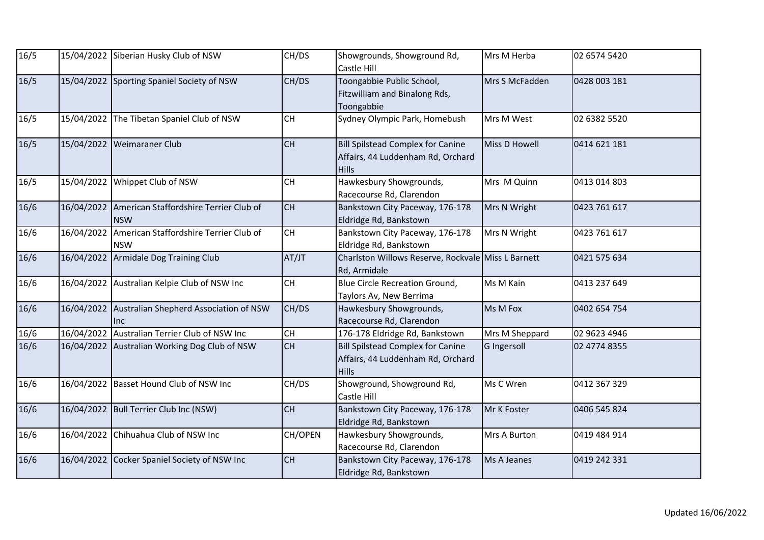| | | | | | | |
|---|---|---|---|---|---|---|
| 16/5 | 15/04/2022 | Siberian Husky Club of NSW | CH/DS | Showgrounds, Showground Rd, Castle Hill | Mrs M Herba | 02 6574 5420 |
| 16/5 | 15/04/2022 | Sporting Spaniel Society of NSW | CH/DS | Toongabbie Public School, Fitzwilliam and Binalong Rds, Toongabbie | Mrs S McFadden | 0428 003 181 |
| 16/5 | 15/04/2022 | The Tibetan Spaniel Club of NSW | CH | Sydney Olympic Park, Homebush | Mrs M West | 02 6382 5520 |
| 16/5 | 15/04/2022 | Weimaraner Club | CH | Bill Spilstead Complex for Canine Affairs, 44 Luddenham Rd, Orchard Hills | Miss D Howell | 0414 621 181 |
| 16/5 | 15/04/2022 | Whippet Club of NSW | CH | Hawkesbury Showgrounds, Racecourse Rd, Clarendon | Mrs M Quinn | 0413 014 803 |
| 16/6 | 16/04/2022 | American Staffordshire Terrier Club of NSW | CH | Bankstown City Paceway, 176-178 Eldridge Rd, Bankstown | Mrs N Wright | 0423 761 617 |
| 16/6 | 16/04/2022 | American Staffordshire Terrier Club of NSW | CH | Bankstown City Paceway, 176-178 Eldridge Rd, Bankstown | Mrs N Wright | 0423 761 617 |
| 16/6 | 16/04/2022 | Armidale Dog Training Club | AT/JT | Charlston Willows Reserve, Rockvale Rd, Armidale | Miss L Barnett | 0421 575 634 |
| 16/6 | 16/04/2022 | Australian Kelpie Club of NSW Inc | CH | Blue Circle Recreation Ground, Taylors Av, New Berrima | Ms M Kain | 0413 237 649 |
| 16/6 | 16/04/2022 | Australian Shepherd Association of NSW Inc | CH/DS | Hawkesbury Showgrounds, Racecourse Rd, Clarendon | Ms M Fox | 0402 654 754 |
| 16/6 | 16/04/2022 | Australian Terrier Club of NSW Inc | CH | 176-178 Eldridge Rd, Bankstown | Mrs M Sheppard | 02 9623 4946 |
| 16/6 | 16/04/2022 | Australian Working Dog Club of NSW | CH | Bill Spilstead Complex for Canine Affairs, 44 Luddenham Rd, Orchard Hills | G Ingersoll | 02 4774 8355 |
| 16/6 | 16/04/2022 | Basset Hound Club of NSW Inc | CH/DS | Showground, Showground Rd, Castle Hill | Ms C Wren | 0412 367 329 |
| 16/6 | 16/04/2022 | Bull Terrier Club Inc (NSW) | CH | Bankstown City Paceway, 176-178 Eldridge Rd, Bankstown | Mr K Foster | 0406 545 824 |
| 16/6 | 16/04/2022 | Chihuahua Club of NSW Inc | CH/OPEN | Hawkesbury Showgrounds, Racecourse Rd, Clarendon | Mrs A Burton | 0419 484 914 |
| 16/6 | 16/04/2022 | Cocker Spaniel Society of NSW Inc | CH | Bankstown City Paceway, 176-178 Eldridge Rd, Bankstown | Ms A Jeanes | 0419 242 331 |

Updated 16/06/2022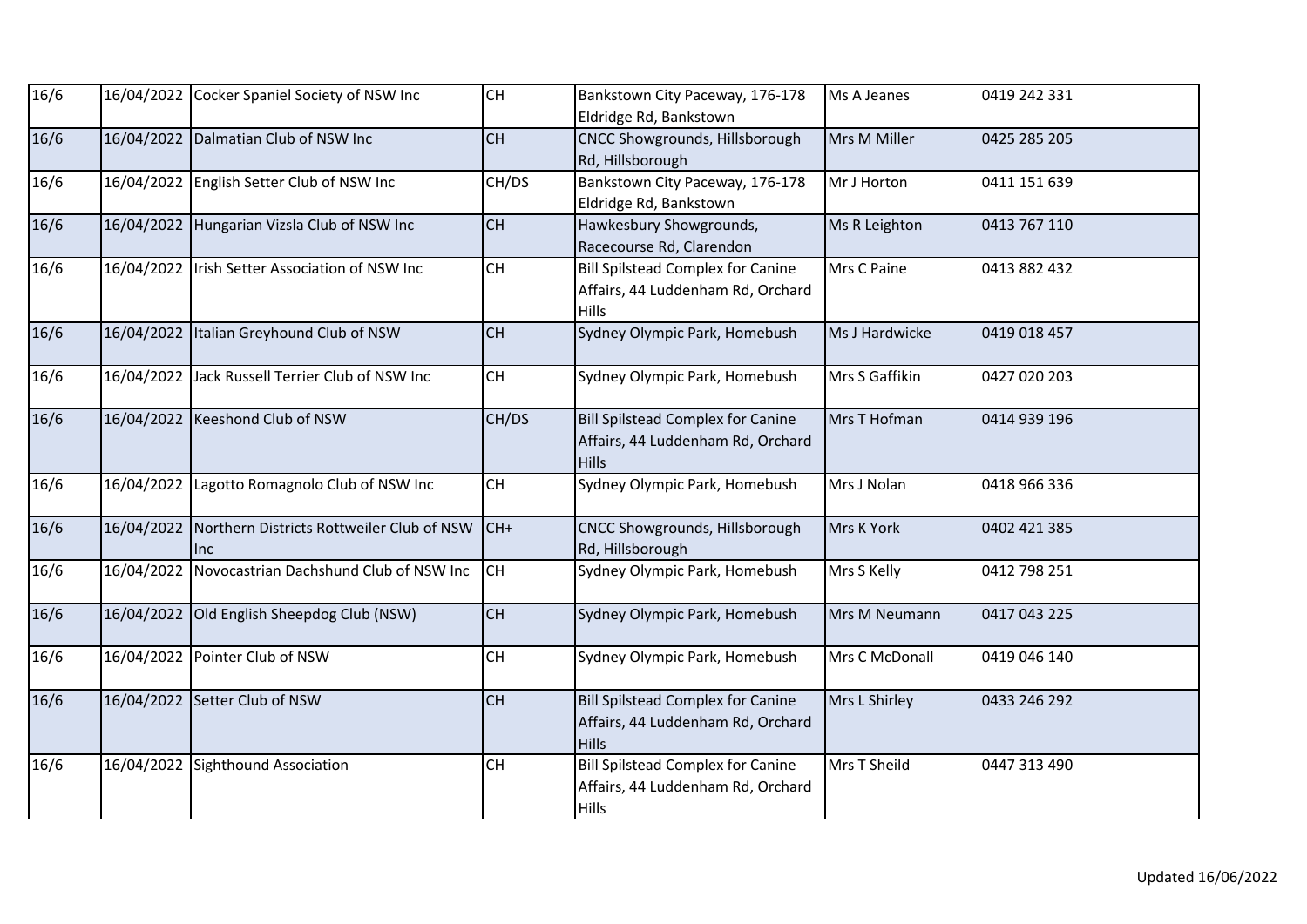| 16/6 | 16/04/2022 | Cocker Spaniel Society of NSW Inc | CH | Bankstown City Paceway, 176-178 Eldridge Rd, Bankstown | Ms A Jeanes | 0419 242 331 |
|---|---|---|---|---|---|---|
| 16/6 | 16/04/2022 | Dalmatian Club of NSW Inc | CH | CNCC Showgrounds, Hillsborough Rd, Hillsborough | Mrs M Miller | 0425 285 205 |
| 16/6 | 16/04/2022 | English Setter Club of NSW Inc | CH/DS | Bankstown City Paceway, 176-178 Eldridge Rd, Bankstown | Mr J Horton | 0411 151 639 |
| 16/6 | 16/04/2022 | Hungarian Vizsla Club of NSW Inc | CH | Hawkesbury Showgrounds, Racecourse Rd, Clarendon | Ms R Leighton | 0413 767 110 |
| 16/6 | 16/04/2022 | Irish Setter Association of NSW Inc | CH | Bill Spilstead Complex for Canine Affairs, 44 Luddenham Rd, Orchard Hills | Mrs C Paine | 0413 882 432 |
| 16/6 | 16/04/2022 | Italian Greyhound Club of NSW | CH | Sydney Olympic Park, Homebush | Ms J Hardwicke | 0419 018 457 |
| 16/6 | 16/04/2022 | Jack Russell Terrier Club of NSW Inc | CH | Sydney Olympic Park, Homebush | Mrs S Gaffikin | 0427 020 203 |
| 16/6 | 16/04/2022 | Keeshond Club of NSW | CH/DS | Bill Spilstead Complex for Canine Affairs, 44 Luddenham Rd, Orchard Hills | Mrs T Hofman | 0414 939 196 |
| 16/6 | 16/04/2022 | Lagotto Romagnolo Club of NSW Inc | CH | Sydney Olympic Park, Homebush | Mrs J Nolan | 0418 966 336 |
| 16/6 | 16/04/2022 | Northern Districts Rottweiler Club of NSW Inc | CH+ | CNCC Showgrounds, Hillsborough Rd, Hillsborough | Mrs K York | 0402 421 385 |
| 16/6 | 16/04/2022 | Novocastrian Dachshund Club of NSW Inc | CH | Sydney Olympic Park, Homebush | Mrs S Kelly | 0412 798 251 |
| 16/6 | 16/04/2022 | Old English Sheepdog Club (NSW) | CH | Sydney Olympic Park, Homebush | Mrs M Neumann | 0417 043 225 |
| 16/6 | 16/04/2022 | Pointer Club of NSW | CH | Sydney Olympic Park, Homebush | Mrs C McDonall | 0419 046 140 |
| 16/6 | 16/04/2022 | Setter Club of NSW | CH | Bill Spilstead Complex for Canine Affairs, 44 Luddenham Rd, Orchard Hills | Mrs L Shirley | 0433 246 292 |
| 16/6 | 16/04/2022 | Sighthound Association | CH | Bill Spilstead Complex for Canine Affairs, 44 Luddenham Rd, Orchard Hills | Mrs T Sheild | 0447 313 490 |

Updated 16/06/2022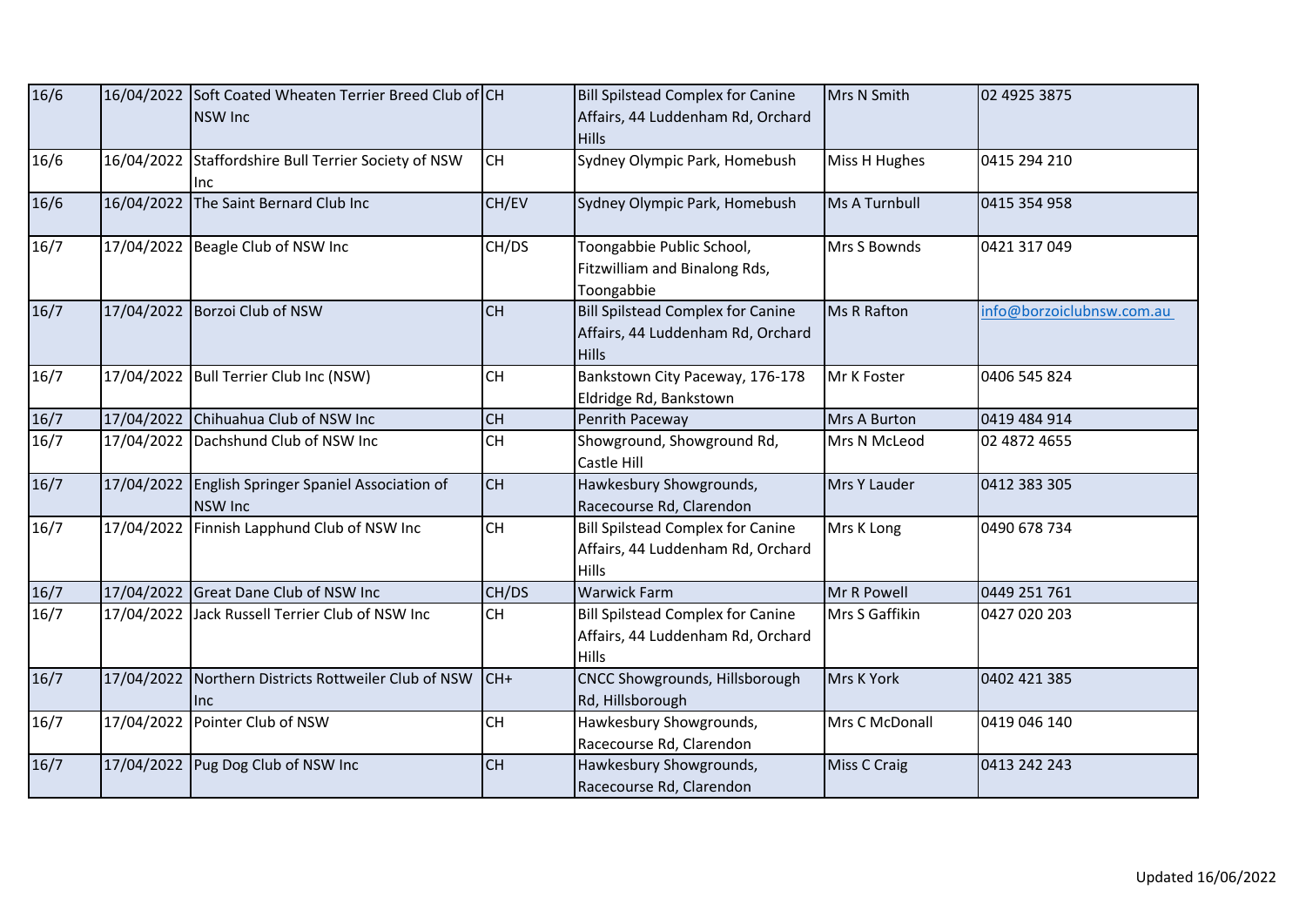| 16/6 | 16/04/2022 | Soft Coated Wheaten Terrier Breed Club of NSW Inc | CH | Bill Spilstead Complex for Canine Affairs, 44 Luddenham Rd, Orchard Hills | Mrs N Smith | 02 4925 3875 |
|---|---|---|---|---|---|---|
| 16/6 | 16/04/2022 | Staffordshire Bull Terrier Society of NSW Inc | CH | Sydney Olympic Park, Homebush | Miss H Hughes | 0415 294 210 |
| 16/6 | 16/04/2022 | The Saint Bernard Club Inc | CH/EV | Sydney Olympic Park, Homebush | Ms A Turnbull | 0415 354 958 |
| 16/7 | 17/04/2022 | Beagle Club of NSW Inc | CH/DS | Toongabbie Public School, Fitzwilliam and Binalong Rds, Toongabbie | Mrs S Bownds | 0421 317 049 |
| 16/7 | 17/04/2022 | Borzoi Club of NSW | CH | Bill Spilstead Complex for Canine Affairs, 44 Luddenham Rd, Orchard Hills | Ms R Rafton | info@borzoiclubnsw.com.au |
| 16/7 | 17/04/2022 | Bull Terrier Club Inc (NSW) | CH | Bankstown City Paceway, 176-178 Eldridge Rd, Bankstown | Mr K Foster | 0406 545 824 |
| 16/7 | 17/04/2022 | Chihuahua Club of NSW Inc | CH | Penrith Paceway | Mrs A Burton | 0419 484 914 |
| 16/7 | 17/04/2022 | Dachshund Club of NSW Inc | CH | Showground, Showground Rd, Castle Hill | Mrs N McLeod | 02 4872 4655 |
| 16/7 | 17/04/2022 | English Springer Spaniel Association of NSW Inc | CH | Hawkesbury Showgrounds, Racecourse Rd, Clarendon | Mrs Y Lauder | 0412 383 305 |
| 16/7 | 17/04/2022 | Finnish Lapphund Club of NSW Inc | CH | Bill Spilstead Complex for Canine Affairs, 44 Luddenham Rd, Orchard Hills | Mrs K Long | 0490 678 734 |
| 16/7 | 17/04/2022 | Great Dane Club of NSW Inc | CH/DS | Warwick Farm | Mr R Powell | 0449 251 761 |
| 16/7 | 17/04/2022 | Jack Russell Terrier Club of NSW Inc | CH | Bill Spilstead Complex for Canine Affairs, 44 Luddenham Rd, Orchard Hills | Mrs S Gaffikin | 0427 020 203 |
| 16/7 | 17/04/2022 | Northern Districts Rottweiler Club of NSW Inc | CH+ | CNCC Showgrounds, Hillsborough Rd, Hillsborough | Mrs K York | 0402 421 385 |
| 16/7 | 17/04/2022 | Pointer Club of NSW | CH | Hawkesbury Showgrounds, Racecourse Rd, Clarendon | Mrs C McDonall | 0419 046 140 |
| 16/7 | 17/04/2022 | Pug Dog Club of NSW Inc | CH | Hawkesbury Showgrounds, Racecourse Rd, Clarendon | Miss C Craig | 0413 242 243 |

Updated 16/06/2022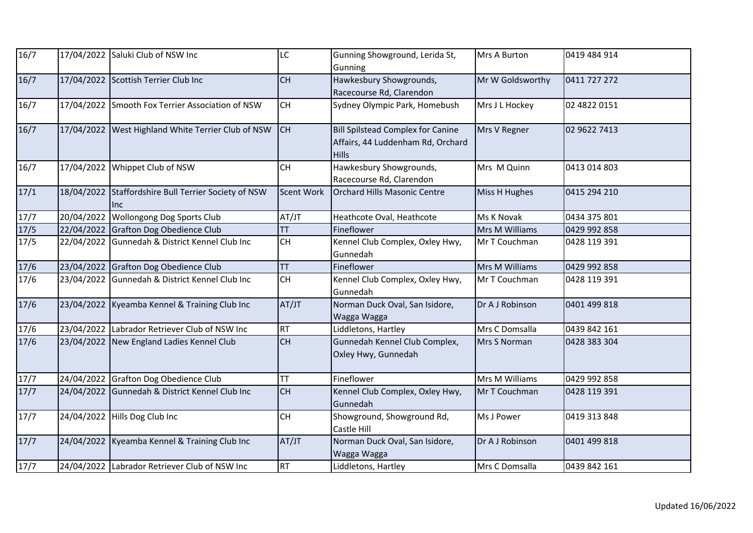| | | | | | | |
|---|---|---|---|---|---|---|
| 16/7 | 17/04/2022 | Saluki Club of NSW Inc | LC | Gunning Showground, Lerida St, Gunning | Mrs A Burton | 0419 484 914 |
| 16/7 | 17/04/2022 | Scottish Terrier Club Inc | CH | Hawkesbury Showgrounds, Racecourse Rd, Clarendon | Mr W Goldsworthy | 0411 727 272 |
| 16/7 | 17/04/2022 | Smooth Fox Terrier Association of NSW | CH | Sydney Olympic Park, Homebush | Mrs J L Hockey | 02 4822 0151 |
| 16/7 | 17/04/2022 | West Highland White Terrier Club of NSW | CH | Bill Spilstead Complex for Canine Affairs, 44 Luddenham Rd, Orchard Hills | Mrs V Regner | 02 9622 7413 |
| 16/7 | 17/04/2022 | Whippet Club of NSW | CH | Hawkesbury Showgrounds, Racecourse Rd, Clarendon | Mrs M Quinn | 0413 014 803 |
| 17/1 | 18/04/2022 | Staffordshire Bull Terrier Society of NSW Inc | Scent Work | Orchard Hills Masonic Centre | Miss H Hughes | 0415 294 210 |
| 17/7 | 20/04/2022 | Wollongong Dog Sports Club | AT/JT | Heathcote Oval, Heathcote | Ms K Novak | 0434 375 801 |
| 17/5 | 22/04/2022 | Grafton Dog Obedience Club | TT | Fineflower | Mrs M Williams | 0429 992 858 |
| 17/5 | 22/04/2022 | Gunnedah & District Kennel Club Inc | CH | Kennel Club Complex, Oxley Hwy, Gunnedah | Mr T Couchman | 0428 119 391 |
| 17/6 | 23/04/2022 | Grafton Dog Obedience Club | TT | Fineflower | Mrs M Williams | 0429 992 858 |
| 17/6 | 23/04/2022 | Gunnedah & District Kennel Club Inc | CH | Kennel Club Complex, Oxley Hwy, Gunnedah | Mr T Couchman | 0428 119 391 |
| 17/6 | 23/04/2022 | Kyeamba Kennel & Training Club Inc | AT/JT | Norman Duck Oval, San Isidore, Wagga Wagga | Dr A J Robinson | 0401 499 818 |
| 17/6 | 23/04/2022 | Labrador Retriever Club of NSW Inc | RT | Liddletons, Hartley | Mrs C Domsalla | 0439 842 161 |
| 17/6 | 23/04/2022 | New England Ladies Kennel Club | CH | Gunnedah Kennel Club Complex, Oxley Hwy, Gunnedah | Mrs S Norman | 0428 383 304 |
| 17/7 | 24/04/2022 | Grafton Dog Obedience Club | TT | Fineflower | Mrs M Williams | 0429 992 858 |
| 17/7 | 24/04/2022 | Gunnedah & District Kennel Club Inc | CH | Kennel Club Complex, Oxley Hwy, Gunnedah | Mr T Couchman | 0428 119 391 |
| 17/7 | 24/04/2022 | Hills Dog Club Inc | CH | Showground, Showground Rd, Castle Hill | Ms J Power | 0419 313 848 |
| 17/7 | 24/04/2022 | Kyeamba Kennel & Training Club Inc | AT/JT | Norman Duck Oval, San Isidore, Wagga Wagga | Dr A J Robinson | 0401 499 818 |
| 17/7 | 24/04/2022 | Labrador Retriever Club of NSW Inc | RT | Liddletons, Hartley | Mrs C Domsalla | 0439 842 161 |

Updated 16/06/2022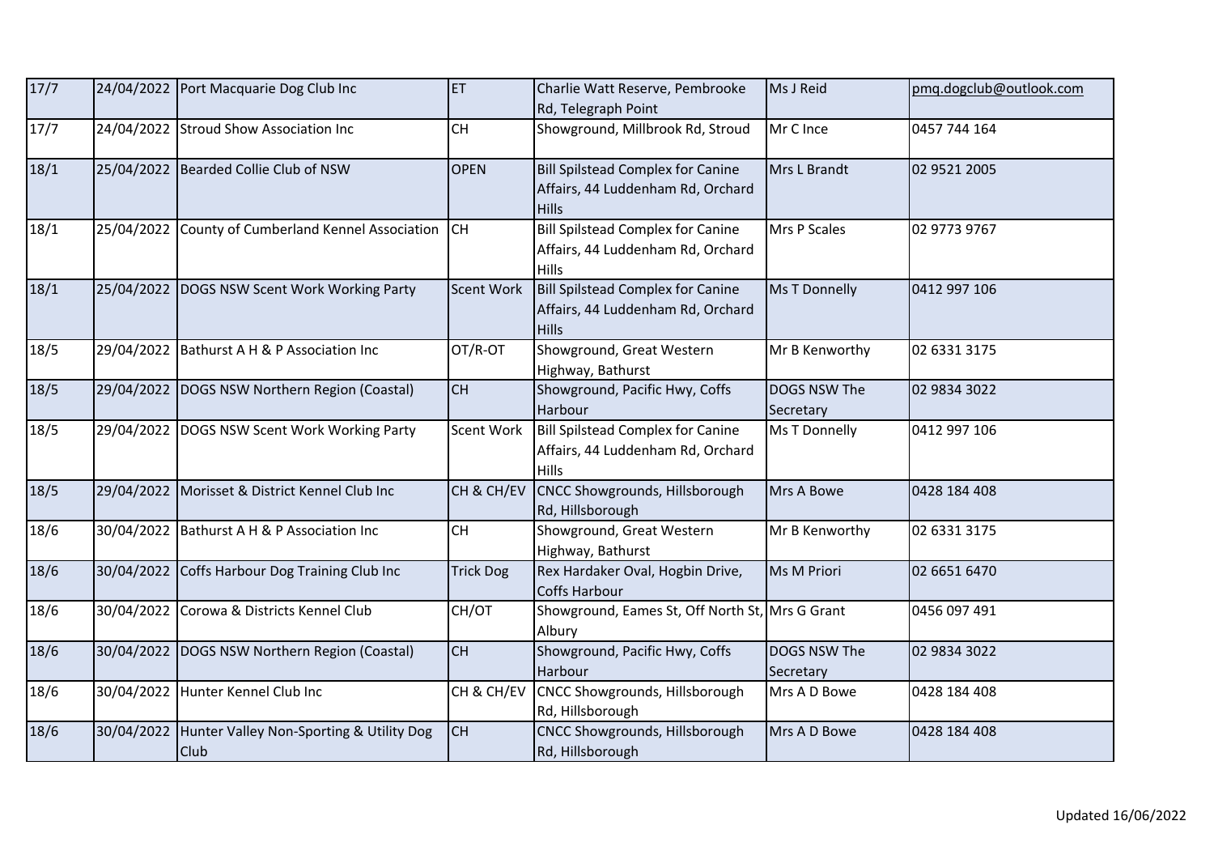| 17/7 | 24/04/2022 | Port Macquarie Dog Club Inc | ET | Charlie Watt Reserve, Pembrooke Rd, Telegraph Point | Ms J Reid | pmq.dogclub@outlook.com |
|---|---|---|---|---|---|---|
| 17/7 | 24/04/2022 | Stroud Show Association Inc | CH | Showground, Millbrook Rd, Stroud | Mr C Ince | 0457 744 164 |
| 18/1 | 25/04/2022 | Bearded Collie Club of NSW | OPEN | Bill Spilstead Complex for Canine Affairs, 44 Luddenham Rd, Orchard Hills | Mrs L Brandt | 02 9521 2005 |
| 18/1 | 25/04/2022 | County of Cumberland Kennel Association | CH | Bill Spilstead Complex for Canine Affairs, 44 Luddenham Rd, Orchard Hills | Mrs P Scales | 02 9773 9767 |
| 18/1 | 25/04/2022 | DOGS NSW Scent Work Working Party | Scent Work | Bill Spilstead Complex for Canine Affairs, 44 Luddenham Rd, Orchard Hills | Ms T Donnelly | 0412 997 106 |
| 18/5 | 29/04/2022 | Bathurst A H & P Association Inc | OT/R-OT | Showground, Great Western Highway, Bathurst | Mr B Kenworthy | 02 6331 3175 |
| 18/5 | 29/04/2022 | DOGS NSW Northern Region (Coastal) | CH | Showground, Pacific Hwy, Coffs Harbour | DOGS NSW The Secretary | 02 9834 3022 |
| 18/5 | 29/04/2022 | DOGS NSW Scent Work Working Party | Scent Work | Bill Spilstead Complex for Canine Affairs, 44 Luddenham Rd, Orchard Hills | Ms T Donnelly | 0412 997 106 |
| 18/5 | 29/04/2022 | Morisset & District Kennel Club Inc | CH & CH/EV | CNCC Showgrounds, Hillsborough Rd, Hillsborough | Mrs A Bowe | 0428 184 408 |
| 18/6 | 30/04/2022 | Bathurst A H & P Association Inc | CH | Showground, Great Western Highway, Bathurst | Mr B Kenworthy | 02 6331 3175 |
| 18/6 | 30/04/2022 | Coffs Harbour Dog Training Club Inc | Trick Dog | Rex Hardaker Oval, Hogbin Drive, Coffs Harbour | Ms M Priori | 02 6651 6470 |
| 18/6 | 30/04/2022 | Corowa & Districts Kennel Club | CH/OT | Showground, Eames St, Off North St, Albury | Mrs G Grant | 0456 097 491 |
| 18/6 | 30/04/2022 | DOGS NSW Northern Region (Coastal) | CH | Showground, Pacific Hwy, Coffs Harbour | DOGS NSW The Secretary | 02 9834 3022 |
| 18/6 | 30/04/2022 | Hunter Kennel Club Inc | CH & CH/EV | CNCC Showgrounds, Hillsborough Rd, Hillsborough | Mrs A D Bowe | 0428 184 408 |
| 18/6 | 30/04/2022 | Hunter Valley Non-Sporting & Utility Dog Club | CH | CNCC Showgrounds, Hillsborough Rd, Hillsborough | Mrs A D Bowe | 0428 184 408 |

Updated 16/06/2022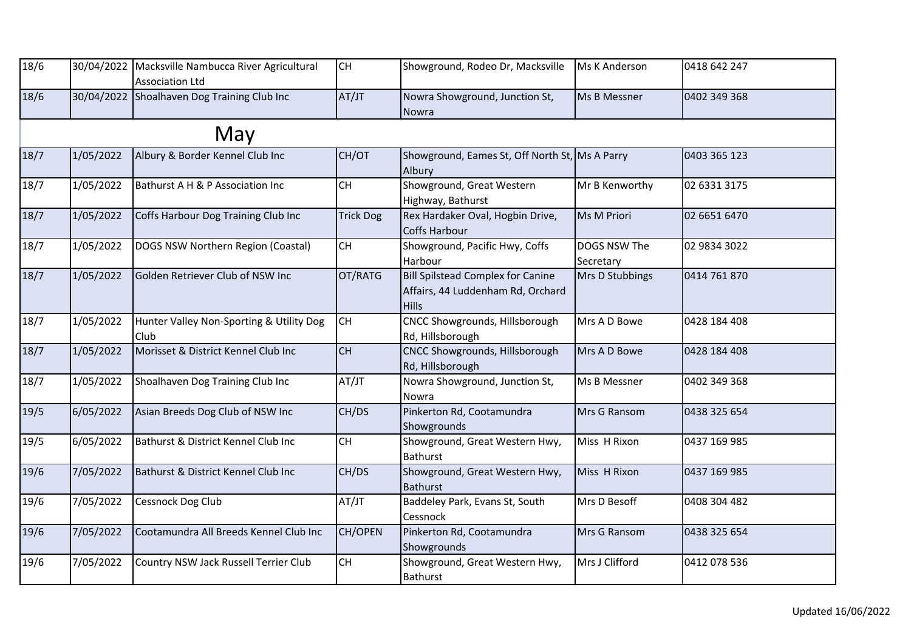| | | | | | | |
|---|---|---|---|---|---|---|
| 18/6 | 30/04/2022 | Macksville Nambucca River Agricultural Association Ltd | CH | Showground, Rodeo Dr, Macksville | Ms K Anderson | 0418 642 247 |
| 18/6 | 30/04/2022 | Shoalhaven Dog Training Club Inc | AT/JT | Nowra Showground, Junction St, Nowra | Ms B Messner | 0402 349 368 |
| | | **May** | | | | |
| 18/7 | 1/05/2022 | Albury & Border Kennel Club Inc | CH/OT | Showground, Eames St, Off North St, Albury | Ms A Parry | 0403 365 123 |
| 18/7 | 1/05/2022 | Bathurst A H & P Association Inc | CH | Showground, Great Western Highway, Bathurst | Mr B Kenworthy | 02 6331 3175 |
| 18/7 | 1/05/2022 | Coffs Harbour Dog Training Club Inc | Trick Dog | Rex Hardaker Oval, Hogbin Drive, Coffs Harbour | Ms M Priori | 02 6651 6470 |
| 18/7 | 1/05/2022 | DOGS NSW Northern Region (Coastal) | CH | Showground, Pacific Hwy, Coffs Harbour | DOGS NSW The Secretary | 02 9834 3022 |
| 18/7 | 1/05/2022 | Golden Retriever Club of NSW Inc | OT/RATG | Bill Spilstead Complex for Canine Affairs, 44 Luddenham Rd, Orchard Hills | Mrs D Stubbings | 0414 761 870 |
| 18/7 | 1/05/2022 | Hunter Valley Non-Sporting & Utility Dog Club | CH | CNCC Showgrounds, Hillsborough Rd, Hillsborough | Mrs A D Bowe | 0428 184 408 |
| 18/7 | 1/05/2022 | Morisset & District Kennel Club Inc | CH | CNCC Showgrounds, Hillsborough Rd, Hillsborough | Mrs A D Bowe | 0428 184 408 |
| 18/7 | 1/05/2022 | Shoalhaven Dog Training Club Inc | AT/JT | Nowra Showground, Junction St, Nowra | Ms B Messner | 0402 349 368 |
| 19/5 | 6/05/2022 | Asian Breeds Dog Club of NSW Inc | CH/DS | Pinkerton Rd, Cootamundra Showgrounds | Mrs G Ransom | 0438 325 654 |
| 19/5 | 6/05/2022 | Bathurst & District Kennel Club Inc | CH | Showground, Great Western Hwy, Bathurst | Miss H Rixon | 0437 169 985 |
| 19/6 | 7/05/2022 | Bathurst & District Kennel Club Inc | CH/DS | Showground, Great Western Hwy, Bathurst | Miss H Rixon | 0437 169 985 |
| 19/6 | 7/05/2022 | Cessnock Dog Club | AT/JT | Baddeley Park, Evans St, South Cessnock | Mrs D Besoff | 0408 304 482 |
| 19/6 | 7/05/2022 | Cootamundra All Breeds Kennel Club Inc | CH/OPEN | Pinkerton Rd, Cootamundra Showgrounds | Mrs G Ransom | 0438 325 654 |
| 19/6 | 7/05/2022 | Country NSW Jack Russell Terrier Club | CH | Showground, Great Western Hwy, Bathurst | Mrs J Clifford | 0412 078 536 |

Updated 16/06/2022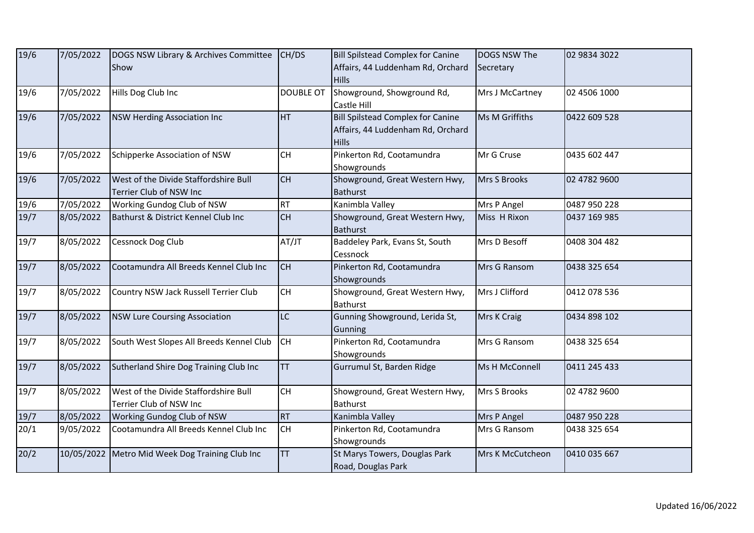| 19/6 | 7/05/2022 | DOGS NSW Library & Archives Committee Show | CH/DS | Bill Spilstead Complex for Canine Affairs, 44 Luddenham Rd, Orchard Hills | DOGS NSW The Secretary | 02 9834 3022 |
|---|---|---|---|---|---|---|
| 19/6 | 7/05/2022 | Hills Dog Club Inc | DOUBLE OT | Showground, Showground Rd, Castle Hill | Mrs J McCartney | 02 4506 1000 |
| 19/6 | 7/05/2022 | NSW Herding Association Inc | HT | Bill Spilstead Complex for Canine Affairs, 44 Luddenham Rd, Orchard Hills | Ms M Griffiths | 0422 609 528 |
| 19/6 | 7/05/2022 | Schipperke Association of NSW | CH | Pinkerton Rd, Cootamundra Showgrounds | Mr G Cruse | 0435 602 447 |
| 19/6 | 7/05/2022 | West of the Divide Staffordshire Bull Terrier Club of NSW Inc | CH | Showground, Great Western Hwy, Bathurst | Mrs S Brooks | 02 4782 9600 |
| 19/6 | 7/05/2022 | Working Gundog Club of NSW | RT | Kanimbla Valley | Mrs P Angel | 0487 950 228 |
| 19/7 | 8/05/2022 | Bathurst & District Kennel Club Inc | CH | Showground, Great Western Hwy, Bathurst | Miss H Rixon | 0437 169 985 |
| 19/7 | 8/05/2022 | Cessnock Dog Club | AT/JT | Baddeley Park, Evans St, South Cessnock | Mrs D Besoff | 0408 304 482 |
| 19/7 | 8/05/2022 | Cootamundra All Breeds Kennel Club Inc | CH | Pinkerton Rd, Cootamundra Showgrounds | Mrs G Ransom | 0438 325 654 |
| 19/7 | 8/05/2022 | Country NSW Jack Russell Terrier Club | CH | Showground, Great Western Hwy, Bathurst | Mrs J Clifford | 0412 078 536 |
| 19/7 | 8/05/2022 | NSW Lure Coursing Association | LC | Gunning Showground, Lerida St, Gunning | Mrs K Craig | 0434 898 102 |
| 19/7 | 8/05/2022 | South West Slopes All Breeds Kennel Club | CH | Pinkerton Rd, Cootamundra Showgrounds | Mrs G Ransom | 0438 325 654 |
| 19/7 | 8/05/2022 | Sutherland Shire Dog Training Club Inc | TT | Gurrumul St, Barden Ridge | Ms H McConnell | 0411 245 433 |
| 19/7 | 8/05/2022 | West of the Divide Staffordshire Bull Terrier Club of NSW Inc | CH | Showground, Great Western Hwy, Bathurst | Mrs S Brooks | 02 4782 9600 |
| 19/7 | 8/05/2022 | Working Gundog Club of NSW | RT | Kanimbla Valley | Mrs P Angel | 0487 950 228 |
| 20/1 | 9/05/2022 | Cootamundra All Breeds Kennel Club Inc | CH | Pinkerton Rd, Cootamundra Showgrounds | Mrs G Ransom | 0438 325 654 |
| 20/2 | 10/05/2022 | Metro Mid Week Dog Training Club Inc | TT | St Marys Towers, Douglas Park Road, Douglas Park | Mrs K McCutcheon | 0410 035 667 |

Updated 16/06/2022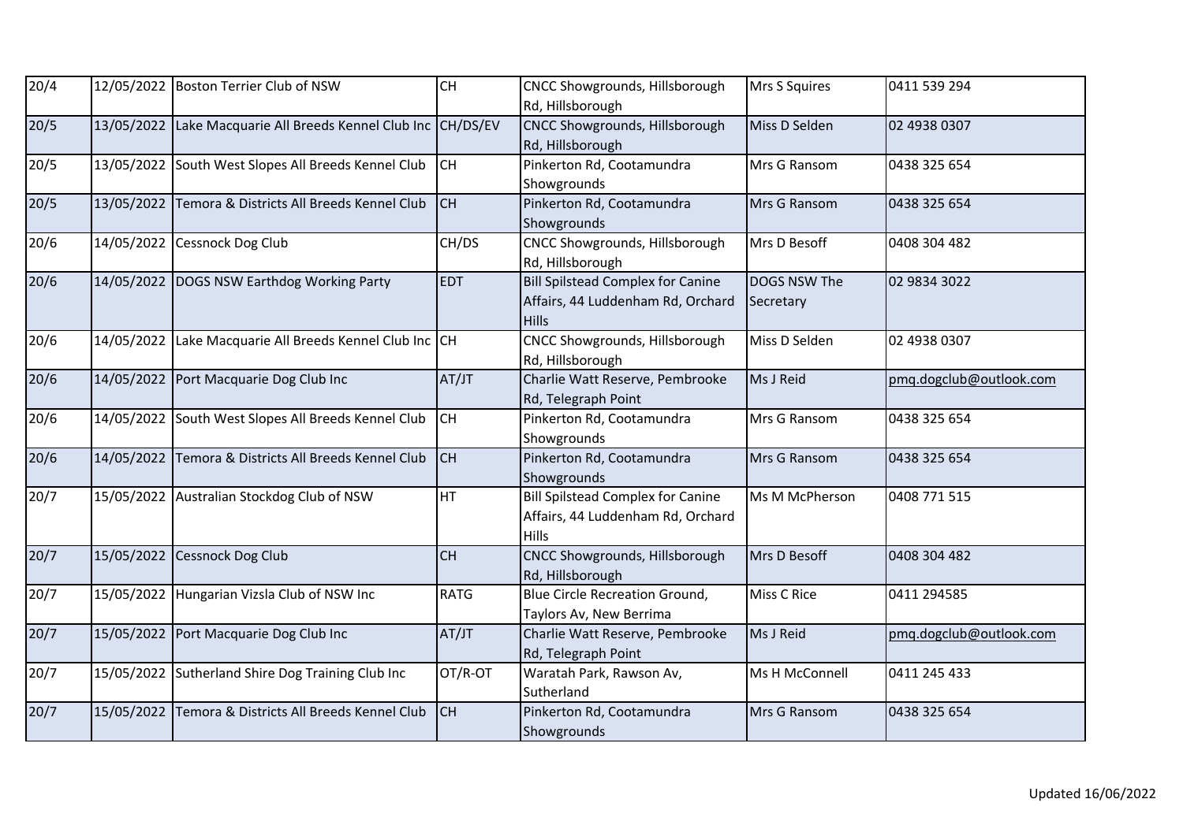| 20/4 | 12/05/2022 | Boston Terrier Club of NSW | CH | CNCC Showgrounds, Hillsborough Rd, Hillsborough | Mrs S Squires | 0411 539 294 |
|---|---|---|---|---|---|---|
| 20/5 | 13/05/2022 | Lake Macquarie All Breeds Kennel Club Inc | CH/DS/EV | CNCC Showgrounds, Hillsborough Rd, Hillsborough | Miss D Selden | 02 4938 0307 |
| 20/5 | 13/05/2022 | South West Slopes All Breeds Kennel Club | CH | Pinkerton Rd, Cootamundra Showgrounds | Mrs G Ransom | 0438 325 654 |
| 20/5 | 13/05/2022 | Temora & Districts All Breeds Kennel Club | CH | Pinkerton Rd, Cootamundra Showgrounds | Mrs G Ransom | 0438 325 654 |
| 20/6 | 14/05/2022 | Cessnock Dog Club | CH/DS | CNCC Showgrounds, Hillsborough Rd, Hillsborough | Mrs D Besoff | 0408 304 482 |
| 20/6 | 14/05/2022 | DOGS NSW Earthdog Working Party | EDT | Bill Spilstead Complex for Canine Affairs, 44 Luddenham Rd, Orchard Hills | DOGS NSW The Secretary | 02 9834 3022 |
| 20/6 | 14/05/2022 | Lake Macquarie All Breeds Kennel Club Inc | CH | CNCC Showgrounds, Hillsborough Rd, Hillsborough | Miss D Selden | 02 4938 0307 |
| 20/6 | 14/05/2022 | Port Macquarie Dog Club Inc | AT/JT | Charlie Watt Reserve, Pembrooke Rd, Telegraph Point | Ms J Reid | pmq.dogclub@outlook.com |
| 20/6 | 14/05/2022 | South West Slopes All Breeds Kennel Club | CH | Pinkerton Rd, Cootamundra Showgrounds | Mrs G Ransom | 0438 325 654 |
| 20/6 | 14/05/2022 | Temora & Districts All Breeds Kennel Club | CH | Pinkerton Rd, Cootamundra Showgrounds | Mrs G Ransom | 0438 325 654 |
| 20/7 | 15/05/2022 | Australian Stockdog Club of NSW | HT | Bill Spilstead Complex for Canine Affairs, 44 Luddenham Rd, Orchard Hills | Ms M McPherson | 0408 771 515 |
| 20/7 | 15/05/2022 | Cessnock Dog Club | CH | CNCC Showgrounds, Hillsborough Rd, Hillsborough | Mrs D Besoff | 0408 304 482 |
| 20/7 | 15/05/2022 | Hungarian Vizsla Club of NSW Inc | RATG | Blue Circle Recreation Ground, Taylors Av, New Berrima | Miss C Rice | 0411 294585 |
| 20/7 | 15/05/2022 | Port Macquarie Dog Club Inc | AT/JT | Charlie Watt Reserve, Pembrooke Rd, Telegraph Point | Ms J Reid | pmq.dogclub@outlook.com |
| 20/7 | 15/05/2022 | Sutherland Shire Dog Training Club Inc | OT/R-OT | Waratah Park, Rawson Av, Sutherland | Ms H McConnell | 0411 245 433 |
| 20/7 | 15/05/2022 | Temora & Districts All Breeds Kennel Club | CH | Pinkerton Rd, Cootamundra Showgrounds | Mrs G Ransom | 0438 325 654 |

Updated 16/06/2022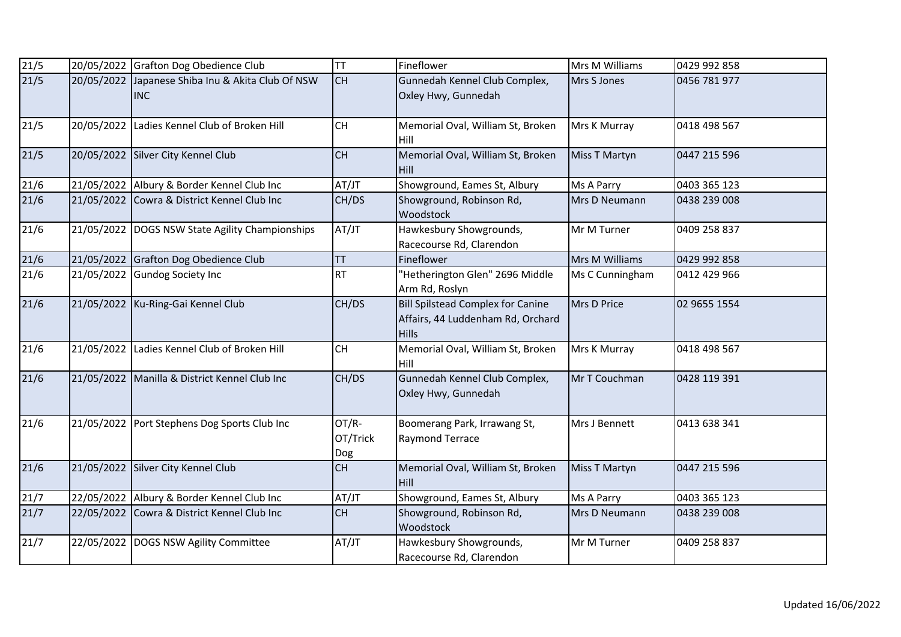| 21/5 | 20/05/2022 | Grafton Dog Obedience Club | TT | Fineflower | Mrs M Williams | 0429 992 858 |
|---|---|---|---|---|---|---|
| 21/5 | 20/05/2022 | Japanese Shiba Inu & Akita Club Of NSW INC | CH | Gunnedah Kennel Club Complex, Oxley Hwy, Gunnedah | Mrs S Jones | 0456 781 977 |
| 21/5 | 20/05/2022 | Ladies Kennel Club of Broken Hill | CH | Memorial Oval, William St, Broken Hill | Mrs K Murray | 0418 498 567 |
| 21/5 | 20/05/2022 | Silver City Kennel Club | CH | Memorial Oval, William St, Broken Hill | Miss T Martyn | 0447 215 596 |
| 21/6 | 21/05/2022 | Albury & Border Kennel Club Inc | AT/JT | Showground, Eames St, Albury | Ms A Parry | 0403 365 123 |
| 21/6 | 21/05/2022 | Cowra & District Kennel Club Inc | CH/DS | Showground, Robinson Rd, Woodstock | Mrs D Neumann | 0438 239 008 |
| 21/6 | 21/05/2022 | DOGS NSW State Agility Championships | AT/JT | Hawkesbury Showgrounds, Racecourse Rd, Clarendon | Mr M Turner | 0409 258 837 |
| 21/6 | 21/05/2022 | Grafton Dog Obedience Club | TT | Fineflower | Mrs M Williams | 0429 992 858 |
| 21/6 | 21/05/2022 | Gundog Society Inc | RT | "Hetherington Glen" 2696 Middle Arm Rd, Roslyn | Ms C Cunningham | 0412 429 966 |
| 21/6 | 21/05/2022 | Ku-Ring-Gai Kennel Club | CH/DS | Bill Spilstead Complex for Canine Affairs, 44 Luddenham Rd, Orchard Hills | Mrs D Price | 02 9655 1554 |
| 21/6 | 21/05/2022 | Ladies Kennel Club of Broken Hill | CH | Memorial Oval, William St, Broken Hill | Mrs K Murray | 0418 498 567 |
| 21/6 | 21/05/2022 | Manilla & District Kennel Club Inc | CH/DS | Gunnedah Kennel Club Complex, Oxley Hwy, Gunnedah | Mr T Couchman | 0428 119 391 |
| 21/6 | 21/05/2022 | Port Stephens Dog Sports Club Inc | OT/R-OT/Trick Dog | Boomerang Park, Irrawang St, Raymond Terrace | Mrs J Bennett | 0413 638 341 |
| 21/6 | 21/05/2022 | Silver City Kennel Club | CH | Memorial Oval, William St, Broken Hill | Miss T Martyn | 0447 215 596 |
| 21/7 | 22/05/2022 | Albury & Border Kennel Club Inc | AT/JT | Showground, Eames St, Albury | Ms A Parry | 0403 365 123 |
| 21/7 | 22/05/2022 | Cowra & District Kennel Club Inc | CH | Showground, Robinson Rd, Woodstock | Mrs D Neumann | 0438 239 008 |
| 21/7 | 22/05/2022 | DOGS NSW Agility Committee | AT/JT | Hawkesbury Showgrounds, Racecourse Rd, Clarendon | Mr M Turner | 0409 258 837 |

Updated 16/06/2022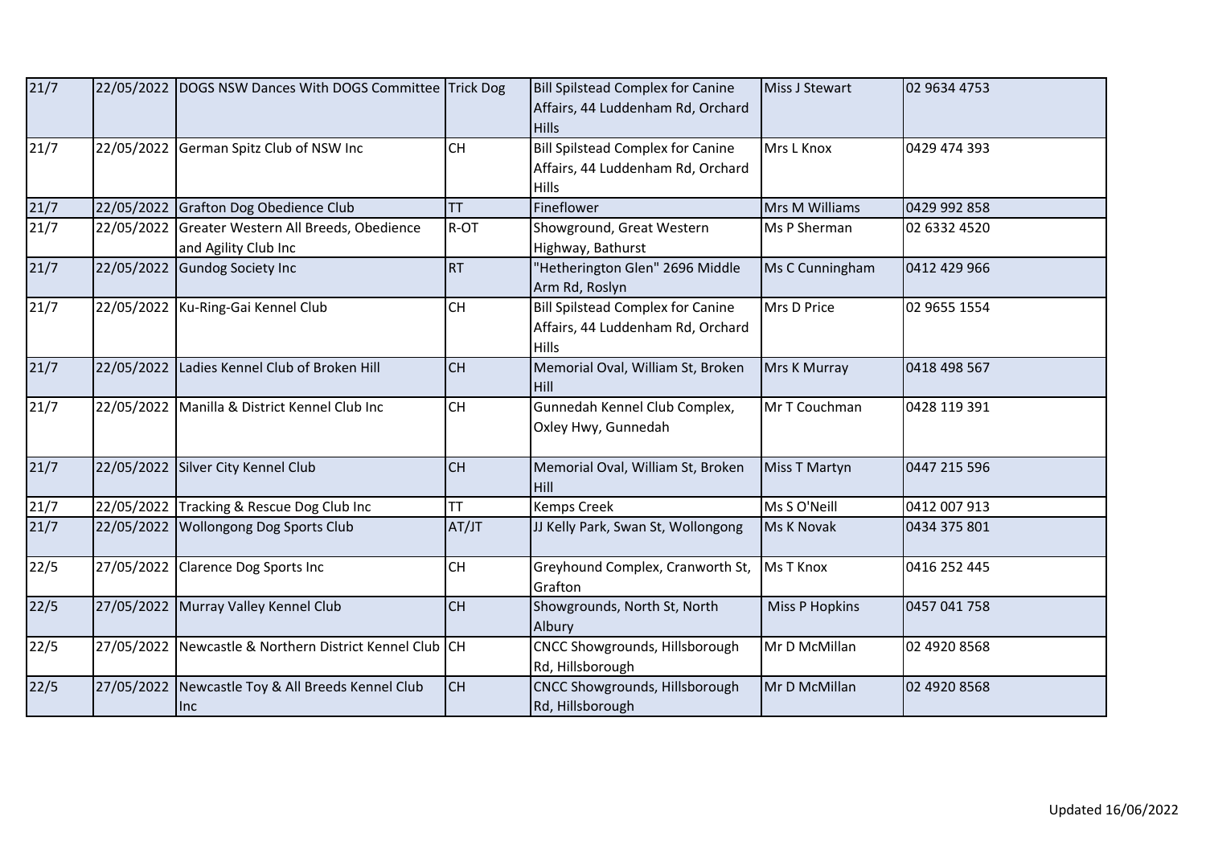| 21/7 | 22/05/2022 | DOGS NSW Dances With DOGS Committee | Trick Dog | Bill Spilstead Complex for Canine Affairs, 44 Luddenham Rd, Orchard Hills | Miss J Stewart | 02 9634 4753 |
|---|---|---|---|---|---|---|
| 21/7 | 22/05/2022 | German Spitz Club of NSW Inc | CH | Bill Spilstead Complex for Canine Affairs, 44 Luddenham Rd, Orchard Hills | Mrs L Knox | 0429 474 393 |
| 21/7 | 22/05/2022 | Grafton Dog Obedience Club | TT | Fineflower | Mrs M Williams | 0429 992 858 |
| 21/7 | 22/05/2022 | Greater Western All Breeds, Obedience and Agility Club Inc | R-OT | Showground, Great Western Highway, Bathurst | Ms P Sherman | 02 6332 4520 |
| 21/7 | 22/05/2022 | Gundog Society Inc | RT | "Hetherington Glen" 2696 Middle Arm Rd, Roslyn | Ms C Cunningham | 0412 429 966 |
| 21/7 | 22/05/2022 | Ku-Ring-Gai Kennel Club | CH | Bill Spilstead Complex for Canine Affairs, 44 Luddenham Rd, Orchard Hills | Mrs D Price | 02 9655 1554 |
| 21/7 | 22/05/2022 | Ladies Kennel Club of Broken Hill | CH | Memorial Oval, William St, Broken Hill | Mrs K Murray | 0418 498 567 |
| 21/7 | 22/05/2022 | Manilla & District Kennel Club Inc | CH | Gunnedah Kennel Club Complex, Oxley Hwy, Gunnedah | Mr T Couchman | 0428 119 391 |
| 21/7 | 22/05/2022 | Silver City Kennel Club | CH | Memorial Oval, William St, Broken Hill | Miss T Martyn | 0447 215 596 |
| 21/7 | 22/05/2022 | Tracking & Rescue Dog Club Inc | TT | Kemps Creek | Ms S O'Neill | 0412 007 913 |
| 21/7 | 22/05/2022 | Wollongong Dog Sports Club | AT/JT | JJ Kelly Park, Swan St, Wollongong | Ms K Novak | 0434 375 801 |
| 22/5 | 27/05/2022 | Clarence Dog Sports Inc | CH | Greyhound Complex, Cranworth St, Grafton | Ms T Knox | 0416 252 445 |
| 22/5 | 27/05/2022 | Murray Valley Kennel Club | CH | Showgrounds, North St, North Albury | Miss P Hopkins | 0457 041 758 |
| 22/5 | 27/05/2022 | Newcastle & Northern District Kennel Club | CH | CNCC Showgrounds, Hillsborough Rd, Hillsborough | Mr D McMillan | 02 4920 8568 |
| 22/5 | 27/05/2022 | Newcastle Toy & All Breeds Kennel Club Inc | CH | CNCC Showgrounds, Hillsborough Rd, Hillsborough | Mr D McMillan | 02 4920 8568 |

Updated 16/06/2022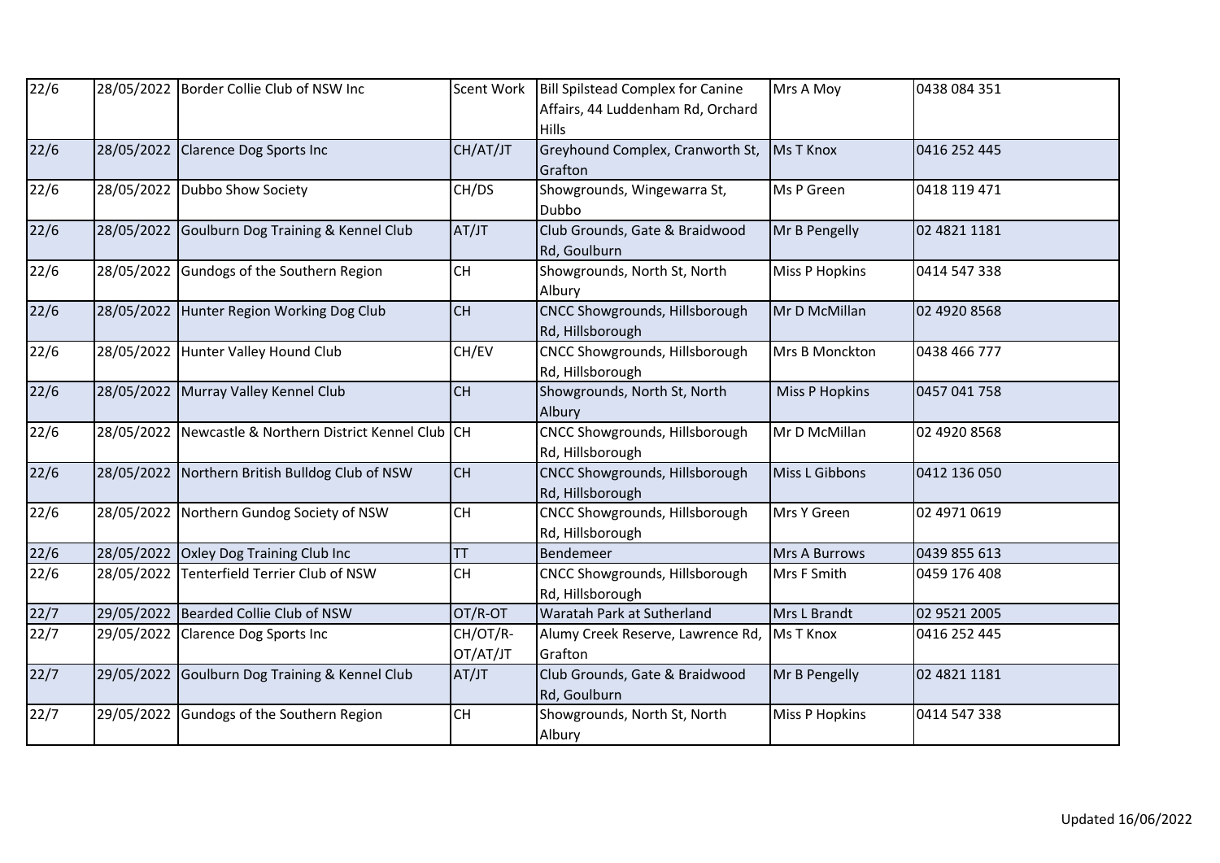| 22/6 | 28/05/2022 | Border Collie Club of NSW Inc | Scent Work | Bill Spilstead Complex for Canine Affairs, 44 Luddenham Rd, Orchard Hills | Mrs A Moy | 0438 084 351 |
|---|---|---|---|---|---|---|
| 22/6 | 28/05/2022 | Clarence Dog Sports Inc | CH/AT/JT | Greyhound Complex, Cranworth St, Grafton | Ms T Knox | 0416 252 445 |
| 22/6 | 28/05/2022 | Dubbo Show Society | CH/DS | Showgrounds, Wingewarra St, Dubbo | Ms P Green | 0418 119 471 |
| 22/6 | 28/05/2022 | Goulburn Dog Training & Kennel Club | AT/JT | Club Grounds, Gate & Braidwood Rd, Goulburn | Mr B Pengelly | 02 4821 1181 |
| 22/6 | 28/05/2022 | Gundogs of the Southern Region | CH | Showgrounds, North St, North Albury | Miss P Hopkins | 0414 547 338 |
| 22/6 | 28/05/2022 | Hunter Region Working Dog Club | CH | CNCC Showgrounds, Hillsborough Rd, Hillsborough | Mr D McMillan | 02 4920 8568 |
| 22/6 | 28/05/2022 | Hunter Valley Hound Club | CH/EV | CNCC Showgrounds, Hillsborough Rd, Hillsborough | Mrs B Monckton | 0438 466 777 |
| 22/6 | 28/05/2022 | Murray Valley Kennel Club | CH | Showgrounds, North St, North Albury | Miss P Hopkins | 0457 041 758 |
| 22/6 | 28/05/2022 | Newcastle & Northern District Kennel Club | CH | CNCC Showgrounds, Hillsborough Rd, Hillsborough | Mr D McMillan | 02 4920 8568 |
| 22/6 | 28/05/2022 | Northern British Bulldog Club of NSW | CH | CNCC Showgrounds, Hillsborough Rd, Hillsborough | Miss L Gibbons | 0412 136 050 |
| 22/6 | 28/05/2022 | Northern Gundog Society of NSW | CH | CNCC Showgrounds, Hillsborough Rd, Hillsborough | Mrs Y Green | 02 4971 0619 |
| 22/6 | 28/05/2022 | Oxley Dog Training Club Inc | TT | Bendemeer | Mrs A Burrows | 0439 855 613 |
| 22/6 | 28/05/2022 | Tenterfield Terrier Club of NSW | CH | CNCC Showgrounds, Hillsborough Rd, Hillsborough | Mrs F Smith | 0459 176 408 |
| 22/7 | 29/05/2022 | Bearded Collie Club of NSW | OT/R-OT | Waratah Park at Sutherland | Mrs L Brandt | 02 9521 2005 |
| 22/7 | 29/05/2022 | Clarence Dog Sports Inc | CH/OT/R-OT/AT/JT | Alumy Creek Reserve, Lawrence Rd, Grafton | Ms T Knox | 0416 252 445 |
| 22/7 | 29/05/2022 | Goulburn Dog Training & Kennel Club | AT/JT | Club Grounds, Gate & Braidwood Rd, Goulburn | Mr B Pengelly | 02 4821 1181 |
| 22/7 | 29/05/2022 | Gundogs of the Southern Region | CH | Showgrounds, North St, North Albury | Miss P Hopkins | 0414 547 338 |

Updated 16/06/2022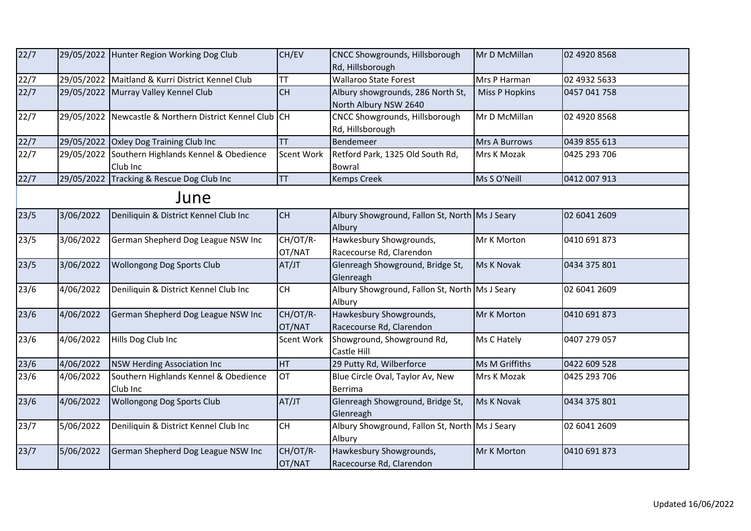| | | | | | | |
|---|---|---|---|---|---|---|
| 22/7 | 29/05/2022 | Hunter Region Working Dog Club | CH/EV | CNCC Showgrounds, Hillsborough Rd, Hillsborough | Mr D McMillan | 02 4920 8568 |
| 22/7 | 29/05/2022 | Maitland & Kurri District Kennel Club | TT | Wallaroo State Forest | Mrs P Harman | 02 4932 5633 |
| 22/7 | 29/05/2022 | Murray Valley Kennel Club | CH | Albury showgrounds, 286 North St, North Albury NSW 2640 | Miss P Hopkins | 0457 041 758 |
| 22/7 | 29/05/2022 | Newcastle & Northern District Kennel Club | CH | CNCC Showgrounds, Hillsborough Rd, Hillsborough | Mr D McMillan | 02 4920 8568 |
| 22/7 | 29/05/2022 | Oxley Dog Training Club Inc | TT | Bendemeer | Mrs A Burrows | 0439 855 613 |
| 22/7 | 29/05/2022 | Southern Highlands Kennel & Obedience Club Inc | Scent Work | Retford Park, 1325 Old South Rd, Bowral | Mrs K Mozak | 0425 293 706 |
| 22/7 | 29/05/2022 | Tracking & Rescue Dog Club Inc | TT | Kemps Creek | Ms S O'Neill | 0412 007 913 |

## June

| | | | | | | |
|---|---|---|---|---|---|---|
| 23/5 | 3/06/2022 | Deniliquin & District Kennel Club Inc | CH | Albury Showground, Fallon St, North Albury | Ms J Seary | 02 6041 2609 |
| 23/5 | 3/06/2022 | German Shepherd Dog League NSW Inc | CH/OT/R-OT/NAT | Hawkesbury Showgrounds, Racecourse Rd, Clarendon | Mr K Morton | 0410 691 873 |
| 23/5 | 3/06/2022 | Wollongong Dog Sports Club | AT/JT | Glenreagh Showground, Bridge St, Glenreagh | Ms K Novak | 0434 375 801 |
| 23/6 | 4/06/2022 | Deniliquin & District Kennel Club Inc | CH | Albury Showground, Fallon St, North Albury | Ms J Seary | 02 6041 2609 |
| 23/6 | 4/06/2022 | German Shepherd Dog League NSW Inc | CH/OT/R-OT/NAT | Hawkesbury Showgrounds, Racecourse Rd, Clarendon | Mr K Morton | 0410 691 873 |
| 23/6 | 4/06/2022 | Hills Dog Club Inc | Scent Work | Showground, Showground Rd, Castle Hill | Ms C Hately | 0407 279 057 |
| 23/6 | 4/06/2022 | NSW Herding Association Inc | HT | 29 Putty Rd, Wilberforce | Ms M Griffiths | 0422 609 528 |
| 23/6 | 4/06/2022 | Southern Highlands Kennel & Obedience Club Inc | OT | Blue Circle Oval, Taylor Av, New Berrima | Mrs K Mozak | 0425 293 706 |
| 23/6 | 4/06/2022 | Wollongong Dog Sports Club | AT/JT | Glenreagh Showground, Bridge St, Glenreagh | Ms K Novak | 0434 375 801 |
| 23/7 | 5/06/2022 | Deniliquin & District Kennel Club Inc | CH | Albury Showground, Fallon St, North Albury | Ms J Seary | 02 6041 2609 |
| 23/7 | 5/06/2022 | German Shepherd Dog League NSW Inc | CH/OT/R-OT/NAT | Hawkesbury Showgrounds, Racecourse Rd, Clarendon | Mr K Morton | 0410 691 873 |

Updated 16/06/2022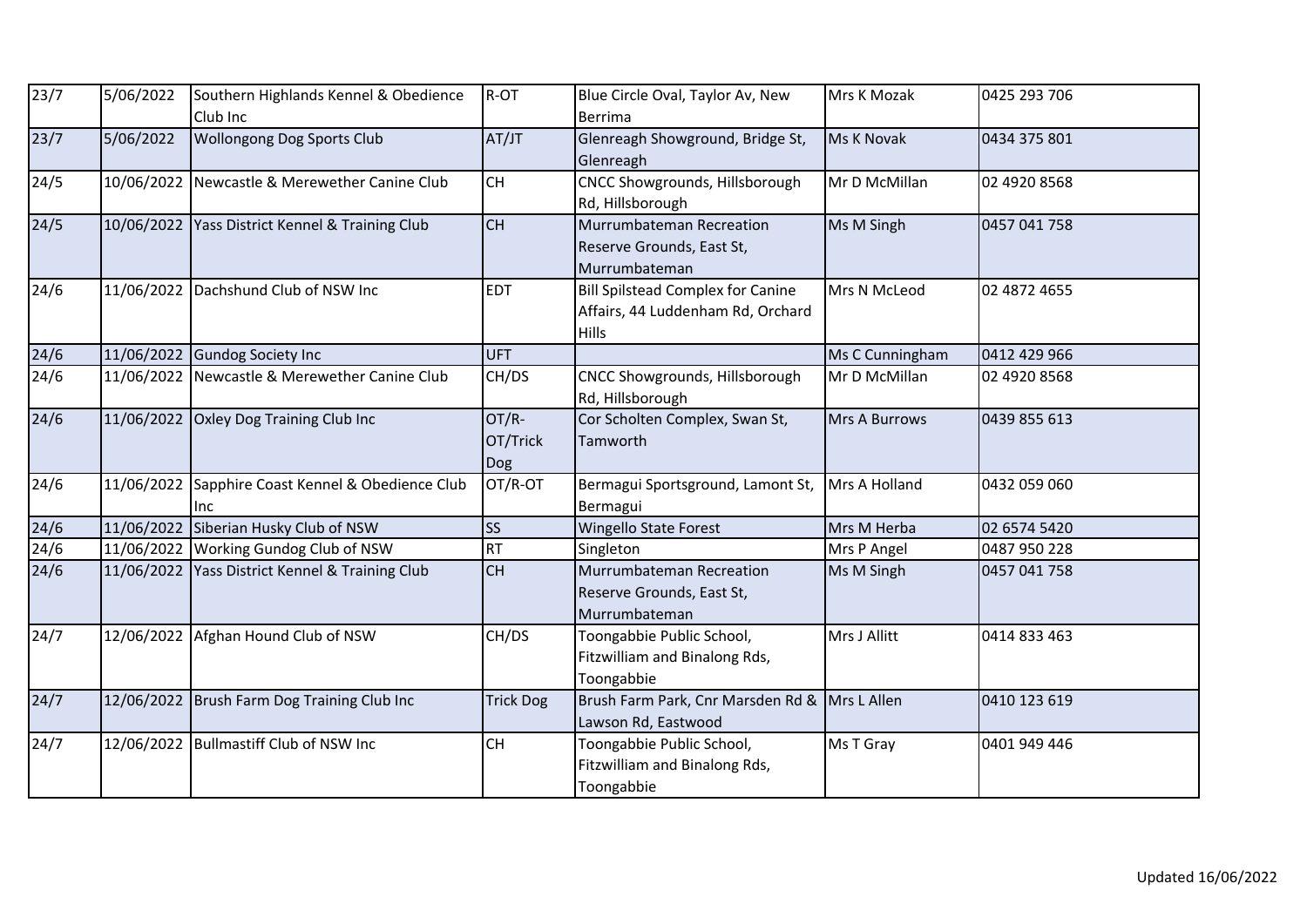| 23/7 | 5/06/2022 | Southern Highlands Kennel & Obedience Club Inc | R-OT | Blue Circle Oval, Taylor Av, New Berrima | Mrs K Mozak | 0425 293 706 |
|---|---|---|---|---|---|---|
| 23/7 | 5/06/2022 | Wollongong Dog Sports Club | AT/JT | Glenreagh Showground, Bridge St, Glenreagh | Ms K Novak | 0434 375 801 |
| 24/5 | 10/06/2022 | Newcastle & Merewether Canine Club | CH | CNCC Showgrounds, Hillsborough Rd, Hillsborough | Mr D McMillan | 02 4920 8568 |
| 24/5 | 10/06/2022 | Yass District Kennel & Training Club | CH | Murrumbateman Recreation Reserve Grounds, East St, Murrumbateman | Ms M Singh | 0457 041 758 |
| 24/6 | 11/06/2022 | Dachshund Club of NSW Inc | EDT | Bill Spilstead Complex for Canine Affairs, 44 Luddenham Rd, Orchard Hills | Mrs N McLeod | 02 4872 4655 |
| 24/6 | 11/06/2022 | Gundog Society Inc | UFT | | Ms C Cunningham | 0412 429 966 |
| 24/6 | 11/06/2022 | Newcastle & Merewether Canine Club | CH/DS | CNCC Showgrounds, Hillsborough Rd, Hillsborough | Mr D McMillan | 02 4920 8568 |
| 24/6 | 11/06/2022 | Oxley Dog Training Club Inc | OT/R-OT/Trick Dog | Cor Scholten Complex, Swan St, Tamworth | Mrs A Burrows | 0439 855 613 |
| 24/6 | 11/06/2022 | Sapphire Coast Kennel & Obedience Club Inc | OT/R-OT | Bermagui Sportsground, Lamont St, Bermagui | Mrs A Holland | 0432 059 060 |
| 24/6 | 11/06/2022 | Siberian Husky Club of NSW | SS | Wingello State Forest | Mrs M Herba | 02 6574 5420 |
| 24/6 | 11/06/2022 | Working Gundog Club of NSW | RT | Singleton | Mrs P Angel | 0487 950 228 |
| 24/6 | 11/06/2022 | Yass District Kennel & Training Club | CH | Murrumbateman Recreation Reserve Grounds, East St, Murrumbateman | Ms M Singh | 0457 041 758 |
| 24/7 | 12/06/2022 | Afghan Hound Club of NSW | CH/DS | Toongabbie Public School, Fitzwilliam and Binalong Rds, Toongabbie | Mrs J Allitt | 0414 833 463 |
| 24/7 | 12/06/2022 | Brush Farm Dog Training Club Inc | Trick Dog | Brush Farm Park, Cnr Marsden Rd & Lawson Rd, Eastwood | Mrs L Allen | 0410 123 619 |
| 24/7 | 12/06/2022 | Bullmastiff Club of NSW Inc | CH | Toongabbie Public School, Fitzwilliam and Binalong Rds, Toongabbie | Ms T Gray | 0401 949 446 |

Updated 16/06/2022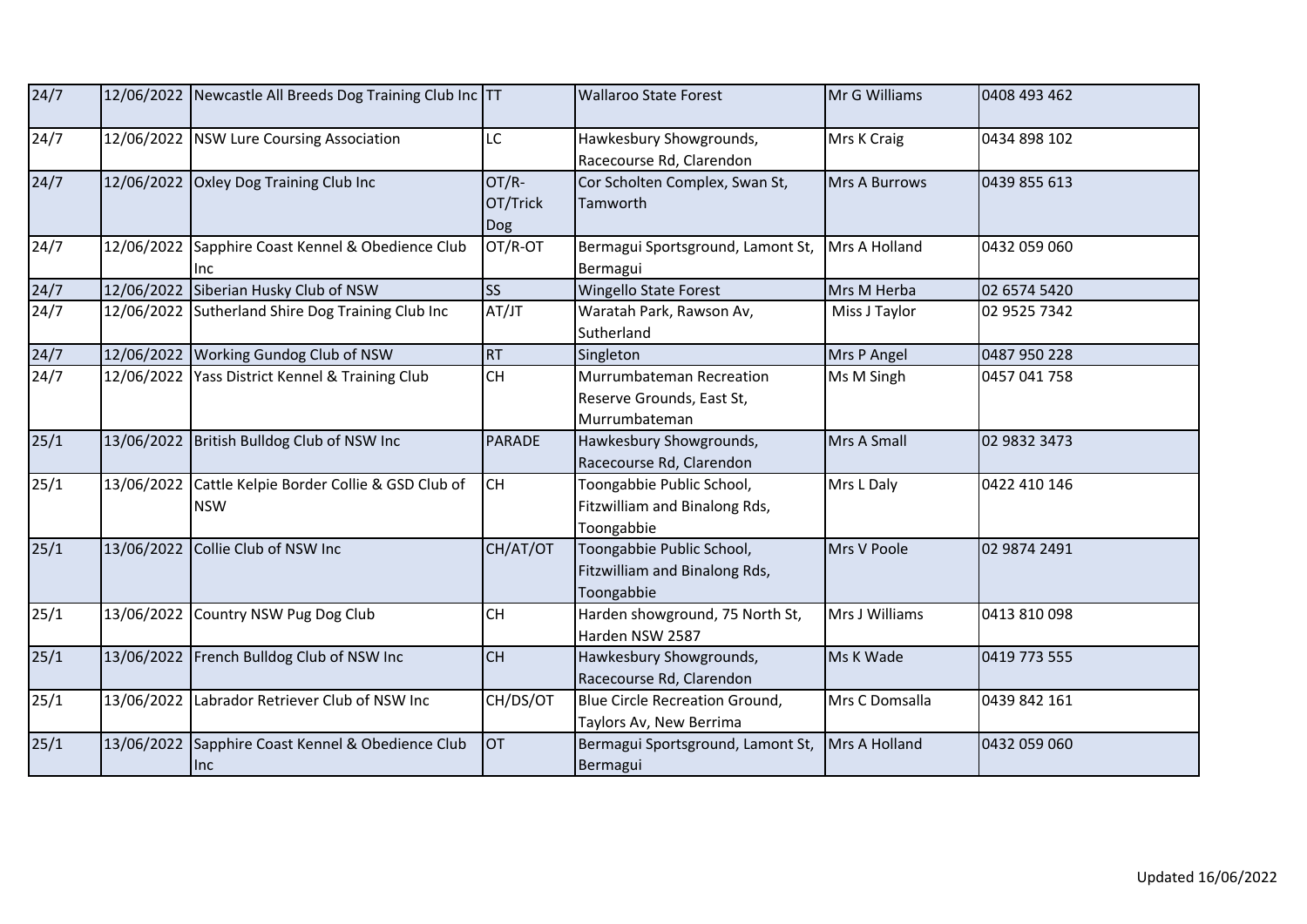| 24/7 | 12/06/2022 | Newcastle All Breeds Dog Training Club Inc | TT | Wallaroo State Forest | Mr G Williams | 0408 493 462 |
|---|---|---|---|---|---|---|
| 24/7 | 12/06/2022 | NSW Lure Coursing Association | LC | Hawkesbury Showgrounds, Racecourse Rd, Clarendon | Mrs K Craig | 0434 898 102 |
| 24/7 | 12/06/2022 | Oxley Dog Training Club Inc | OT/R-OT/Trick Dog | Cor Scholten Complex, Swan St, Tamworth | Mrs A Burrows | 0439 855 613 |
| 24/7 | 12/06/2022 | Sapphire Coast Kennel & Obedience Club Inc | OT/R-OT | Bermagui Sportsground, Lamont St, Bermagui | Mrs A Holland | 0432 059 060 |
| 24/7 | 12/06/2022 | Siberian Husky Club of NSW | SS | Wingello State Forest | Mrs M Herba | 02 6574 5420 |
| 24/7 | 12/06/2022 | Sutherland Shire Dog Training Club Inc | AT/JT | Waratah Park, Rawson Av, Sutherland | Miss J Taylor | 02 9525 7342 |
| 24/7 | 12/06/2022 | Working Gundog Club of NSW | RT | Singleton | Mrs P Angel | 0487 950 228 |
| 24/7 | 12/06/2022 | Yass District Kennel & Training Club | CH | Murrumbateman Recreation Reserve Grounds, East St, Murrumbateman | Ms M Singh | 0457 041 758 |
| 25/1 | 13/06/2022 | British Bulldog Club of NSW Inc | PARADE | Hawkesbury Showgrounds, Racecourse Rd, Clarendon | Mrs A Small | 02 9832 3473 |
| 25/1 | 13/06/2022 | Cattle Kelpie Border Collie & GSD Club of NSW | CH | Toongabbie Public School, Fitzwilliam and Binalong Rds, Toongabbie | Mrs L Daly | 0422 410 146 |
| 25/1 | 13/06/2022 | Collie Club of NSW Inc | CH/AT/OT | Toongabbie Public School, Fitzwilliam and Binalong Rds, Toongabbie | Mrs V Poole | 02 9874 2491 |
| 25/1 | 13/06/2022 | Country NSW Pug Dog Club | CH | Harden showground, 75 North St, Harden NSW 2587 | Mrs J Williams | 0413 810 098 |
| 25/1 | 13/06/2022 | French Bulldog Club of NSW Inc | CH | Hawkesbury Showgrounds, Racecourse Rd, Clarendon | Ms K Wade | 0419 773 555 |
| 25/1 | 13/06/2022 | Labrador Retriever Club of NSW Inc | CH/DS/OT | Blue Circle Recreation Ground, Taylors Av, New Berrima | Mrs C Domsalla | 0439 842 161 |
| 25/1 | 13/06/2022 | Sapphire Coast Kennel & Obedience Club Inc | OT | Bermagui Sportsground, Lamont St, Bermagui | Mrs A Holland | 0432 059 060 |

Updated 16/06/2022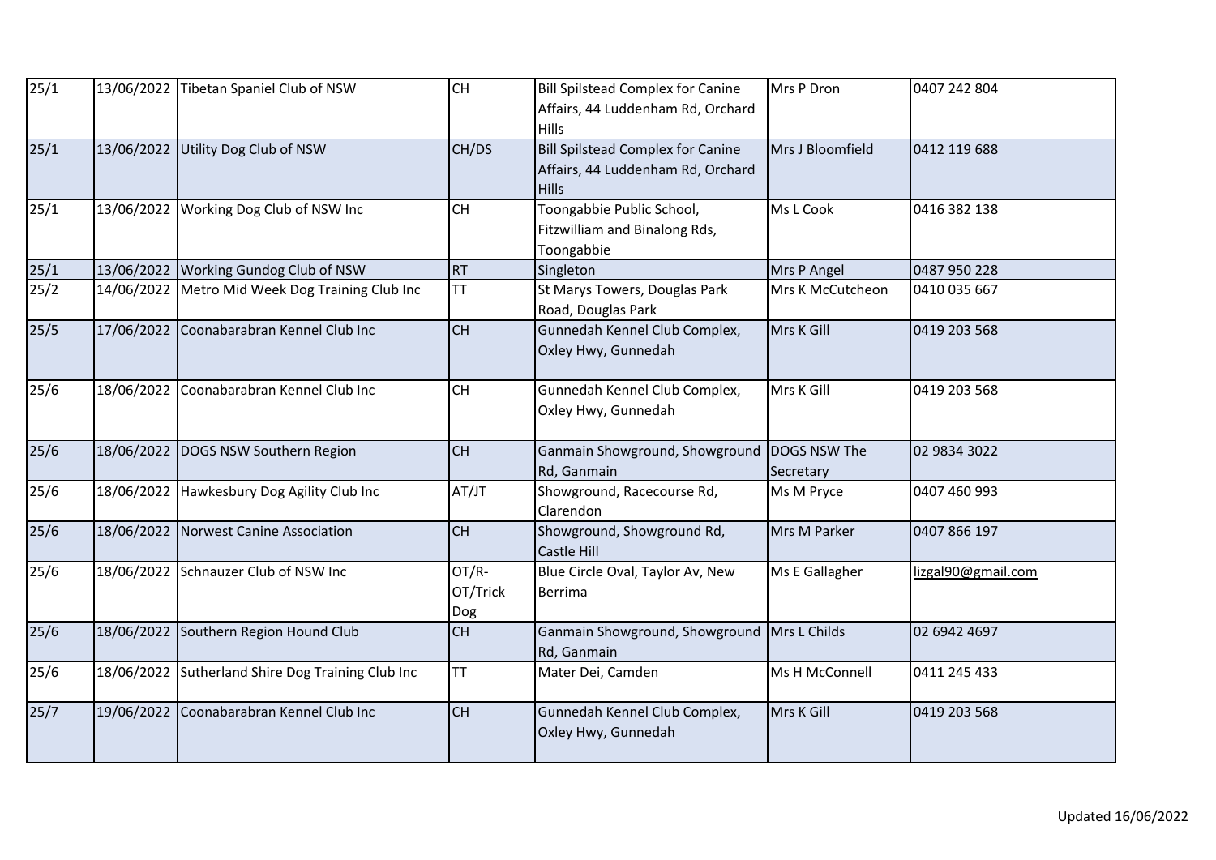| | | | | | | |
|---|---|---|---|---|---|---|
| 25/1 | 13/06/2022 | Tibetan Spaniel Club of NSW | CH | Bill Spilstead Complex for Canine Affairs, 44 Luddenham Rd, Orchard Hills | Mrs P Dron | 0407 242 804 |
| 25/1 | 13/06/2022 | Utility Dog Club of NSW | CH/DS | Bill Spilstead Complex for Canine Affairs, 44 Luddenham Rd, Orchard Hills | Mrs J Bloomfield | 0412 119 688 |
| 25/1 | 13/06/2022 | Working Dog Club of NSW Inc | CH | Toongabbie Public School, Fitzwilliam and Binalong Rds, Toongabbie | Ms L Cook | 0416 382 138 |
| 25/1 | 13/06/2022 | Working Gundog Club of NSW | RT | Singleton | Mrs P Angel | 0487 950 228 |
| 25/2 | 14/06/2022 | Metro Mid Week Dog Training Club Inc | TT | St Marys Towers, Douglas Park Road, Douglas Park | Mrs K McCutcheon | 0410 035 667 |
| 25/5 | 17/06/2022 | Coonabarabran Kennel Club Inc | CH | Gunnedah Kennel Club Complex, Oxley Hwy, Gunnedah | Mrs K Gill | 0419 203 568 |
| 25/6 | 18/06/2022 | Coonabarabran Kennel Club Inc | CH | Gunnedah Kennel Club Complex, Oxley Hwy, Gunnedah | Mrs K Gill | 0419 203 568 |
| 25/6 | 18/06/2022 | DOGS NSW Southern Region | CH | Ganmain Showground, Showground Rd, Ganmain | DOGS NSW The Secretary | 02 9834 3022 |
| 25/6 | 18/06/2022 | Hawkesbury Dog Agility Club Inc | AT/JT | Showground, Racecourse Rd, Clarendon | Ms M Pryce | 0407 460 993 |
| 25/6 | 18/06/2022 | Norwest Canine Association | CH | Showground, Showground Rd, Castle Hill | Mrs M Parker | 0407 866 197 |
| 25/6 | 18/06/2022 | Schnauzer Club of NSW Inc | OT/R-OT/Trick Dog | Blue Circle Oval, Taylor Av, New Berrima | Ms E Gallagher | lizgal90@gmail.com |
| 25/6 | 18/06/2022 | Southern Region Hound Club | CH | Ganmain Showground, Showground Rd, Ganmain | Mrs L Childs | 02 6942 4697 |
| 25/6 | 18/06/2022 | Sutherland Shire Dog Training Club Inc | TT | Mater Dei, Camden | Ms H McConnell | 0411 245 433 |
| 25/7 | 19/06/2022 | Coonabarabran Kennel Club Inc | CH | Gunnedah Kennel Club Complex, Oxley Hwy, Gunnedah | Mrs K Gill | 0419 203 568 |

Updated 16/06/2022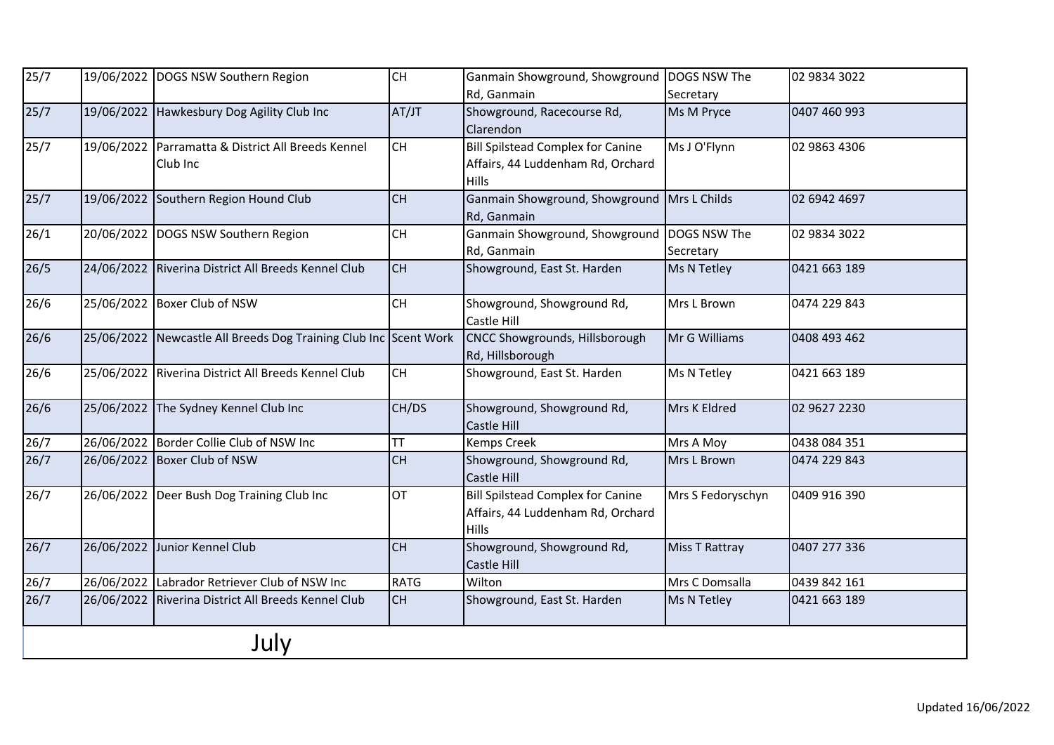| | | | | | | |
|---|---|---|---|---|---|---|
| 25/7 | 19/06/2022 | DOGS NSW Southern Region | CH | Ganmain Showground, Showground Rd, Ganmain | DOGS NSW The Secretary | 02 9834 3022 |
| 25/7 | 19/06/2022 | Hawkesbury Dog Agility Club Inc | AT/JT | Showground, Racecourse Rd, Clarendon | Ms M Pryce | 0407 460 993 |
| 25/7 | 19/06/2022 | Parramatta & District All Breeds Kennel Club Inc | CH | Bill Spilstead Complex for Canine Affairs, 44 Luddenham Rd, Orchard Hills | Ms J O'Flynn | 02 9863 4306 |
| 25/7 | 19/06/2022 | Southern Region Hound Club | CH | Ganmain Showground, Showground Rd, Ganmain | Mrs L Childs | 02 6942 4697 |
| 26/1 | 20/06/2022 | DOGS NSW Southern Region | CH | Ganmain Showground, Showground Rd, Ganmain | DOGS NSW The Secretary | 02 9834 3022 |
| 26/5 | 24/06/2022 | Riverina District All Breeds Kennel Club | CH | Showground, East St. Harden | Ms N Tetley | 0421 663 189 |
| 26/6 | 25/06/2022 | Boxer Club of NSW | CH | Showground, Showground Rd, Castle Hill | Mrs L Brown | 0474 229 843 |
| 26/6 | 25/06/2022 | Newcastle All Breeds Dog Training Club Inc | Scent Work | CNCC Showgrounds, Hillsborough Rd, Hillsborough | Mr G Williams | 0408 493 462 |
| 26/6 | 25/06/2022 | Riverina District All Breeds Kennel Club | CH | Showground, East St. Harden | Ms N Tetley | 0421 663 189 |
| 26/6 | 25/06/2022 | The Sydney Kennel Club Inc | CH/DS | Showground, Showground Rd, Castle Hill | Mrs K Eldred | 02 9627 2230 |
| 26/7 | 26/06/2022 | Border Collie Club of NSW Inc | TT | Kemps Creek | Mrs A Moy | 0438 084 351 |
| 26/7 | 26/06/2022 | Boxer Club of NSW | CH | Showground, Showground Rd, Castle Hill | Mrs L Brown | 0474 229 843 |
| 26/7 | 26/06/2022 | Deer Bush Dog Training Club Inc | OT | Bill Spilstead Complex for Canine Affairs, 44 Luddenham Rd, Orchard Hills | Mrs S Fedoryschyn | 0409 916 390 |
| 26/7 | 26/06/2022 | Junior Kennel Club | CH | Showground, Showground Rd, Castle Hill | Miss T Rattray | 0407 277 336 |
| 26/7 | 26/06/2022 | Labrador Retriever Club of NSW Inc | RATG | Wilton | Mrs C Domsalla | 0439 842 161 |
| 26/7 | 26/06/2022 | Riverina District All Breeds Kennel Club | CH | Showground, East St. Harden | Ms N Tetley | 0421 663 189 |

## July

Updated 16/06/2022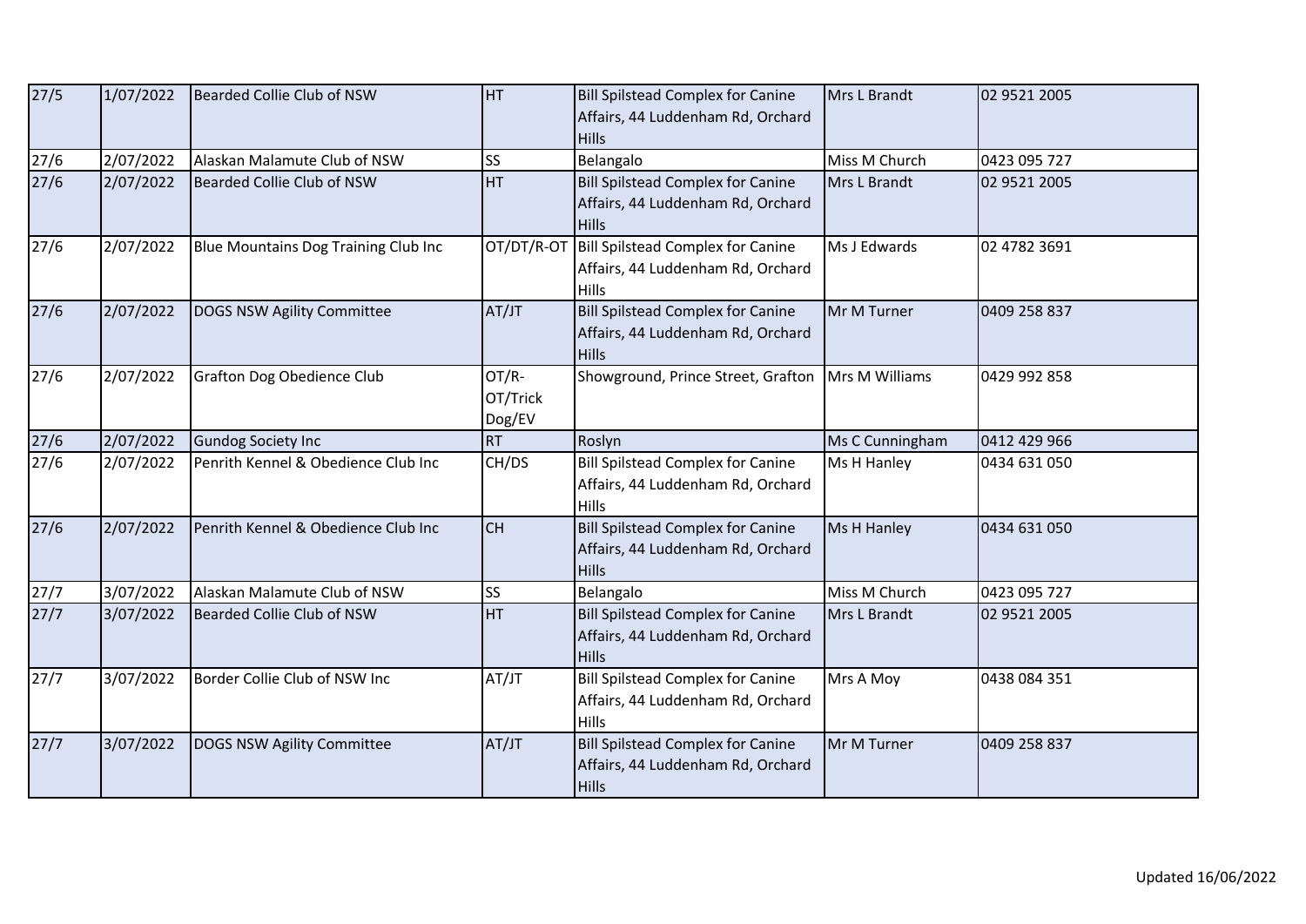| 27/5 | 1/07/2022 | Bearded Collie Club of NSW | HT | Bill Spilstead Complex for Canine Affairs, 44 Luddenham Rd, Orchard Hills | Mrs L Brandt | 02 9521 2005 |
|---|---|---|---|---|---|---|
| 27/6 | 2/07/2022 | Alaskan Malamute Club of NSW | SS | Belangalo | Miss M Church | 0423 095 727 |
| 27/6 | 2/07/2022 | Bearded Collie Club of NSW | HT | Bill Spilstead Complex for Canine Affairs, 44 Luddenham Rd, Orchard Hills | Mrs L Brandt | 02 9521 2005 |
| 27/6 | 2/07/2022 | Blue Mountains Dog Training Club Inc | OT/DT/R-OT | Bill Spilstead Complex for Canine Affairs, 44 Luddenham Rd, Orchard Hills | Ms J Edwards | 02 4782 3691 |
| 27/6 | 2/07/2022 | DOGS NSW Agility Committee | AT/JT | Bill Spilstead Complex for Canine Affairs, 44 Luddenham Rd, Orchard Hills | Mr M Turner | 0409 258 837 |
| 27/6 | 2/07/2022 | Grafton Dog Obedience Club | OT/R-OT/Trick Dog/EV | Showground, Prince Street, Grafton | Mrs M Williams | 0429 992 858 |
| 27/6 | 2/07/2022 | Gundog Society Inc | RT | Roslyn | Ms C Cunningham | 0412 429 966 |
| 27/6 | 2/07/2022 | Penrith Kennel & Obedience Club Inc | CH/DS | Bill Spilstead Complex for Canine Affairs, 44 Luddenham Rd, Orchard Hills | Ms H Hanley | 0434 631 050 |
| 27/6 | 2/07/2022 | Penrith Kennel & Obedience Club Inc | CH | Bill Spilstead Complex for Canine Affairs, 44 Luddenham Rd, Orchard Hills | Ms H Hanley | 0434 631 050 |
| 27/7 | 3/07/2022 | Alaskan Malamute Club of NSW | SS | Belangalo | Miss M Church | 0423 095 727 |
| 27/7 | 3/07/2022 | Bearded Collie Club of NSW | HT | Bill Spilstead Complex for Canine Affairs, 44 Luddenham Rd, Orchard Hills | Mrs L Brandt | 02 9521 2005 |
| 27/7 | 3/07/2022 | Border Collie Club of NSW Inc | AT/JT | Bill Spilstead Complex for Canine Affairs, 44 Luddenham Rd, Orchard Hills | Mrs A Moy | 0438 084 351 |
| 27/7 | 3/07/2022 | DOGS NSW Agility Committee | AT/JT | Bill Spilstead Complex for Canine Affairs, 44 Luddenham Rd, Orchard Hills | Mr M Turner | 0409 258 837 |

Updated 16/06/2022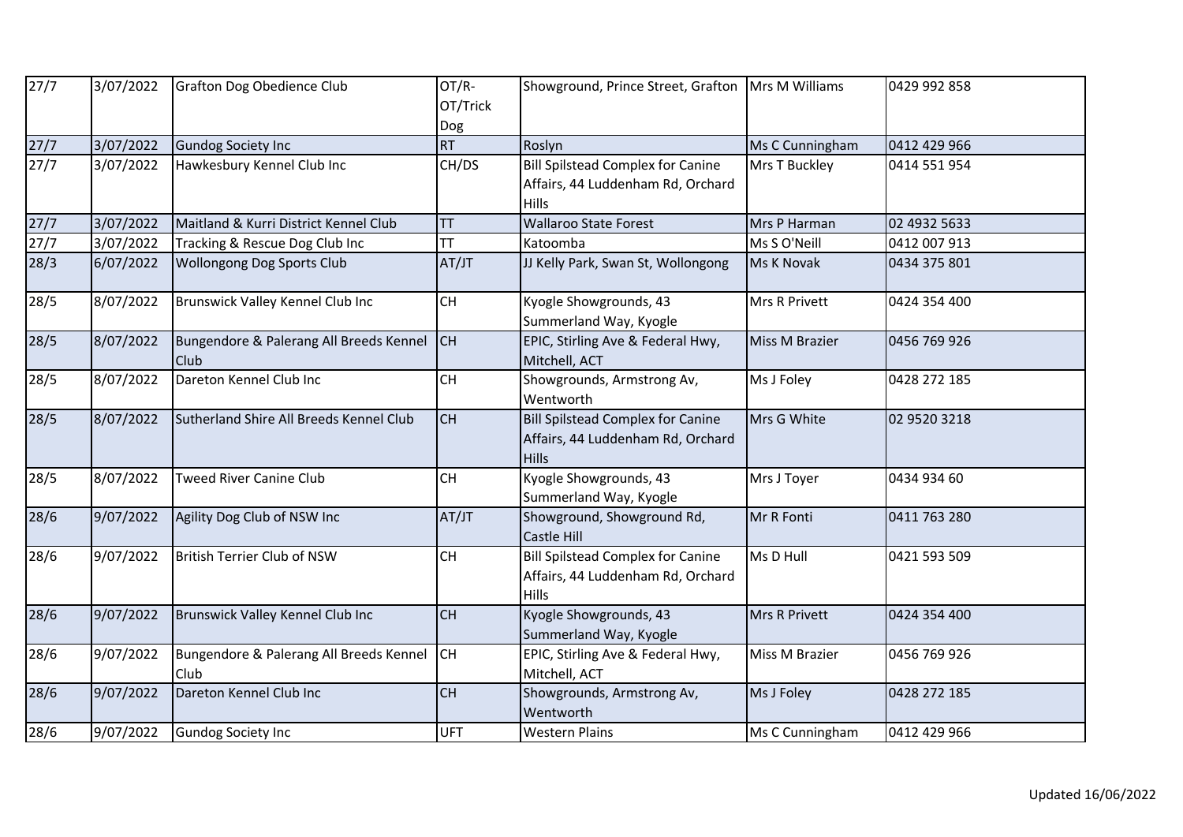| | | | | | | |
|---|---|---|---|---|---|---|
| 27/7 | 3/07/2022 | Grafton Dog Obedience Club | OT/R-OT/Trick Dog | Showground, Prince Street, Grafton | Mrs M Williams | 0429 992 858 |
| 27/7 | 3/07/2022 | Gundog Society Inc | RT | Roslyn | Ms C Cunningham | 0412 429 966 |
| 27/7 | 3/07/2022 | Hawkesbury Kennel Club Inc | CH/DS | Bill Spilstead Complex for Canine Affairs, 44 Luddenham Rd, Orchard Hills | Mrs T Buckley | 0414 551 954 |
| 27/7 | 3/07/2022 | Maitland & Kurri District Kennel Club | TT | Wallaroo State Forest | Mrs P Harman | 02 4932 5633 |
| 27/7 | 3/07/2022 | Tracking & Rescue Dog Club Inc | TT | Katoomba | Ms S O'Neill | 0412 007 913 |
| 28/3 | 6/07/2022 | Wollongong Dog Sports Club | AT/JT | JJ Kelly Park, Swan St, Wollongong | Ms K Novak | 0434 375 801 |
| 28/5 | 8/07/2022 | Brunswick Valley Kennel Club Inc | CH | Kyogle Showgrounds, 43 Summerland Way, Kyogle | Mrs R Privett | 0424 354 400 |
| 28/5 | 8/07/2022 | Bungendore & Palerang All Breeds Kennel Club | CH | EPIC, Stirling Ave & Federal Hwy, Mitchell, ACT | Miss M Brazier | 0456 769 926 |
| 28/5 | 8/07/2022 | Dareton Kennel Club Inc | CH | Showgrounds, Armstrong Av, Wentworth | Ms J Foley | 0428 272 185 |
| 28/5 | 8/07/2022 | Sutherland Shire All Breeds Kennel Club | CH | Bill Spilstead Complex for Canine Affairs, 44 Luddenham Rd, Orchard Hills | Mrs G White | 02 9520 3218 |
| 28/5 | 8/07/2022 | Tweed River Canine Club | CH | Kyogle Showgrounds, 43 Summerland Way, Kyogle | Mrs J Toyer | 0434 934 60 |
| 28/6 | 9/07/2022 | Agility Dog Club of NSW Inc | AT/JT | Showground, Showground Rd, Castle Hill | Mr R Fonti | 0411 763 280 |
| 28/6 | 9/07/2022 | British Terrier Club of NSW | CH | Bill Spilstead Complex for Canine Affairs, 44 Luddenham Rd, Orchard Hills | Ms D Hull | 0421 593 509 |
| 28/6 | 9/07/2022 | Brunswick Valley Kennel Club Inc | CH | Kyogle Showgrounds, 43 Summerland Way, Kyogle | Mrs R Privett | 0424 354 400 |
| 28/6 | 9/07/2022 | Bungendore & Palerang All Breeds Kennel Club | CH | EPIC, Stirling Ave & Federal Hwy, Mitchell, ACT | Miss M Brazier | 0456 769 926 |
| 28/6 | 9/07/2022 | Dareton Kennel Club Inc | CH | Showgrounds, Armstrong Av, Wentworth | Ms J Foley | 0428 272 185 |
| 28/6 | 9/07/2022 | Gundog Society Inc | UFT | Western Plains | Ms C Cunningham | 0412 429 966 |

Updated 16/06/2022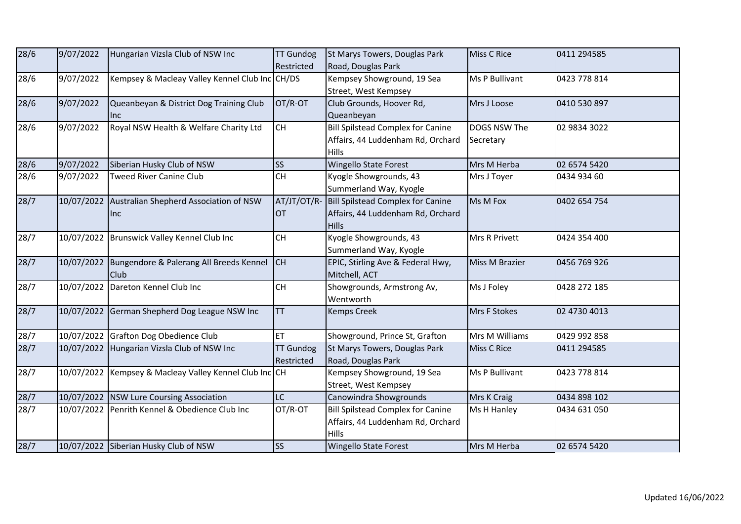| | | | | | | |
|---|---|---|---|---|---|---|
| 28/6 | 9/07/2022 | Hungarian Vizsla Club of NSW Inc | TT Gundog Restricted | St Marys Towers, Douglas Park Road, Douglas Park | Miss C Rice | 0411 294585 |
| 28/6 | 9/07/2022 | Kempsey & Macleay Valley Kennel Club Inc | CH/DS | Kempsey Showground, 19 Sea Street, West Kempsey | Ms P Bullivant | 0423 778 814 |
| 28/6 | 9/07/2022 | Queanbeyan & District Dog Training Club Inc | OT/R-OT | Club Grounds, Hoover Rd, Queanbeyan | Mrs J Loose | 0410 530 897 |
| 28/6 | 9/07/2022 | Royal NSW Health & Welfare Charity Ltd | CH | Bill Spilstead Complex for Canine Affairs, 44 Luddenham Rd, Orchard Hills | DOGS NSW The Secretary | 02 9834 3022 |
| 28/6 | 9/07/2022 | Siberian Husky Club of NSW | SS | Wingello State Forest | Mrs M Herba | 02 6574 5420 |
| 28/6 | 9/07/2022 | Tweed River Canine Club | CH | Kyogle Showgrounds, 43 Summerland Way, Kyogle | Mrs J Toyer | 0434 934 60 |
| 28/7 | 10/07/2022 | Australian Shepherd Association of NSW Inc | AT/JT/OT/R-OT | Bill Spilstead Complex for Canine Affairs, 44 Luddenham Rd, Orchard Hills | Ms M Fox | 0402 654 754 |
| 28/7 | 10/07/2022 | Brunswick Valley Kennel Club Inc | CH | Kyogle Showgrounds, 43 Summerland Way, Kyogle | Mrs R Privett | 0424 354 400 |
| 28/7 | 10/07/2022 | Bungendore & Palerang All Breeds Kennel Club | CH | EPIC, Stirling Ave & Federal Hwy, Mitchell, ACT | Miss M Brazier | 0456 769 926 |
| 28/7 | 10/07/2022 | Dareton Kennel Club Inc | CH | Showgrounds, Armstrong Av, Wentworth | Ms J Foley | 0428 272 185 |
| 28/7 | 10/07/2022 | German Shepherd Dog League NSW Inc | TT | Kemps Creek | Mrs F Stokes | 02 4730 4013 |
| 28/7 | 10/07/2022 | Grafton Dog Obedience Club | ET | Showground, Prince St, Grafton | Mrs M Williams | 0429 992 858 |
| 28/7 | 10/07/2022 | Hungarian Vizsla Club of NSW Inc | TT Gundog Restricted | St Marys Towers, Douglas Park Road, Douglas Park | Miss C Rice | 0411 294585 |
| 28/7 | 10/07/2022 | Kempsey & Macleay Valley Kennel Club Inc | CH | Kempsey Showground, 19 Sea Street, West Kempsey | Ms P Bullivant | 0423 778 814 |
| 28/7 | 10/07/2022 | NSW Lure Coursing Association | LC | Canowindra Showgrounds | Mrs K Craig | 0434 898 102 |
| 28/7 | 10/07/2022 | Penrith Kennel & Obedience Club Inc | OT/R-OT | Bill Spilstead Complex for Canine Affairs, 44 Luddenham Rd, Orchard Hills | Ms H Hanley | 0434 631 050 |
| 28/7 | 10/07/2022 | Siberian Husky Club of NSW | SS | Wingello State Forest | Mrs M Herba | 02 6574 5420 |

Updated 16/06/2022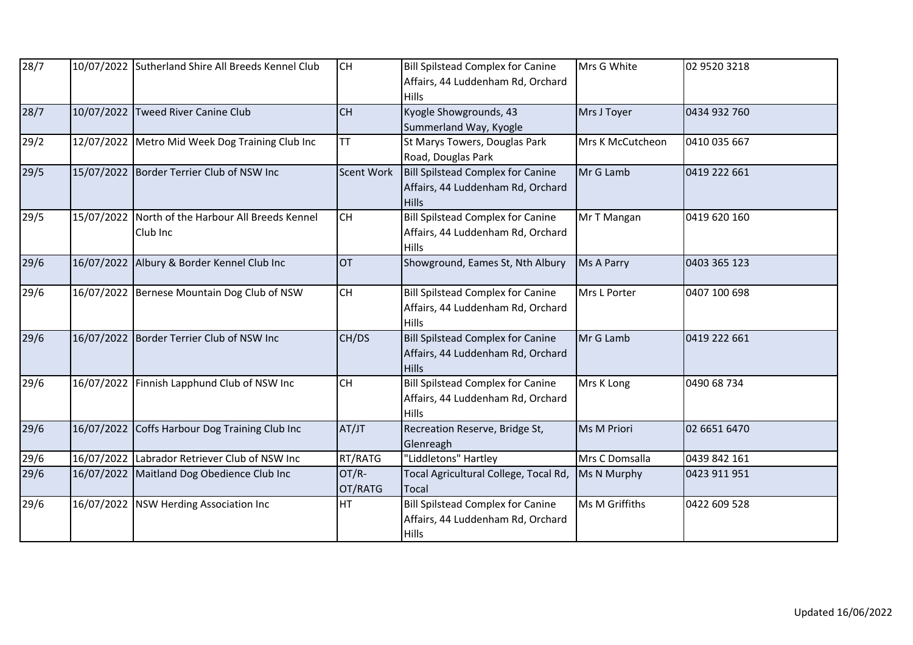| | | | | | | |
|---|---|---|---|---|---|---|
| 28/7 | 10/07/2022 | Sutherland Shire All Breeds Kennel Club | CH | Bill Spilstead Complex for Canine Affairs, 44 Luddenham Rd, Orchard Hills | Mrs G White | 02 9520 3218 |
| 28/7 | 10/07/2022 | Tweed River Canine Club | CH | Kyogle Showgrounds, 43 Summerland Way, Kyogle | Mrs J Toyer | 0434 932 760 |
| 29/2 | 12/07/2022 | Metro Mid Week Dog Training Club Inc | TT | St Marys Towers, Douglas Park Road, Douglas Park | Mrs K McCutcheon | 0410 035 667 |
| 29/5 | 15/07/2022 | Border Terrier Club of NSW Inc | Scent Work | Bill Spilstead Complex for Canine Affairs, 44 Luddenham Rd, Orchard Hills | Mr G Lamb | 0419 222 661 |
| 29/5 | 15/07/2022 | North of the Harbour All Breeds Kennel Club Inc | CH | Bill Spilstead Complex for Canine Affairs, 44 Luddenham Rd, Orchard Hills | Mr T Mangan | 0419 620 160 |
| 29/6 | 16/07/2022 | Albury & Border Kennel Club Inc | OT | Showground, Eames St, Nth Albury | Ms A Parry | 0403 365 123 |
| 29/6 | 16/07/2022 | Bernese Mountain Dog Club of NSW | CH | Bill Spilstead Complex for Canine Affairs, 44 Luddenham Rd, Orchard Hills | Mrs L Porter | 0407 100 698 |
| 29/6 | 16/07/2022 | Border Terrier Club of NSW Inc | CH/DS | Bill Spilstead Complex for Canine Affairs, 44 Luddenham Rd, Orchard Hills | Mr G Lamb | 0419 222 661 |
| 29/6 | 16/07/2022 | Finnish Lapphund Club of NSW Inc | CH | Bill Spilstead Complex for Canine Affairs, 44 Luddenham Rd, Orchard Hills | Mrs K Long | 0490 68 734 |
| 29/6 | 16/07/2022 | Coffs Harbour Dog Training Club Inc | AT/JT | Recreation Reserve, Bridge St, Glenreagh | Ms M Priori | 02 6651 6470 |
| 29/6 | 16/07/2022 | Labrador Retriever Club of NSW Inc | RT/RATG | "Liddletons" Hartley | Mrs C Domsalla | 0439 842 161 |
| 29/6 | 16/07/2022 | Maitland Dog Obedience Club Inc | OT/R-OT/RATG | Tocal Agricultural College, Tocal Rd, Tocal | Ms N Murphy | 0423 911 951 |
| 29/6 | 16/07/2022 | NSW Herding Association Inc | HT | Bill Spilstead Complex for Canine Affairs, 44 Luddenham Rd, Orchard Hills | Ms M Griffiths | 0422 609 528 |

Updated 16/06/2022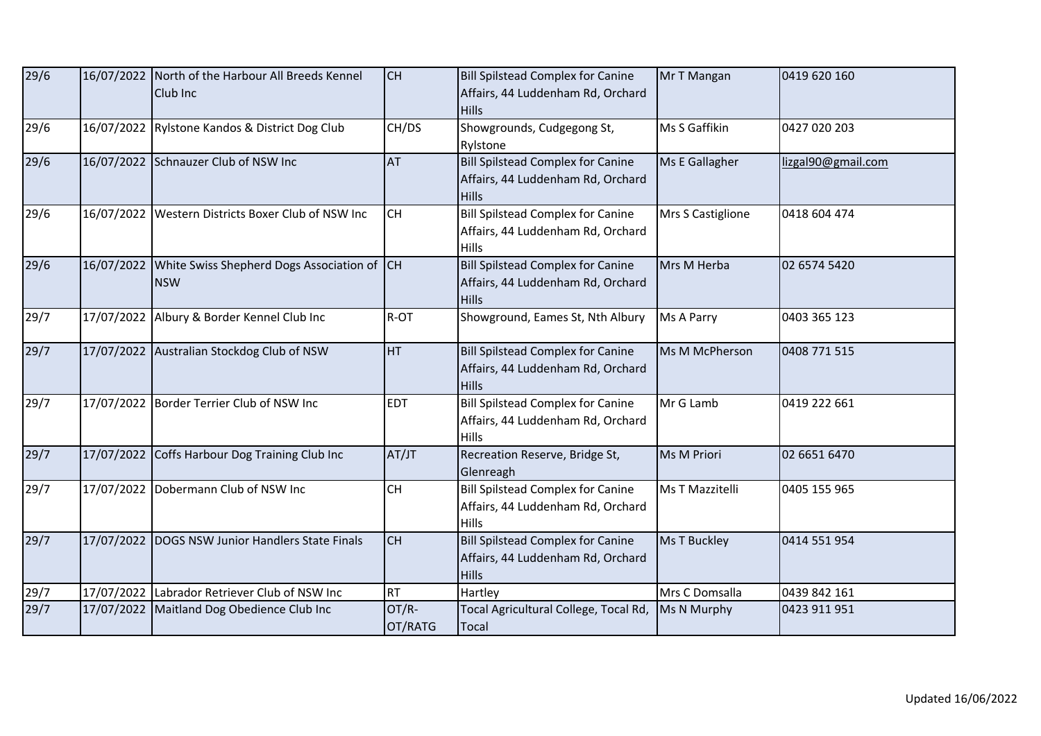| | | | | | | |
|---|---|---|---|---|---|---|
| 29/6 | 16/07/2022 | North of the Harbour All Breeds Kennel Club Inc | CH | Bill Spilstead Complex for Canine Affairs, 44 Luddenham Rd, Orchard Hills | Mr T Mangan | 0419 620 160 |
| 29/6 | 16/07/2022 | Rylstone Kandos & District Dog Club | CH/DS | Showgrounds, Cudgegong St, Rylstone | Ms S Gaffikin | 0427 020 203 |
| 29/6 | 16/07/2022 | Schnauzer Club of NSW Inc | AT | Bill Spilstead Complex for Canine Affairs, 44 Luddenham Rd, Orchard Hills | Ms E Gallagher | lizgal90@gmail.com |
| 29/6 | 16/07/2022 | Western Districts Boxer Club of NSW Inc | CH | Bill Spilstead Complex for Canine Affairs, 44 Luddenham Rd, Orchard Hills | Mrs S Castiglione | 0418 604 474 |
| 29/6 | 16/07/2022 | White Swiss Shepherd Dogs Association of NSW | CH | Bill Spilstead Complex for Canine Affairs, 44 Luddenham Rd, Orchard Hills | Mrs M Herba | 02 6574 5420 |
| 29/7 | 17/07/2022 | Albury & Border Kennel Club Inc | R-OT | Showground, Eames St, Nth Albury | Ms A Parry | 0403 365 123 |
| 29/7 | 17/07/2022 | Australian Stockdog Club of NSW | HT | Bill Spilstead Complex for Canine Affairs, 44 Luddenham Rd, Orchard Hills | Ms M McPherson | 0408 771 515 |
| 29/7 | 17/07/2022 | Border Terrier Club of NSW Inc | EDT | Bill Spilstead Complex for Canine Affairs, 44 Luddenham Rd, Orchard Hills | Mr G Lamb | 0419 222 661 |
| 29/7 | 17/07/2022 | Coffs Harbour Dog Training Club Inc | AT/JT | Recreation Reserve, Bridge St, Glenreagh | Ms M Priori | 02 6651 6470 |
| 29/7 | 17/07/2022 | Dobermann Club of NSW Inc | CH | Bill Spilstead Complex for Canine Affairs, 44 Luddenham Rd, Orchard Hills | Ms T Mazzitelli | 0405 155 965 |
| 29/7 | 17/07/2022 | DOGS NSW Junior Handlers State Finals | CH | Bill Spilstead Complex for Canine Affairs, 44 Luddenham Rd, Orchard Hills | Ms T Buckley | 0414 551 954 |
| 29/7 | 17/07/2022 | Labrador Retriever Club of NSW Inc | RT | Hartley | Mrs C Domsalla | 0439 842 161 |
| 29/7 | 17/07/2022 | Maitland Dog Obedience Club Inc | OT/R-OT/RATG | Tocal Agricultural College, Tocal Rd, Tocal | Ms N Murphy | 0423 911 951 |

Updated 16/06/2022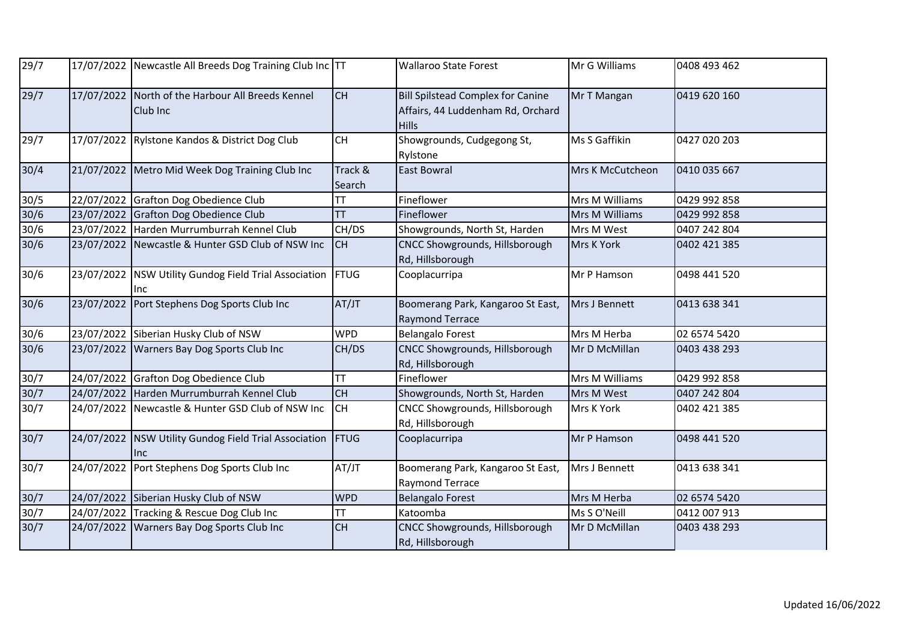| | | | | | | |
|---|---|---|---|---|---|---|
| 29/7 | 17/07/2022 | Newcastle All Breeds Dog Training Club Inc | TT | Wallaroo State Forest | Mr G Williams | 0408 493 462 |
| 29/7 | 17/07/2022 | North of the Harbour All Breeds Kennel Club Inc | CH | Bill Spilstead Complex for Canine Affairs, 44 Luddenham Rd, Orchard Hills | Mr T Mangan | 0419 620 160 |
| 29/7 | 17/07/2022 | Rylstone Kandos & District Dog Club | CH | Showgrounds, Cudgegong St, Rylstone | Ms S Gaffikin | 0427 020 203 |
| 30/4 | 21/07/2022 | Metro Mid Week Dog Training Club Inc | Track & Search | East Bowral | Mrs K McCutcheon | 0410 035 667 |
| 30/5 | 22/07/2022 | Grafton Dog Obedience Club | TT | Fineflower | Mrs M Williams | 0429 992 858 |
| 30/6 | 23/07/2022 | Grafton Dog Obedience Club | TT | Fineflower | Mrs M Williams | 0429 992 858 |
| 30/6 | 23/07/2022 | Harden Murrumburrah Kennel Club | CH/DS | Showgrounds, North St, Harden | Mrs M West | 0407 242 804 |
| 30/6 | 23/07/2022 | Newcastle & Hunter GSD Club of NSW Inc | CH | CNCC Showgrounds, Hillsborough Rd, Hillsborough | Mrs K York | 0402 421 385 |
| 30/6 | 23/07/2022 | NSW Utility Gundog Field Trial Association Inc | FTUG | Cooplacurripa | Mr P Hamson | 0498 441 520 |
| 30/6 | 23/07/2022 | Port Stephens Dog Sports Club Inc | AT/JT | Boomerang Park, Kangaroo St East, Raymond Terrace | Mrs J Bennett | 0413 638 341 |
| 30/6 | 23/07/2022 | Siberian Husky Club of NSW | WPD | Belangalo Forest | Mrs M Herba | 02 6574 5420 |
| 30/6 | 23/07/2022 | Warners Bay Dog Sports Club Inc | CH/DS | CNCC Showgrounds, Hillsborough Rd, Hillsborough | Mr D McMillan | 0403 438 293 |
| 30/7 | 24/07/2022 | Grafton Dog Obedience Club | TT | Fineflower | Mrs M Williams | 0429 992 858 |
| 30/7 | 24/07/2022 | Harden Murrumburrah Kennel Club | CH | Showgrounds, North St, Harden | Mrs M West | 0407 242 804 |
| 30/7 | 24/07/2022 | Newcastle & Hunter GSD Club of NSW Inc | CH | CNCC Showgrounds, Hillsborough Rd, Hillsborough | Mrs K York | 0402 421 385 |
| 30/7 | 24/07/2022 | NSW Utility Gundog Field Trial Association Inc | FTUG | Cooplacurripa | Mr P Hamson | 0498 441 520 |
| 30/7 | 24/07/2022 | Port Stephens Dog Sports Club Inc | AT/JT | Boomerang Park, Kangaroo St East, Raymond Terrace | Mrs J Bennett | 0413 638 341 |
| 30/7 | 24/07/2022 | Siberian Husky Club of NSW | WPD | Belangalo Forest | Mrs M Herba | 02 6574 5420 |
| 30/7 | 24/07/2022 | Tracking & Rescue Dog Club Inc | TT | Katoomba | Ms S O'Neill | 0412 007 913 |
| 30/7 | 24/07/2022 | Warners Bay Dog Sports Club Inc | CH | CNCC Showgrounds, Hillsborough Rd, Hillsborough | Mr D McMillan | 0403 438 293 |

Updated 16/06/2022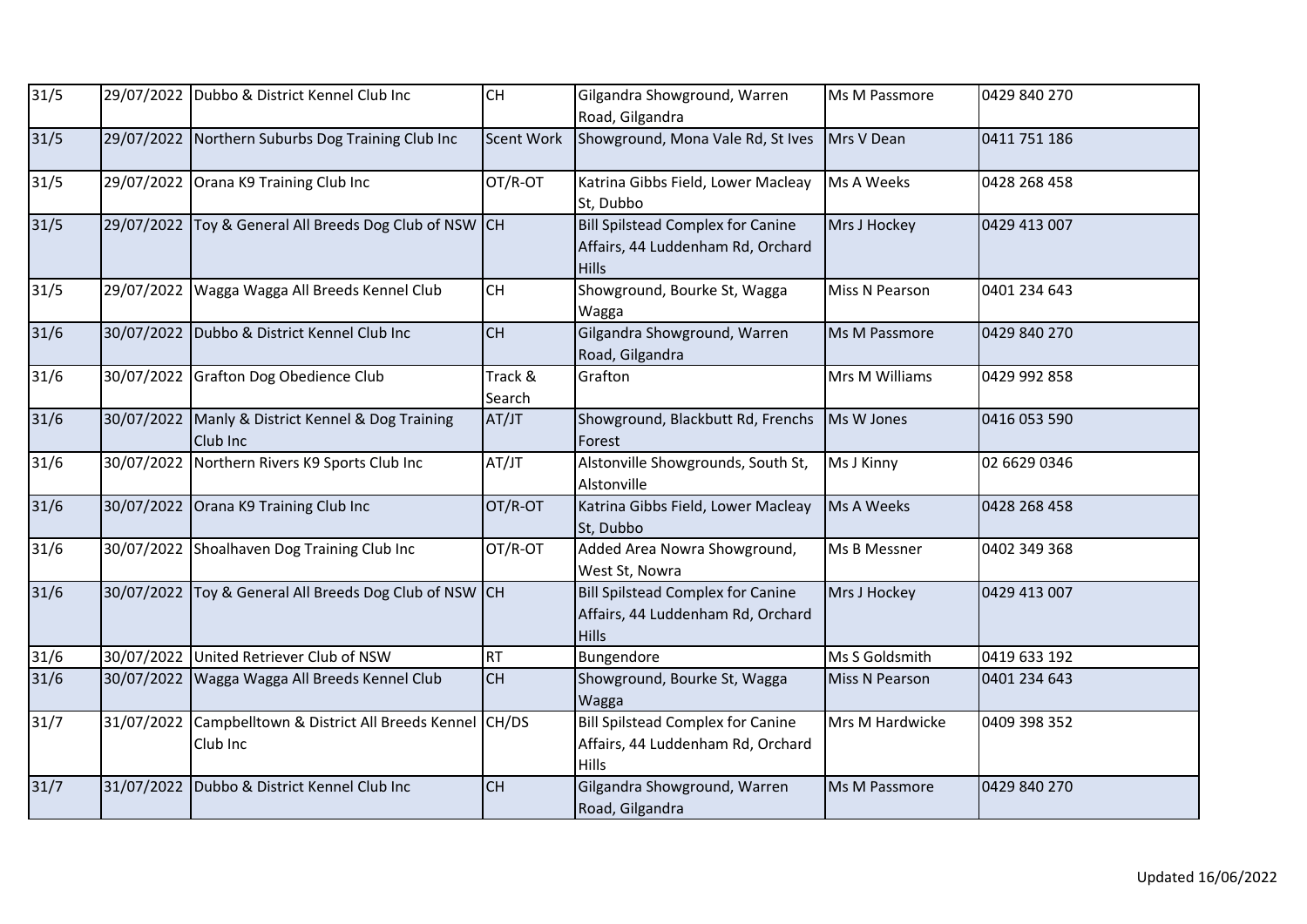| | | | | | | |
|---|---|---|---|---|---|---|
| 31/5 | 29/07/2022 | Dubbo & District Kennel Club Inc | CH | Gilgandra Showground, Warren Road, Gilgandra | Ms M Passmore | 0429 840 270 |
| 31/5 | 29/07/2022 | Northern Suburbs Dog Training Club Inc | Scent Work | Showground, Mona Vale Rd, St Ives | Mrs V Dean | 0411 751 186 |
| 31/5 | 29/07/2022 | Orana K9 Training Club Inc | OT/R-OT | Katrina Gibbs Field, Lower Macleay St, Dubbo | Ms A Weeks | 0428 268 458 |
| 31/5 | 29/07/2022 | Toy & General All Breeds Dog Club of NSW | CH | Bill Spilstead Complex for Canine Affairs, 44 Luddenham Rd, Orchard Hills | Mrs J Hockey | 0429 413 007 |
| 31/5 | 29/07/2022 | Wagga Wagga All Breeds Kennel Club | CH | Showground, Bourke St, Wagga Wagga | Miss N Pearson | 0401 234 643 |
| 31/6 | 30/07/2022 | Dubbo & District Kennel Club Inc | CH | Gilgandra Showground, Warren Road, Gilgandra | Ms M Passmore | 0429 840 270 |
| 31/6 | 30/07/2022 | Grafton Dog Obedience Club | Track & Search | Grafton | Mrs M Williams | 0429 992 858 |
| 31/6 | 30/07/2022 | Manly & District Kennel & Dog Training Club Inc | AT/JT | Showground, Blackbutt Rd, Frenchs Forest | Ms W Jones | 0416 053 590 |
| 31/6 | 30/07/2022 | Northern Rivers K9 Sports Club Inc | AT/JT | Alstonville Showgrounds, South St, Alstonville | Ms J Kinny | 02 6629 0346 |
| 31/6 | 30/07/2022 | Orana K9 Training Club Inc | OT/R-OT | Katrina Gibbs Field, Lower Macleay St, Dubbo | Ms A Weeks | 0428 268 458 |
| 31/6 | 30/07/2022 | Shoalhaven Dog Training Club Inc | OT/R-OT | Added Area Nowra Showground, West St, Nowra | Ms B Messner | 0402 349 368 |
| 31/6 | 30/07/2022 | Toy & General All Breeds Dog Club of NSW | CH | Bill Spilstead Complex for Canine Affairs, 44 Luddenham Rd, Orchard Hills | Mrs J Hockey | 0429 413 007 |
| 31/6 | 30/07/2022 | United Retriever Club of NSW | RT | Bungendore | Ms S Goldsmith | 0419 633 192 |
| 31/6 | 30/07/2022 | Wagga Wagga All Breeds Kennel Club | CH | Showground, Bourke St, Wagga Wagga | Miss N Pearson | 0401 234 643 |
| 31/7 | 31/07/2022 | Campbelltown & District All Breeds Kennel Club Inc | CH/DS | Bill Spilstead Complex for Canine Affairs, 44 Luddenham Rd, Orchard Hills | Mrs M Hardwicke | 0409 398 352 |
| 31/7 | 31/07/2022 | Dubbo & District Kennel Club Inc | CH | Gilgandra Showground, Warren Road, Gilgandra | Ms M Passmore | 0429 840 270 |

Updated 16/06/2022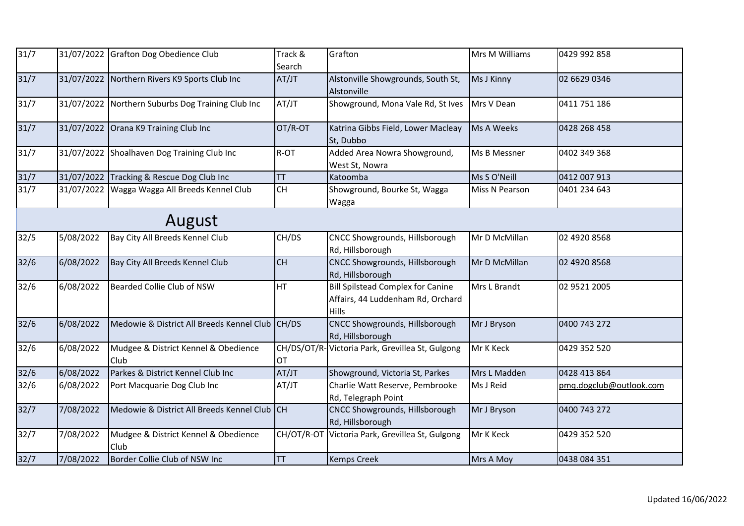| | | | | | | |
|---|---|---|---|---|---|---|
| 31/7 | 31/07/2022 | Grafton Dog Obedience Club | Track & Search | Grafton | Mrs M Williams | 0429 992 858 |
| 31/7 | 31/07/2022 | Northern Rivers K9 Sports Club Inc | AT/JT | Alstonville Showgrounds, South St, Alstonville | Ms J Kinny | 02 6629 0346 |
| 31/7 | 31/07/2022 | Northern Suburbs Dog Training Club Inc | AT/JT | Showground, Mona Vale Rd, St Ives | Mrs V Dean | 0411 751 186 |
| 31/7 | 31/07/2022 | Orana K9 Training Club Inc | OT/R-OT | Katrina Gibbs Field, Lower Macleay St, Dubbo | Ms A Weeks | 0428 268 458 |
| 31/7 | 31/07/2022 | Shoalhaven Dog Training Club Inc | R-OT | Added Area Nowra Showground, West St, Nowra | Ms B Messner | 0402 349 368 |
| 31/7 | 31/07/2022 | Tracking & Rescue Dog Club Inc | TT | Katoomba | Ms S O'Neill | 0412 007 913 |
| 31/7 | 31/07/2022 | Wagga Wagga All Breeds Kennel Club | CH | Showground, Bourke St, Wagga Wagga | Miss N Pearson | 0401 234 643 |
| | | **August** | | | | |
| 32/5 | 5/08/2022 | Bay City All Breeds Kennel Club | CH/DS | CNCC Showgrounds, Hillsborough Rd, Hillsborough | Mr D McMillan | 02 4920 8568 |
| 32/6 | 6/08/2022 | Bay City All Breeds Kennel Club | CH | CNCC Showgrounds, Hillsborough Rd, Hillsborough | Mr D McMillan | 02 4920 8568 |
| 32/6 | 6/08/2022 | Bearded Collie Club of NSW | HT | Bill Spilstead Complex for Canine Affairs, 44 Luddenham Rd, Orchard Hills | Mrs L Brandt | 02 9521 2005 |
| 32/6 | 6/08/2022 | Medowie & District All Breeds Kennel Club | CH/DS | CNCC Showgrounds, Hillsborough Rd, Hillsborough | Mr J Bryson | 0400 743 272 |
| 32/6 | 6/08/2022 | Mudgee & District Kennel & Obedience Club | CH/DS/OT/R-OT | Victoria Park, Grevillea St, Gulgong | Mr K Keck | 0429 352 520 |
| 32/6 | 6/08/2022 | Parkes & District Kennel Club Inc | AT/JT | Showground, Victoria St, Parkes | Mrs L Madden | 0428 413 864 |
| 32/6 | 6/08/2022 | Port Macquarie Dog Club Inc | AT/JT | Charlie Watt Reserve, Pembrooke Rd, Telegraph Point | Ms J Reid | pmq.dogclub@outlook.com |
| 32/7 | 7/08/2022 | Medowie & District All Breeds Kennel Club | CH | CNCC Showgrounds, Hillsborough Rd, Hillsborough | Mr J Bryson | 0400 743 272 |
| 32/7 | 7/08/2022 | Mudgee & District Kennel & Obedience Club | CH/OT/R-OT | Victoria Park, Grevillea St, Gulgong | Mr K Keck | 0429 352 520 |
| 32/7 | 7/08/2022 | Border Collie Club of NSW Inc | TT | Kemps Creek | Mrs A Moy | 0438 084 351 |

Updated 16/06/2022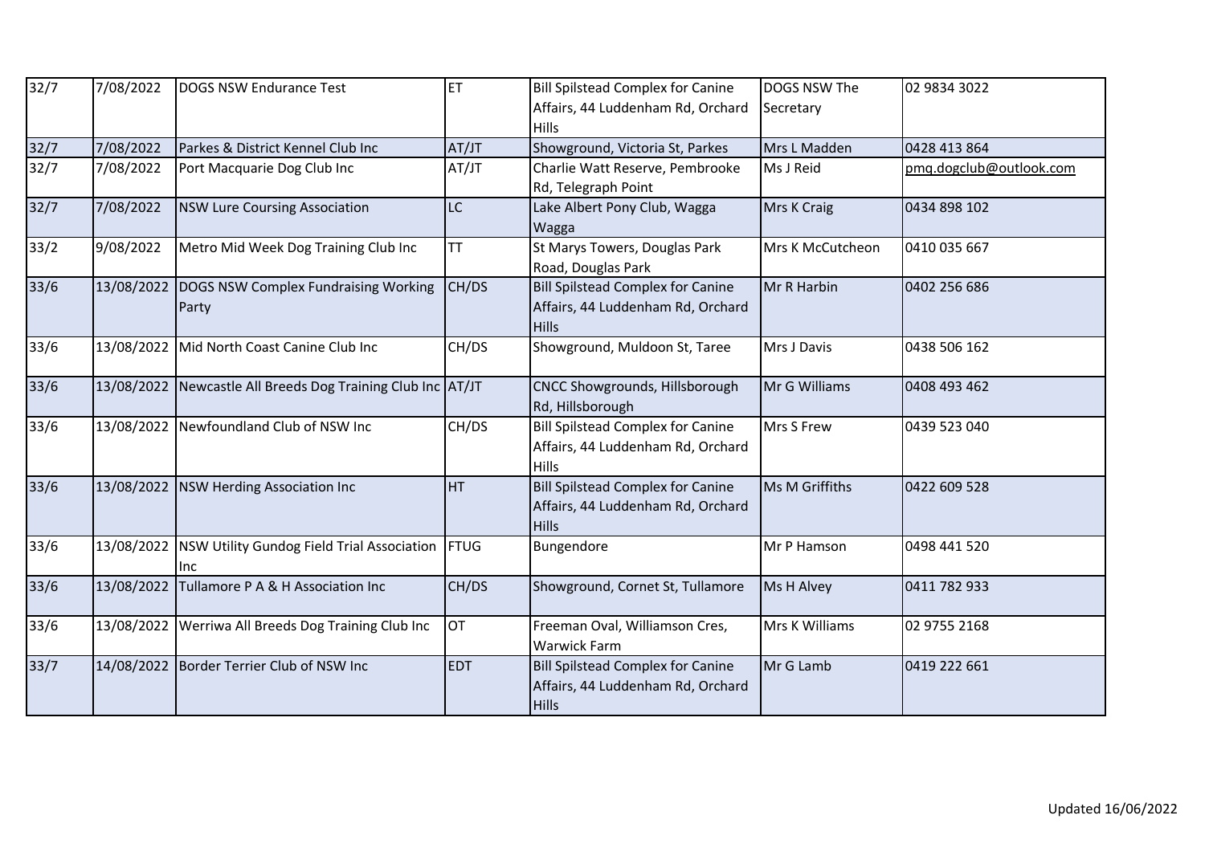| 32/7 | 7/08/2022 | DOGS NSW Endurance Test | ET | Bill Spilstead Complex for Canine Affairs, 44 Luddenham Rd, Orchard Hills | DOGS NSW The Secretary | 02 9834 3022 |
|---|---|---|---|---|---|---|
| 32/7 | 7/08/2022 | Parkes & District Kennel Club Inc | AT/JT | Showground, Victoria St, Parkes | Mrs L Madden | 0428 413 864 |
| 32/7 | 7/08/2022 | Port Macquarie Dog Club Inc | AT/JT | Charlie Watt Reserve, Pembrooke Rd, Telegraph Point | Ms J Reid | pmq.dogclub@outlook.com |
| 32/7 | 7/08/2022 | NSW Lure Coursing Association | LC | Lake Albert Pony Club, Wagga Wagga | Mrs K Craig | 0434 898 102 |
| 33/2 | 9/08/2022 | Metro Mid Week Dog Training Club Inc | TT | St Marys Towers, Douglas Park Road, Douglas Park | Mrs K McCutcheon | 0410 035 667 |
| 33/6 | 13/08/2022 | DOGS NSW Complex Fundraising Working Party | CH/DS | Bill Spilstead Complex for Canine Affairs, 44 Luddenham Rd, Orchard Hills | Mr R Harbin | 0402 256 686 |
| 33/6 | 13/08/2022 | Mid North Coast Canine Club Inc | CH/DS | Showground, Muldoon St, Taree | Mrs J Davis | 0438 506 162 |
| 33/6 | 13/08/2022 | Newcastle All Breeds Dog Training Club Inc | AT/JT | CNCC Showgrounds, Hillsborough Rd, Hillsborough | Mr G Williams | 0408 493 462 |
| 33/6 | 13/08/2022 | Newfoundland Club of NSW Inc | CH/DS | Bill Spilstead Complex for Canine Affairs, 44 Luddenham Rd, Orchard Hills | Mrs S Frew | 0439 523 040 |
| 33/6 | 13/08/2022 | NSW Herding Association Inc | HT | Bill Spilstead Complex for Canine Affairs, 44 Luddenham Rd, Orchard Hills | Ms M Griffiths | 0422 609 528 |
| 33/6 | 13/08/2022 | NSW Utility Gundog Field Trial Association Inc | FTUG | Bungendore | Mr P Hamson | 0498 441 520 |
| 33/6 | 13/08/2022 | Tullamore P A & H Association Inc | CH/DS | Showground, Cornet St, Tullamore | Ms H Alvey | 0411 782 933 |
| 33/6 | 13/08/2022 | Werriwa All Breeds Dog Training Club Inc | OT | Freeman Oval, Williamson Cres, Warwick Farm | Mrs K Williams | 02 9755 2168 |
| 33/7 | 14/08/2022 | Border Terrier Club of NSW Inc | EDT | Bill Spilstead Complex for Canine Affairs, 44 Luddenham Rd, Orchard Hills | Mr G Lamb | 0419 222 661 |

Updated 16/06/2022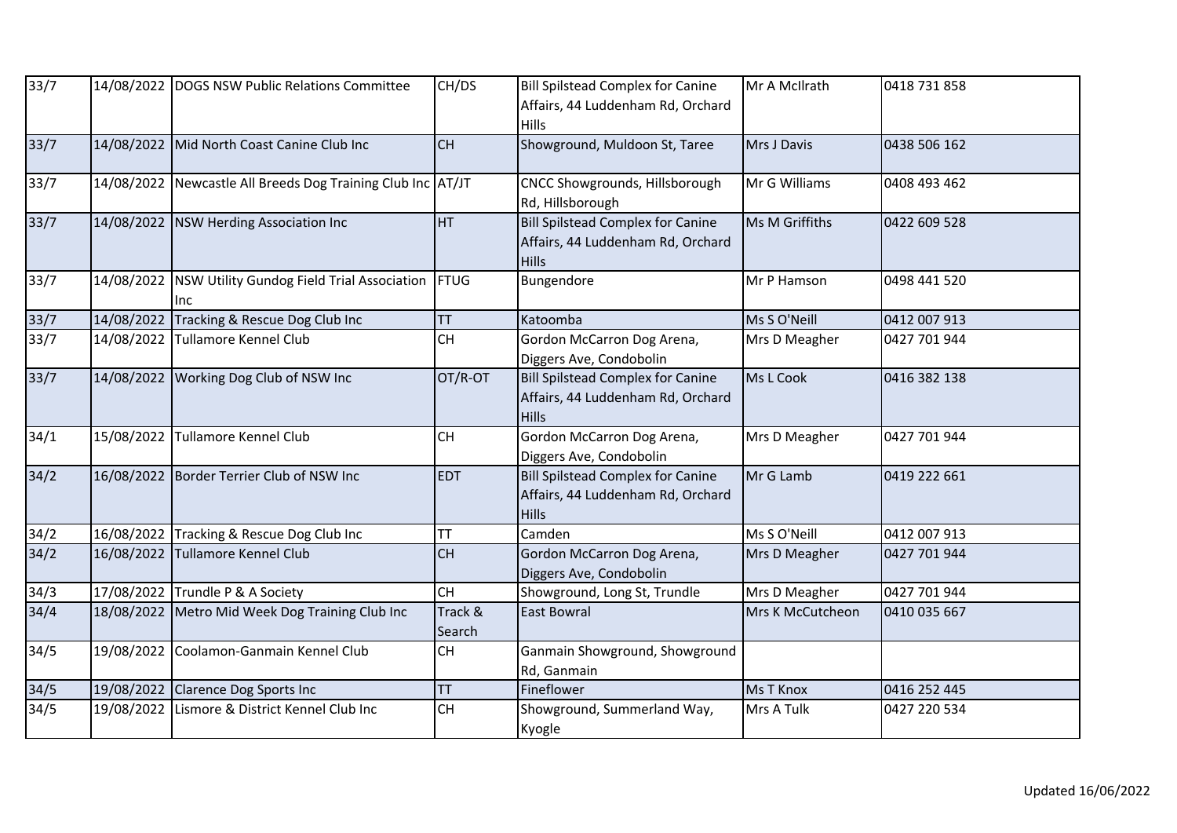| | | | | | | |
|---|---|---|---|---|---|---|
| 33/7 | 14/08/2022 | DOGS NSW Public Relations Committee | CH/DS | Bill Spilstead Complex for Canine Affairs, 44 Luddenham Rd, Orchard Hills | Mr A McIlrath | 0418 731 858 |
| 33/7 | 14/08/2022 | Mid North Coast Canine Club Inc | CH | Showground, Muldoon St, Taree | Mrs J Davis | 0438 506 162 |
| 33/7 | 14/08/2022 | Newcastle All Breeds Dog Training Club Inc | AT/JT | CNCC Showgrounds, Hillsborough Rd, Hillsborough | Mr G Williams | 0408 493 462 |
| 33/7 | 14/08/2022 | NSW Herding Association Inc | HT | Bill Spilstead Complex for Canine Affairs, 44 Luddenham Rd, Orchard Hills | Ms M Griffiths | 0422 609 528 |
| 33/7 | 14/08/2022 | NSW Utility Gundog Field Trial Association Inc | FTUG | Bungendore | Mr P Hamson | 0498 441 520 |
| 33/7 | 14/08/2022 | Tracking & Rescue Dog Club Inc | TT | Katoomba | Ms S O'Neill | 0412 007 913 |
| 33/7 | 14/08/2022 | Tullamore Kennel Club | CH | Gordon McCarron Dog Arena, Diggers Ave, Condobolin | Mrs D Meagher | 0427 701 944 |
| 33/7 | 14/08/2022 | Working Dog Club of NSW Inc | OT/R-OT | Bill Spilstead Complex for Canine Affairs, 44 Luddenham Rd, Orchard Hills | Ms L Cook | 0416 382 138 |
| 34/1 | 15/08/2022 | Tullamore Kennel Club | CH | Gordon McCarron Dog Arena, Diggers Ave, Condobolin | Mrs D Meagher | 0427 701 944 |
| 34/2 | 16/08/2022 | Border Terrier Club of NSW Inc | EDT | Bill Spilstead Complex for Canine Affairs, 44 Luddenham Rd, Orchard Hills | Mr G Lamb | 0419 222 661 |
| 34/2 | 16/08/2022 | Tracking & Rescue Dog Club Inc | TT | Camden | Ms S O'Neill | 0412 007 913 |
| 34/2 | 16/08/2022 | Tullamore Kennel Club | CH | Gordon McCarron Dog Arena, Diggers Ave, Condobolin | Mrs D Meagher | 0427 701 944 |
| 34/3 | 17/08/2022 | Trundle P & A Society | CH | Showground, Long St, Trundle | Mrs D Meagher | 0427 701 944 |
| 34/4 | 18/08/2022 | Metro Mid Week Dog Training Club Inc | Track & Search | East Bowral | Mrs K McCutcheon | 0410 035 667 |
| 34/5 | 19/08/2022 | Coolamon-Ganmain Kennel Club | CH | Ganmain Showground, Showground Rd, Ganmain | | |
| 34/5 | 19/08/2022 | Clarence Dog Sports Inc | TT | Fineflower | Ms T Knox | 0416 252 445 |
| 34/5 | 19/08/2022 | Lismore & District Kennel Club Inc | CH | Showground, Summerland Way, Kyogle | Mrs A Tulk | 0427 220 534 |

Updated 16/06/2022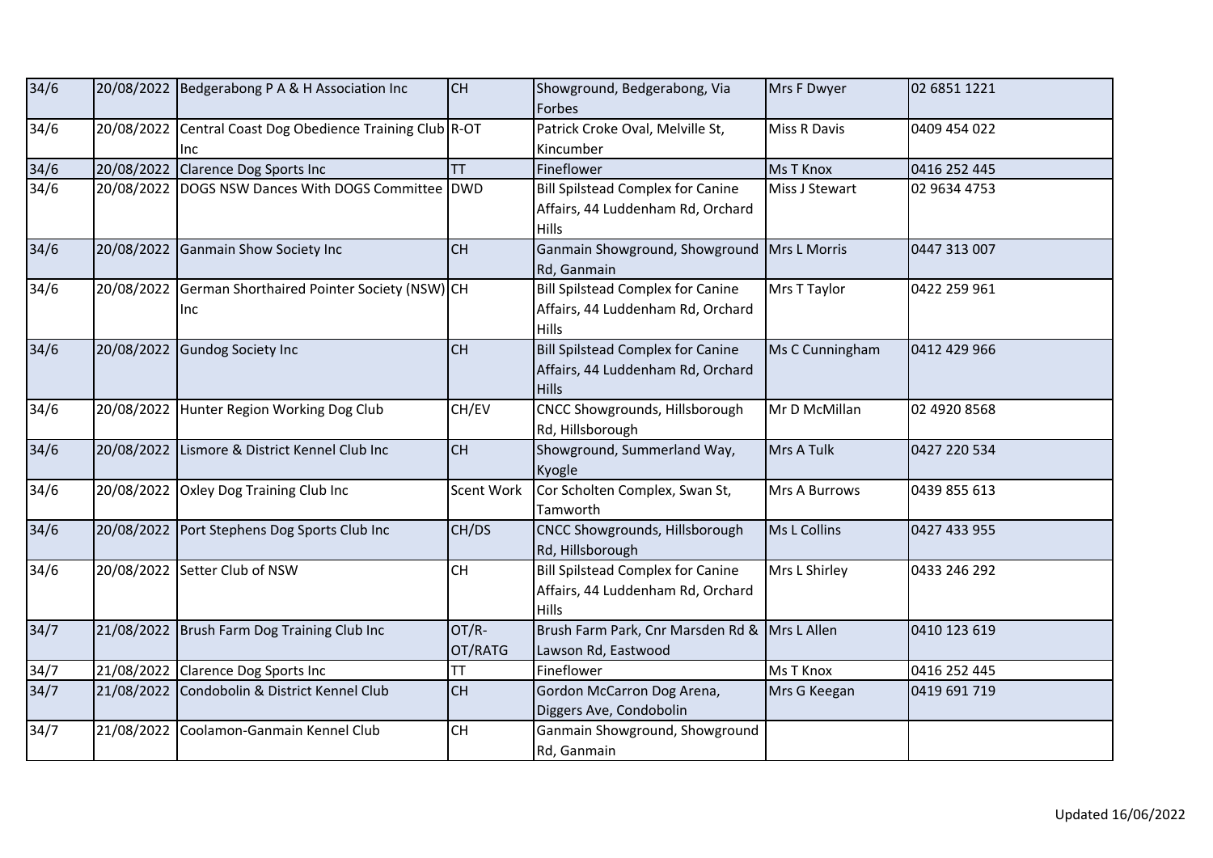| | | | | | | |
|---|---|---|---|---|---|---|
| 34/6 | 20/08/2022 | Bedgerabong P A & H Association Inc | CH | Showground, Bedgerabong, Via Forbes | Mrs F Dwyer | 02 6851 1221 |
| 34/6 | 20/08/2022 | Central Coast Dog Obedience Training Club Inc | R-OT | Patrick Croke Oval, Melville St, Kincumber | Miss R Davis | 0409 454 022 |
| 34/6 | 20/08/2022 | Clarence Dog Sports Inc | TT | Fineflower | Ms T Knox | 0416 252 445 |
| 34/6 | 20/08/2022 | DOGS NSW Dances With DOGS Committee | DWD | Bill Spilstead Complex for Canine Affairs, 44 Luddenham Rd, Orchard Hills | Miss J Stewart | 02 9634 4753 |
| 34/6 | 20/08/2022 | Ganmain Show Society Inc | CH | Ganmain Showground, Showground Rd, Ganmain | Mrs L Morris | 0447 313 007 |
| 34/6 | 20/08/2022 | German Shorthaired Pointer Society (NSW) Inc | CH | Bill Spilstead Complex for Canine Affairs, 44 Luddenham Rd, Orchard Hills | Mrs T Taylor | 0422 259 961 |
| 34/6 | 20/08/2022 | Gundog Society Inc | CH | Bill Spilstead Complex for Canine Affairs, 44 Luddenham Rd, Orchard Hills | Ms C Cunningham | 0412 429 966 |
| 34/6 | 20/08/2022 | Hunter Region Working Dog Club | CH/EV | CNCC Showgrounds, Hillsborough Rd, Hillsborough | Mr D McMillan | 02 4920 8568 |
| 34/6 | 20/08/2022 | Lismore & District Kennel Club Inc | CH | Showground, Summerland Way, Kyogle | Mrs A Tulk | 0427 220 534 |
| 34/6 | 20/08/2022 | Oxley Dog Training Club Inc | Scent Work | Cor Scholten Complex, Swan St, Tamworth | Mrs A Burrows | 0439 855 613 |
| 34/6 | 20/08/2022 | Port Stephens Dog Sports Club Inc | CH/DS | CNCC Showgrounds, Hillsborough Rd, Hillsborough | Ms L Collins | 0427 433 955 |
| 34/6 | 20/08/2022 | Setter Club of NSW | CH | Bill Spilstead Complex for Canine Affairs, 44 Luddenham Rd, Orchard Hills | Mrs L Shirley | 0433 246 292 |
| 34/7 | 21/08/2022 | Brush Farm Dog Training Club Inc | OT/R-OT/RATG | Brush Farm Park, Cnr Marsden Rd & Lawson Rd, Eastwood | Mrs L Allen | 0410 123 619 |
| 34/7 | 21/08/2022 | Clarence Dog Sports Inc | TT | Fineflower | Ms T Knox | 0416 252 445 |
| 34/7 | 21/08/2022 | Condobolin & District Kennel Club | CH | Gordon McCarron Dog Arena, Diggers Ave, Condobolin | Mrs G Keegan | 0419 691 719 |
| 34/7 | 21/08/2022 | Coolamon-Ganmain Kennel Club | CH | Ganmain Showground, Showground Rd, Ganmain | | |

Updated 16/06/2022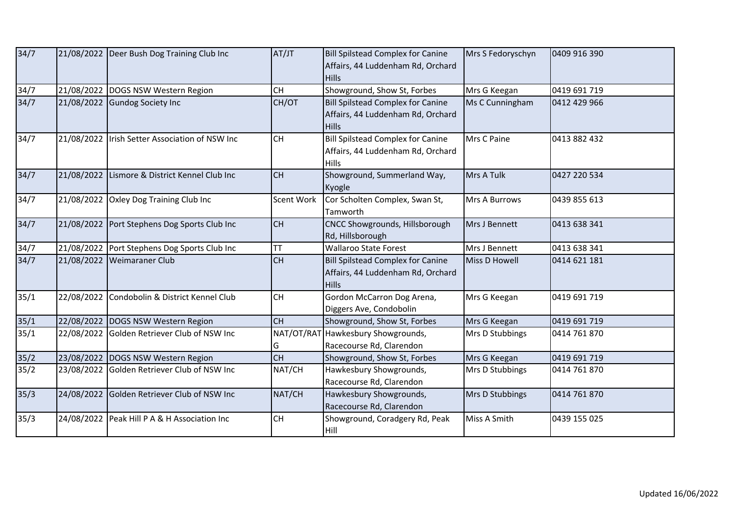| 34/7 | 21/08/2022 | Deer Bush Dog Training Club Inc | AT/JT | Bill Spilstead Complex for Canine Affairs, 44 Luddenham Rd, Orchard Hills | Mrs S Fedoryschyn | 0409 916 390 |
|---|---|---|---|---|---|---|
| 34/7 | 21/08/2022 | DOGS NSW Western Region | CH | Showground, Show St, Forbes | Mrs G Keegan | 0419 691 719 |
| 34/7 | 21/08/2022 | Gundog Society Inc | CH/OT | Bill Spilstead Complex for Canine Affairs, 44 Luddenham Rd, Orchard Hills | Ms C Cunningham | 0412 429 966 |
| 34/7 | 21/08/2022 | Irish Setter Association of NSW Inc | CH | Bill Spilstead Complex for Canine Affairs, 44 Luddenham Rd, Orchard Hills | Mrs C Paine | 0413 882 432 |
| 34/7 | 21/08/2022 | Lismore & District Kennel Club Inc | CH | Showground, Summerland Way, Kyogle | Mrs A Tulk | 0427 220 534 |
| 34/7 | 21/08/2022 | Oxley Dog Training Club Inc | Scent Work | Cor Scholten Complex, Swan St, Tamworth | Mrs A Burrows | 0439 855 613 |
| 34/7 | 21/08/2022 | Port Stephens Dog Sports Club Inc | CH | CNCC Showgrounds, Hillsborough Rd, Hillsborough | Mrs J Bennett | 0413 638 341 |
| 34/7 | 21/08/2022 | Port Stephens Dog Sports Club Inc | TT | Wallaroo State Forest | Mrs J Bennett | 0413 638 341 |
| 34/7 | 21/08/2022 | Weimaraner Club | CH | Bill Spilstead Complex for Canine Affairs, 44 Luddenham Rd, Orchard Hills | Miss D Howell | 0414 621 181 |
| 35/1 | 22/08/2022 | Condobolin & District Kennel Club | CH | Gordon McCarron Dog Arena, Diggers Ave, Condobolin | Mrs G Keegan | 0419 691 719 |
| 35/1 | 22/08/2022 | DOGS NSW Western Region | CH | Showground, Show St, Forbes | Mrs G Keegan | 0419 691 719 |
| 35/1 | 22/08/2022 | Golden Retriever Club of NSW Inc | NAT/OT/RATG | Hawkesbury Showgrounds, Racecourse Rd, Clarendon | Mrs D Stubbings | 0414 761 870 |
| 35/2 | 23/08/2022 | DOGS NSW Western Region | CH | Showground, Show St, Forbes | Mrs G Keegan | 0419 691 719 |
| 35/2 | 23/08/2022 | Golden Retriever Club of NSW Inc | NAT/CH | Hawkesbury Showgrounds, Racecourse Rd, Clarendon | Mrs D Stubbings | 0414 761 870 |
| 35/3 | 24/08/2022 | Golden Retriever Club of NSW Inc | NAT/CH | Hawkesbury Showgrounds, Racecourse Rd, Clarendon | Mrs D Stubbings | 0414 761 870 |
| 35/3 | 24/08/2022 | Peak Hill P A & H Association Inc | CH | Showground, Coradgery Rd, Peak Hill | Miss A Smith | 0439 155 025 |

Updated 16/06/2022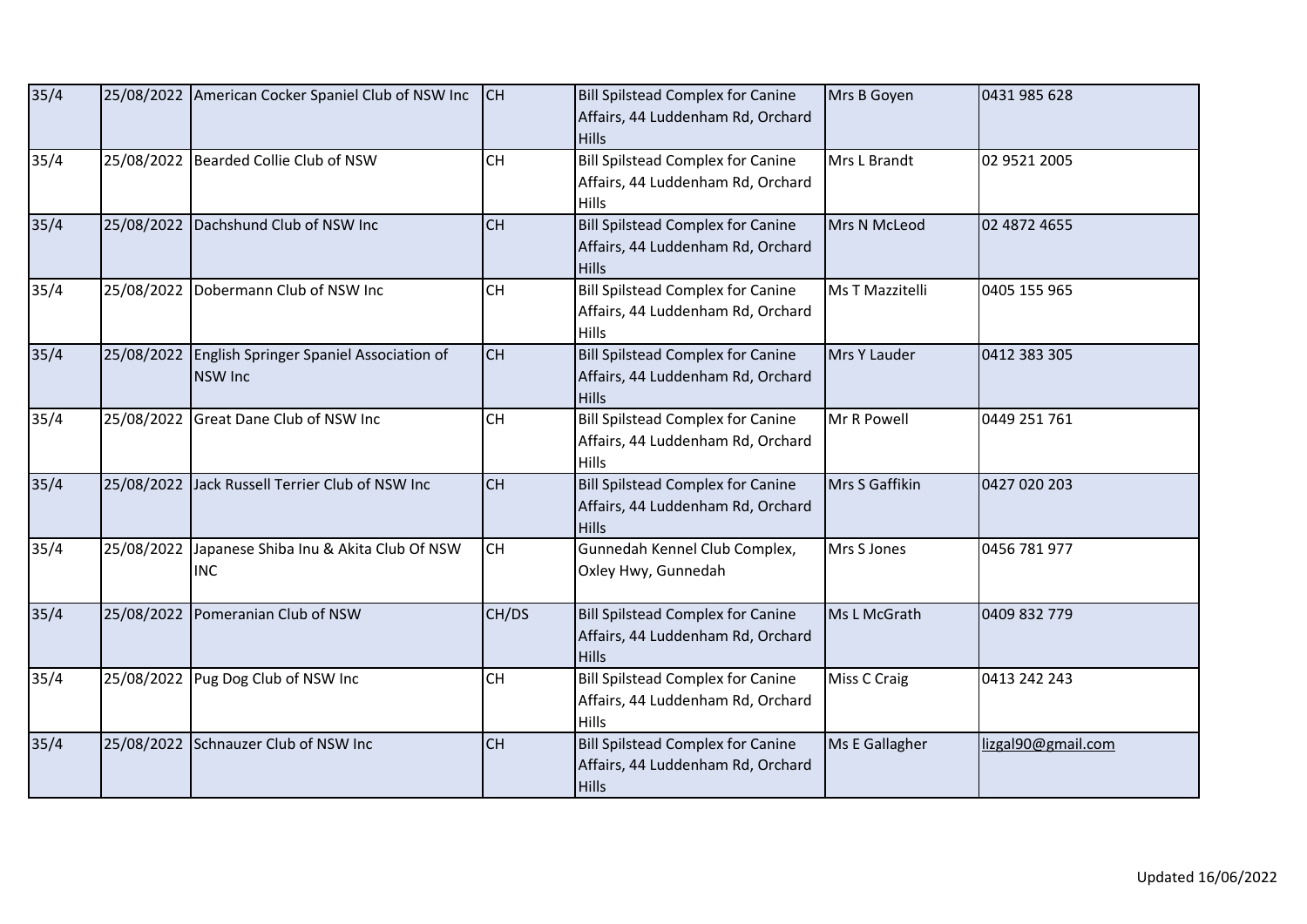| 35/4 | 25/08/2022 | American Cocker Spaniel Club of NSW Inc | CH | Bill Spilstead Complex for Canine Affairs, 44 Luddenham Rd, Orchard Hills | Mrs B Goyen | 0431 985 628 |
|---|---|---|---|---|---|---|
| 35/4 | 25/08/2022 | Bearded Collie Club of NSW | CH | Bill Spilstead Complex for Canine Affairs, 44 Luddenham Rd, Orchard Hills | Mrs L Brandt | 02 9521 2005 |
| 35/4 | 25/08/2022 | Dachshund Club of NSW Inc | CH | Bill Spilstead Complex for Canine Affairs, 44 Luddenham Rd, Orchard Hills | Mrs N McLeod | 02 4872 4655 |
| 35/4 | 25/08/2022 | Dobermann Club of NSW Inc | CH | Bill Spilstead Complex for Canine Affairs, 44 Luddenham Rd, Orchard Hills | Ms T Mazzitelli | 0405 155 965 |
| 35/4 | 25/08/2022 | English Springer Spaniel Association of NSW Inc | CH | Bill Spilstead Complex for Canine Affairs, 44 Luddenham Rd, Orchard Hills | Mrs Y Lauder | 0412 383 305 |
| 35/4 | 25/08/2022 | Great Dane Club of NSW Inc | CH | Bill Spilstead Complex for Canine Affairs, 44 Luddenham Rd, Orchard Hills | Mr R Powell | 0449 251 761 |
| 35/4 | 25/08/2022 | Jack Russell Terrier Club of NSW Inc | CH | Bill Spilstead Complex for Canine Affairs, 44 Luddenham Rd, Orchard Hills | Mrs S Gaffikin | 0427 020 203 |
| 35/4 | 25/08/2022 | Japanese Shiba Inu & Akita Club Of NSW INC | CH | Gunnedah Kennel Club Complex, Oxley Hwy, Gunnedah | Mrs S Jones | 0456 781 977 |
| 35/4 | 25/08/2022 | Pomeranian Club of NSW | CH/DS | Bill Spilstead Complex for Canine Affairs, 44 Luddenham Rd, Orchard Hills | Ms L McGrath | 0409 832 779 |
| 35/4 | 25/08/2022 | Pug Dog Club of NSW Inc | CH | Bill Spilstead Complex for Canine Affairs, 44 Luddenham Rd, Orchard Hills | Miss C Craig | 0413 242 243 |
| 35/4 | 25/08/2022 | Schnauzer Club of NSW Inc | CH | Bill Spilstead Complex for Canine Affairs, 44 Luddenham Rd, Orchard Hills | Ms E Gallagher | lizgal90@gmail.com |

Updated 16/06/2022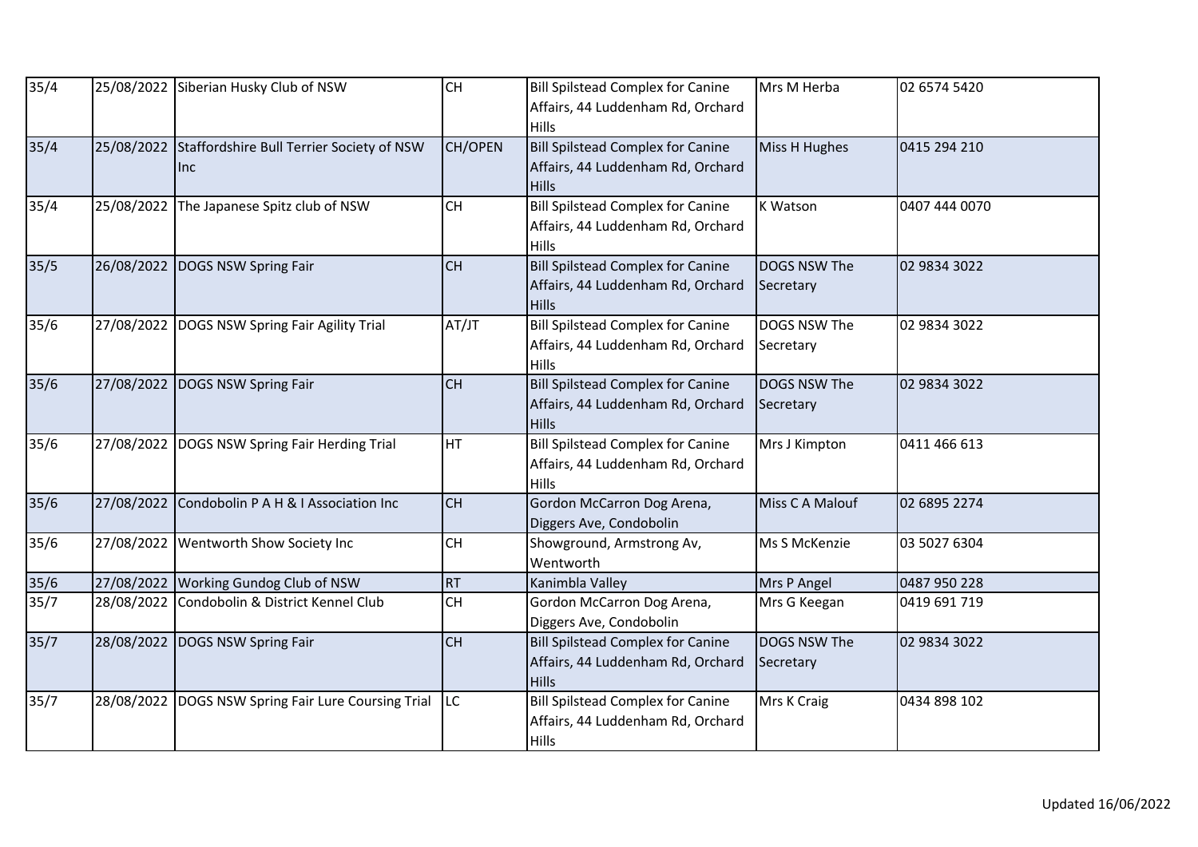| | | | | | | |
|---|---|---|---|---|---|---|
| 35/4 | 25/08/2022 | Siberian Husky Club of NSW | CH | Bill Spilstead Complex for Canine Affairs, 44 Luddenham Rd, Orchard Hills | Mrs M Herba | 02 6574 5420 |
| 35/4 | 25/08/2022 | Staffordshire Bull Terrier Society of NSW Inc | CH/OPEN | Bill Spilstead Complex for Canine Affairs, 44 Luddenham Rd, Orchard Hills | Miss H Hughes | 0415 294 210 |
| 35/4 | 25/08/2022 | The Japanese Spitz club of NSW | CH | Bill Spilstead Complex for Canine Affairs, 44 Luddenham Rd, Orchard Hills | K Watson | 0407 444 0070 |
| 35/5 | 26/08/2022 | DOGS NSW Spring Fair | CH | Bill Spilstead Complex for Canine Affairs, 44 Luddenham Rd, Orchard Hills | DOGS NSW The Secretary | 02 9834 3022 |
| 35/6 | 27/08/2022 | DOGS NSW Spring Fair Agility Trial | AT/JT | Bill Spilstead Complex for Canine Affairs, 44 Luddenham Rd, Orchard Hills | DOGS NSW The Secretary | 02 9834 3022 |
| 35/6 | 27/08/2022 | DOGS NSW Spring Fair | CH | Bill Spilstead Complex for Canine Affairs, 44 Luddenham Rd, Orchard Hills | DOGS NSW The Secretary | 02 9834 3022 |
| 35/6 | 27/08/2022 | DOGS NSW Spring Fair Herding Trial | HT | Bill Spilstead Complex for Canine Affairs, 44 Luddenham Rd, Orchard Hills | Mrs J Kimpton | 0411 466 613 |
| 35/6 | 27/08/2022 | Condobolin P A H & I Association Inc | CH | Gordon McCarron Dog Arena, Diggers Ave, Condobolin | Miss C A Malouf | 02 6895 2274 |
| 35/6 | 27/08/2022 | Wentworth Show Society Inc | CH | Showground, Armstrong Av, Wentworth | Ms S McKenzie | 03 5027 6304 |
| 35/6 | 27/08/2022 | Working Gundog Club of NSW | RT | Kanimbla Valley | Mrs P Angel | 0487 950 228 |
| 35/7 | 28/08/2022 | Condobolin & District Kennel Club | CH | Gordon McCarron Dog Arena, Diggers Ave, Condobolin | Mrs G Keegan | 0419 691 719 |
| 35/7 | 28/08/2022 | DOGS NSW Spring Fair | CH | Bill Spilstead Complex for Canine Affairs, 44 Luddenham Rd, Orchard Hills | DOGS NSW The Secretary | 02 9834 3022 |
| 35/7 | 28/08/2022 | DOGS NSW Spring Fair Lure Coursing Trial | LC | Bill Spilstead Complex for Canine Affairs, 44 Luddenham Rd, Orchard Hills | Mrs K Craig | 0434 898 102 |

Updated 16/06/2022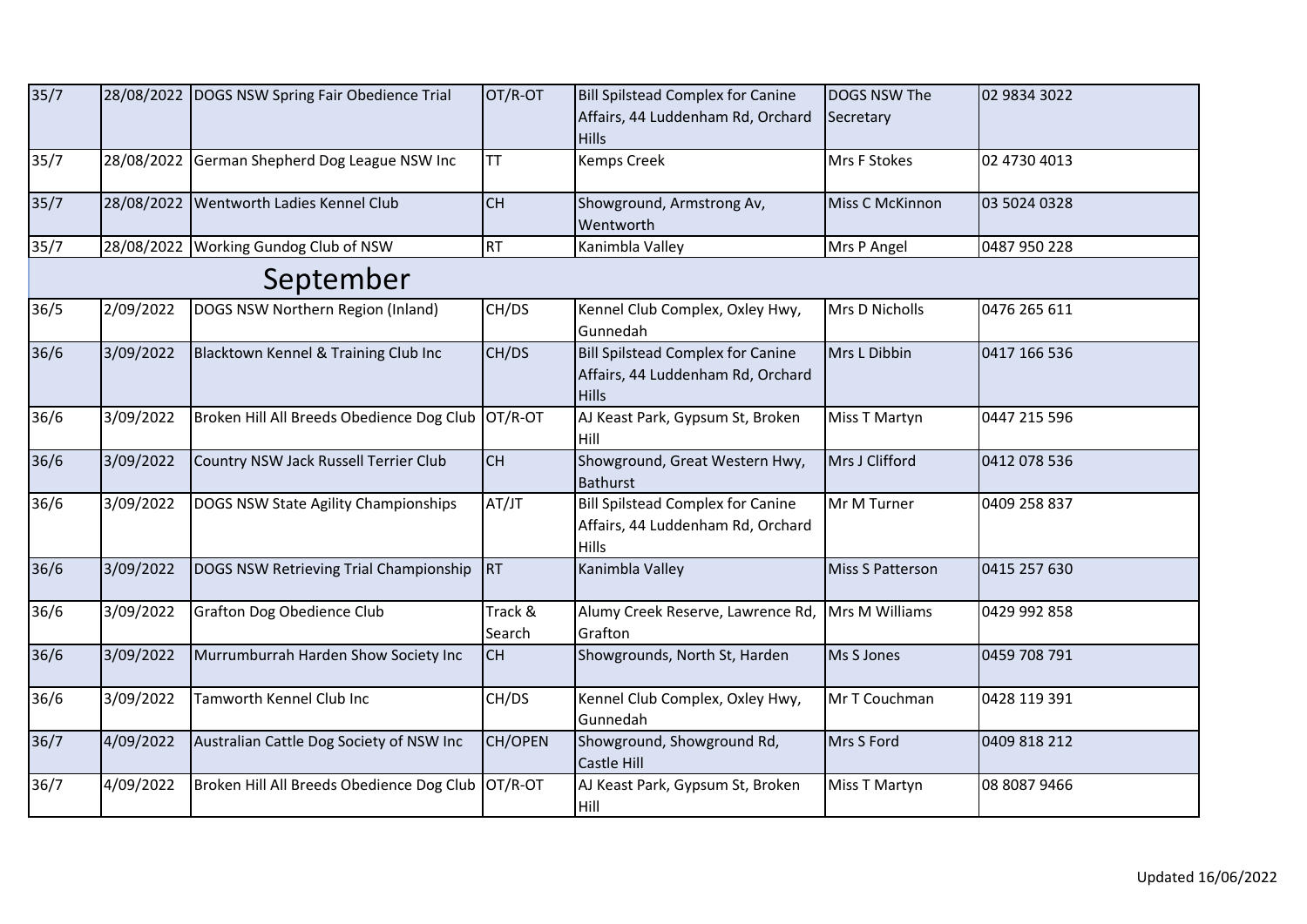| | | | | | | |
|---|---|---|---|---|---|---|
| 35/7 | 28/08/2022 | DOGS NSW Spring Fair Obedience Trial | OT/R-OT | Bill Spilstead Complex for Canine Affairs, 44 Luddenham Rd, Orchard Hills | DOGS NSW The Secretary | 02 9834 3022 |
| 35/7 | 28/08/2022 | German Shepherd Dog League NSW Inc | TT | Kemps Creek | Mrs F Stokes | 02 4730 4013 |
| 35/7 | 28/08/2022 | Wentworth Ladies Kennel Club | CH | Showground, Armstrong Av, Wentworth | Miss C McKinnon | 03 5024 0328 |
| 35/7 | 28/08/2022 | Working Gundog Club of NSW | RT | Kanimbla Valley | Mrs P Angel | 0487 950 228 |
| | | **September** | | | | |
| 36/5 | 2/09/2022 | DOGS NSW Northern Region (Inland) | CH/DS | Kennel Club Complex, Oxley Hwy, Gunnedah | Mrs D Nicholls | 0476 265 611 |
| 36/6 | 3/09/2022 | Blacktown Kennel & Training Club Inc | CH/DS | Bill Spilstead Complex for Canine Affairs, 44 Luddenham Rd, Orchard Hills | Mrs L Dibbin | 0417 166 536 |
| 36/6 | 3/09/2022 | Broken Hill All Breeds Obedience Dog Club | OT/R-OT | AJ Keast Park, Gypsum St, Broken Hill | Miss T Martyn | 0447 215 596 |
| 36/6 | 3/09/2022 | Country NSW Jack Russell Terrier Club | CH | Showground, Great Western Hwy, Bathurst | Mrs J Clifford | 0412 078 536 |
| 36/6 | 3/09/2022 | DOGS NSW State Agility Championships | AT/JT | Bill Spilstead Complex for Canine Affairs, 44 Luddenham Rd, Orchard Hills | Mr M Turner | 0409 258 837 |
| 36/6 | 3/09/2022 | DOGS NSW Retrieving Trial Championship | RT | Kanimbla Valley | Miss S Patterson | 0415 257 630 |
| 36/6 | 3/09/2022 | Grafton Dog Obedience Club | Track & Search | Alumy Creek Reserve, Lawrence Rd, Grafton | Mrs M Williams | 0429 992 858 |
| 36/6 | 3/09/2022 | Murrumburrah Harden Show Society Inc | CH | Showgrounds, North St, Harden | Ms S Jones | 0459 708 791 |
| 36/6 | 3/09/2022 | Tamworth Kennel Club Inc | CH/DS | Kennel Club Complex, Oxley Hwy, Gunnedah | Mr T Couchman | 0428 119 391 |
| 36/7 | 4/09/2022 | Australian Cattle Dog Society of NSW Inc | CH/OPEN | Showground, Showground Rd, Castle Hill | Mrs S Ford | 0409 818 212 |
| 36/7 | 4/09/2022 | Broken Hill All Breeds Obedience Dog Club | OT/R-OT | AJ Keast Park, Gypsum St, Broken Hill | Miss T Martyn | 08 8087 9466 |

Updated 16/06/2022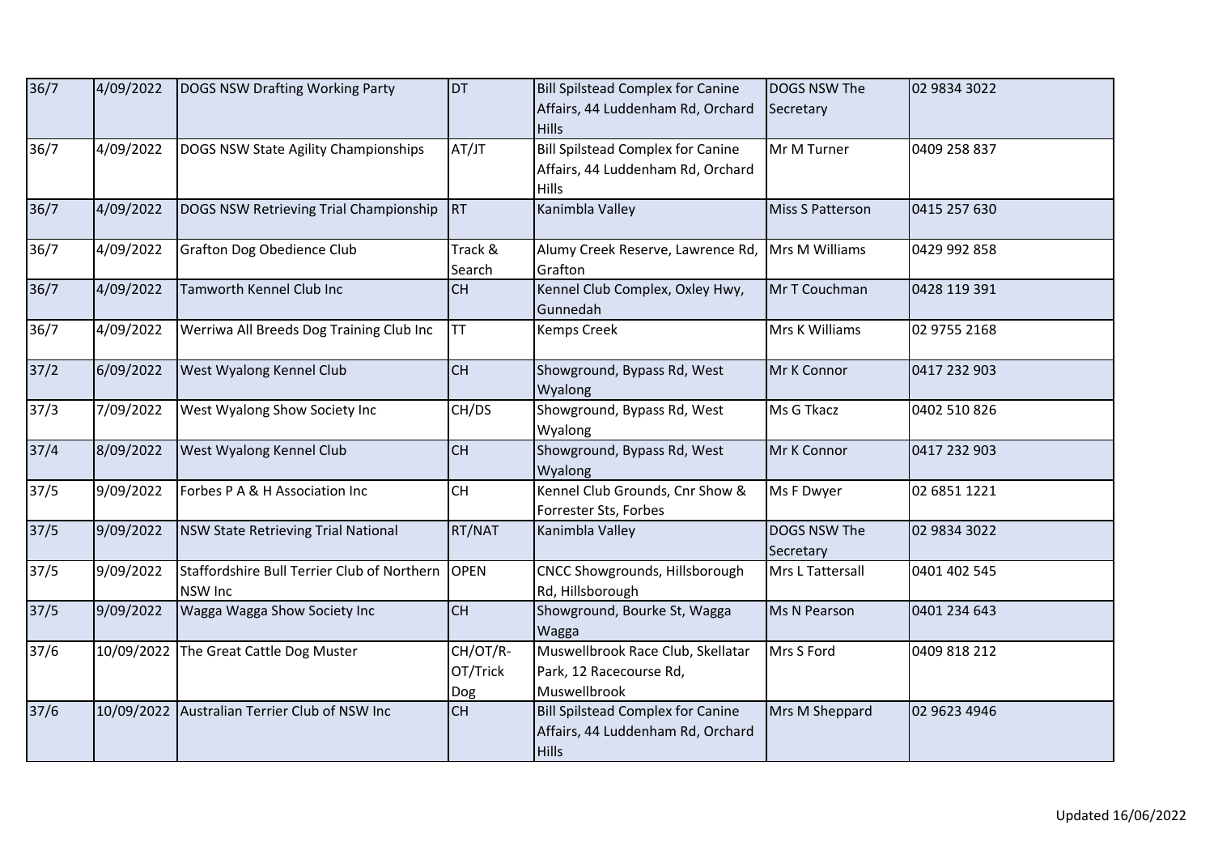| 36/7 | 4/09/2022 | DOGS NSW Drafting Working Party | DT | Bill Spilstead Complex for Canine Affairs, 44 Luddenham Rd, Orchard Hills | DOGS NSW The Secretary | 02 9834 3022 |
|---|---|---|---|---|---|---|
| 36/7 | 4/09/2022 | DOGS NSW State Agility Championships | AT/JT | Bill Spilstead Complex for Canine Affairs, 44 Luddenham Rd, Orchard Hills | Mr M Turner | 0409 258 837 |
| 36/7 | 4/09/2022 | DOGS NSW Retrieving Trial Championship | RT | Kanimbla Valley | Miss S Patterson | 0415 257 630 |
| 36/7 | 4/09/2022 | Grafton Dog Obedience Club | Track & Search | Alumy Creek Reserve, Lawrence Rd, Grafton | Mrs M Williams | 0429 992 858 |
| 36/7 | 4/09/2022 | Tamworth Kennel Club Inc | CH | Kennel Club Complex, Oxley Hwy, Gunnedah | Mr T Couchman | 0428 119 391 |
| 36/7 | 4/09/2022 | Werriwa All Breeds Dog Training Club Inc | TT | Kemps Creek | Mrs K Williams | 02 9755 2168 |
| 37/2 | 6/09/2022 | West Wyalong Kennel Club | CH | Showground, Bypass Rd, West Wyalong | Mr K Connor | 0417 232 903 |
| 37/3 | 7/09/2022 | West Wyalong Show Society Inc | CH/DS | Showground, Bypass Rd, West Wyalong | Ms G Tkacz | 0402 510 826 |
| 37/4 | 8/09/2022 | West Wyalong Kennel Club | CH | Showground, Bypass Rd, West Wyalong | Mr K Connor | 0417 232 903 |
| 37/5 | 9/09/2022 | Forbes P A & H Association Inc | CH | Kennel Club Grounds, Cnr Show & Forrester Sts, Forbes | Ms F Dwyer | 02 6851 1221 |
| 37/5 | 9/09/2022 | NSW State Retrieving Trial National | RT/NAT | Kanimbla Valley | DOGS NSW The Secretary | 02 9834 3022 |
| 37/5 | 9/09/2022 | Staffordshire Bull Terrier Club of Northern NSW Inc | OPEN | CNCC Showgrounds, Hillsborough Rd, Hillsborough | Mrs L Tattersall | 0401 402 545 |
| 37/5 | 9/09/2022 | Wagga Wagga Show Society Inc | CH | Showground, Bourke St, Wagga Wagga | Ms N Pearson | 0401 234 643 |
| 37/6 | 10/09/2022 | The Great Cattle Dog Muster | CH/OT/R-OT/Trick Dog | Muswellbrook Race Club, Skellatar Park, 12 Racecourse Rd, Muswellbrook | Mrs S Ford | 0409 818 212 |
| 37/6 | 10/09/2022 | Australian Terrier Club of NSW Inc | CH | Bill Spilstead Complex for Canine Affairs, 44 Luddenham Rd, Orchard Hills | Mrs M Sheppard | 02 9623 4946 |

Updated 16/06/2022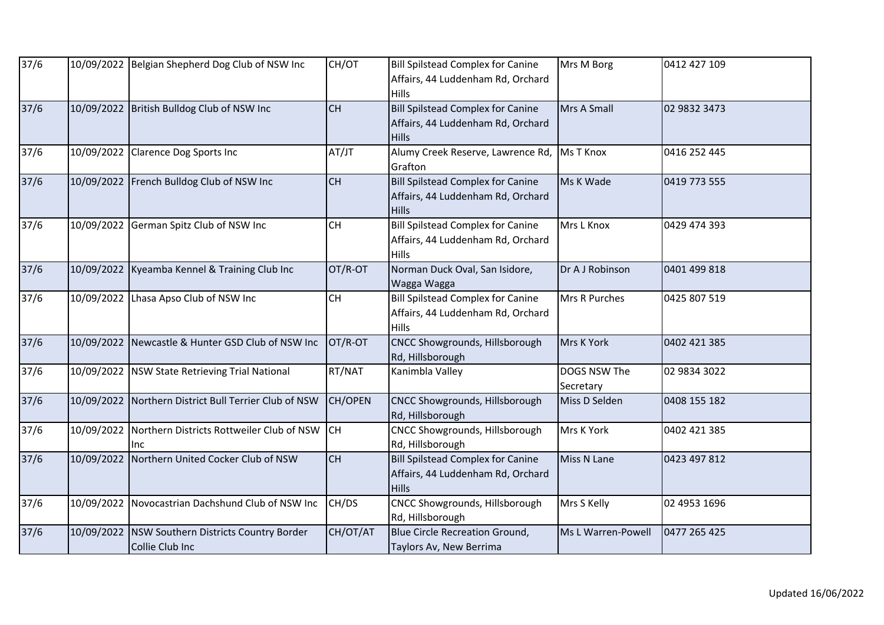| | | | | | | |
|---|---|---|---|---|---|---|
| 37/6 | 10/09/2022 | Belgian Shepherd Dog Club of NSW Inc | CH/OT | Bill Spilstead Complex for Canine Affairs, 44 Luddenham Rd, Orchard Hills | Mrs M Borg | 0412 427 109 |
| 37/6 | 10/09/2022 | British Bulldog Club of NSW Inc | CH | Bill Spilstead Complex for Canine Affairs, 44 Luddenham Rd, Orchard Hills | Mrs A Small | 02 9832 3473 |
| 37/6 | 10/09/2022 | Clarence Dog Sports Inc | AT/JT | Alumy Creek Reserve, Lawrence Rd, Grafton | Ms T Knox | 0416 252 445 |
| 37/6 | 10/09/2022 | French Bulldog Club of NSW Inc | CH | Bill Spilstead Complex for Canine Affairs, 44 Luddenham Rd, Orchard Hills | Ms K Wade | 0419 773 555 |
| 37/6 | 10/09/2022 | German Spitz Club of NSW Inc | CH | Bill Spilstead Complex for Canine Affairs, 44 Luddenham Rd, Orchard Hills | Mrs L Knox | 0429 474 393 |
| 37/6 | 10/09/2022 | Kyeamba Kennel & Training Club Inc | OT/R-OT | Norman Duck Oval, San Isidore, Wagga Wagga | Dr A J Robinson | 0401 499 818 |
| 37/6 | 10/09/2022 | Lhasa Apso Club of NSW Inc | CH | Bill Spilstead Complex for Canine Affairs, 44 Luddenham Rd, Orchard Hills | Mrs R Purches | 0425 807 519 |
| 37/6 | 10/09/2022 | Newcastle & Hunter GSD Club of NSW Inc | OT/R-OT | CNCC Showgrounds, Hillsborough Rd, Hillsborough | Mrs K York | 0402 421 385 |
| 37/6 | 10/09/2022 | NSW State Retrieving Trial National | RT/NAT | Kanimbla Valley | DOGS NSW The Secretary | 02 9834 3022 |
| 37/6 | 10/09/2022 | Northern District Bull Terrier Club of NSW | CH/OPEN | CNCC Showgrounds, Hillsborough Rd, Hillsborough | Miss D Selden | 0408 155 182 |
| 37/6 | 10/09/2022 | Northern Districts Rottweiler Club of NSW Inc | CH | CNCC Showgrounds, Hillsborough Rd, Hillsborough | Mrs K York | 0402 421 385 |
| 37/6 | 10/09/2022 | Northern United Cocker Club of NSW | CH | Bill Spilstead Complex for Canine Affairs, 44 Luddenham Rd, Orchard Hills | Miss N Lane | 0423 497 812 |
| 37/6 | 10/09/2022 | Novocastrian Dachshund Club of NSW Inc | CH/DS | CNCC Showgrounds, Hillsborough Rd, Hillsborough | Mrs S Kelly | 02 4953 1696 |
| 37/6 | 10/09/2022 | NSW Southern Districts Country Border Collie Club Inc | CH/OT/AT | Blue Circle Recreation Ground, Taylors Av, New Berrima | Ms L Warren-Powell | 0477 265 425 |

Updated 16/06/2022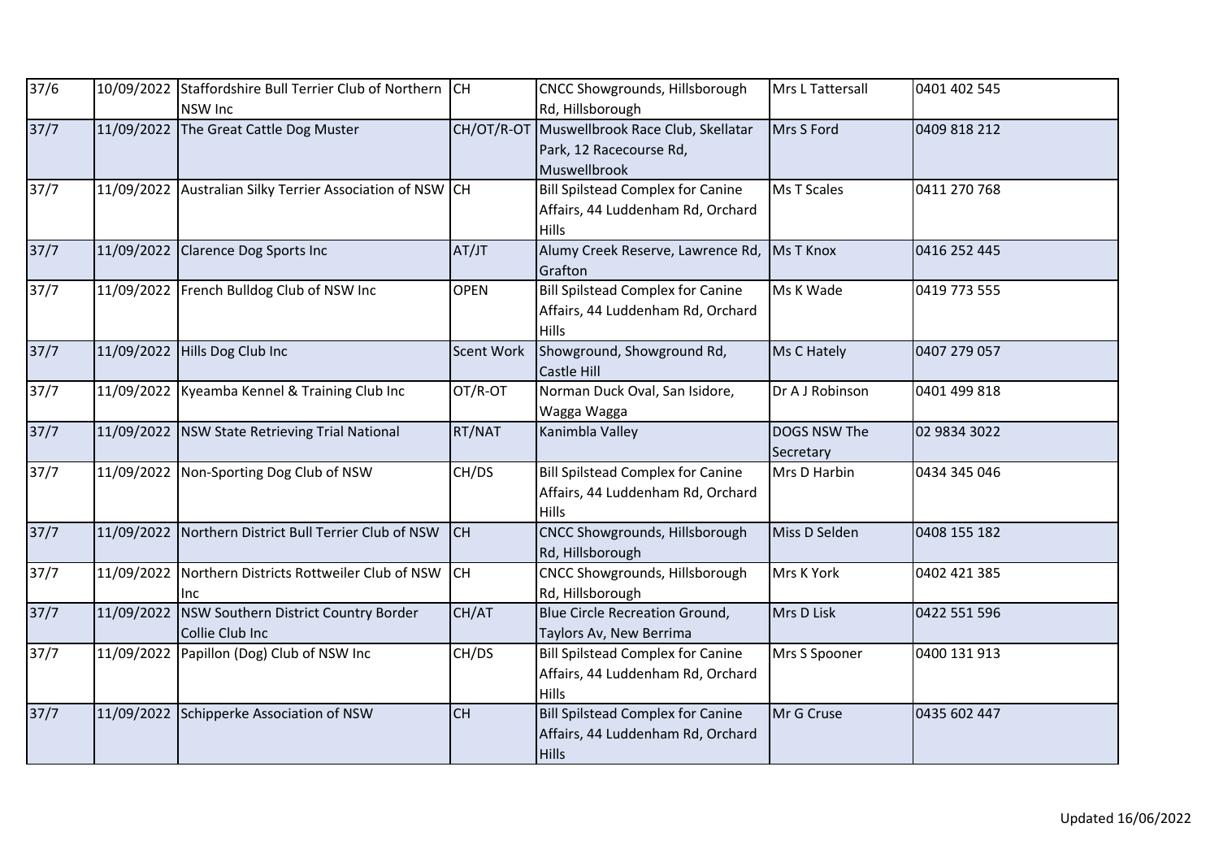| | | | | | | |
|---|---|---|---|---|---|---|
| 37/6 | 10/09/2022 | Staffordshire Bull Terrier Club of Northern NSW Inc | CH | CNCC Showgrounds, Hillsborough Rd, Hillsborough | Mrs L Tattersall | 0401 402 545 |
| 37/7 | 11/09/2022 | The Great Cattle Dog Muster | CH/OT/R-OT | Muswellbrook Race Club, Skellatar Park, 12 Racecourse Rd, Muswellbrook | Mrs S Ford | 0409 818 212 |
| 37/7 | 11/09/2022 | Australian Silky Terrier Association of NSW | CH | Bill Spilstead Complex for Canine Affairs, 44 Luddenham Rd, Orchard Hills | Ms T Scales | 0411 270 768 |
| 37/7 | 11/09/2022 | Clarence Dog Sports Inc | AT/JT | Alumy Creek Reserve, Lawrence Rd, Grafton | Ms T Knox | 0416 252 445 |
| 37/7 | 11/09/2022 | French Bulldog Club of NSW Inc | OPEN | Bill Spilstead Complex for Canine Affairs, 44 Luddenham Rd, Orchard Hills | Ms K Wade | 0419 773 555 |
| 37/7 | 11/09/2022 | Hills Dog Club Inc | Scent Work | Showground, Showground Rd, Castle Hill | Ms C Hately | 0407 279 057 |
| 37/7 | 11/09/2022 | Kyeamba Kennel & Training Club Inc | OT/R-OT | Norman Duck Oval, San Isidore, Wagga Wagga | Dr A J Robinson | 0401 499 818 |
| 37/7 | 11/09/2022 | NSW State Retrieving Trial National | RT/NAT | Kanimbla Valley | DOGS NSW The Secretary | 02 9834 3022 |
| 37/7 | 11/09/2022 | Non-Sporting Dog Club of NSW | CH/DS | Bill Spilstead Complex for Canine Affairs, 44 Luddenham Rd, Orchard Hills | Mrs D Harbin | 0434 345 046 |
| 37/7 | 11/09/2022 | Northern District Bull Terrier Club of NSW | CH | CNCC Showgrounds, Hillsborough Rd, Hillsborough | Miss D Selden | 0408 155 182 |
| 37/7 | 11/09/2022 | Northern Districts Rottweiler Club of NSW Inc | CH | CNCC Showgrounds, Hillsborough Rd, Hillsborough | Mrs K York | 0402 421 385 |
| 37/7 | 11/09/2022 | NSW Southern District Country Border Collie Club Inc | CH/AT | Blue Circle Recreation Ground, Taylors Av, New Berrima | Mrs D Lisk | 0422 551 596 |
| 37/7 | 11/09/2022 | Papillon (Dog) Club of NSW Inc | CH/DS | Bill Spilstead Complex for Canine Affairs, 44 Luddenham Rd, Orchard Hills | Mrs S Spooner | 0400 131 913 |
| 37/7 | 11/09/2022 | Schipperke Association of NSW | CH | Bill Spilstead Complex for Canine Affairs, 44 Luddenham Rd, Orchard Hills | Mr G Cruse | 0435 602 447 |

Updated 16/06/2022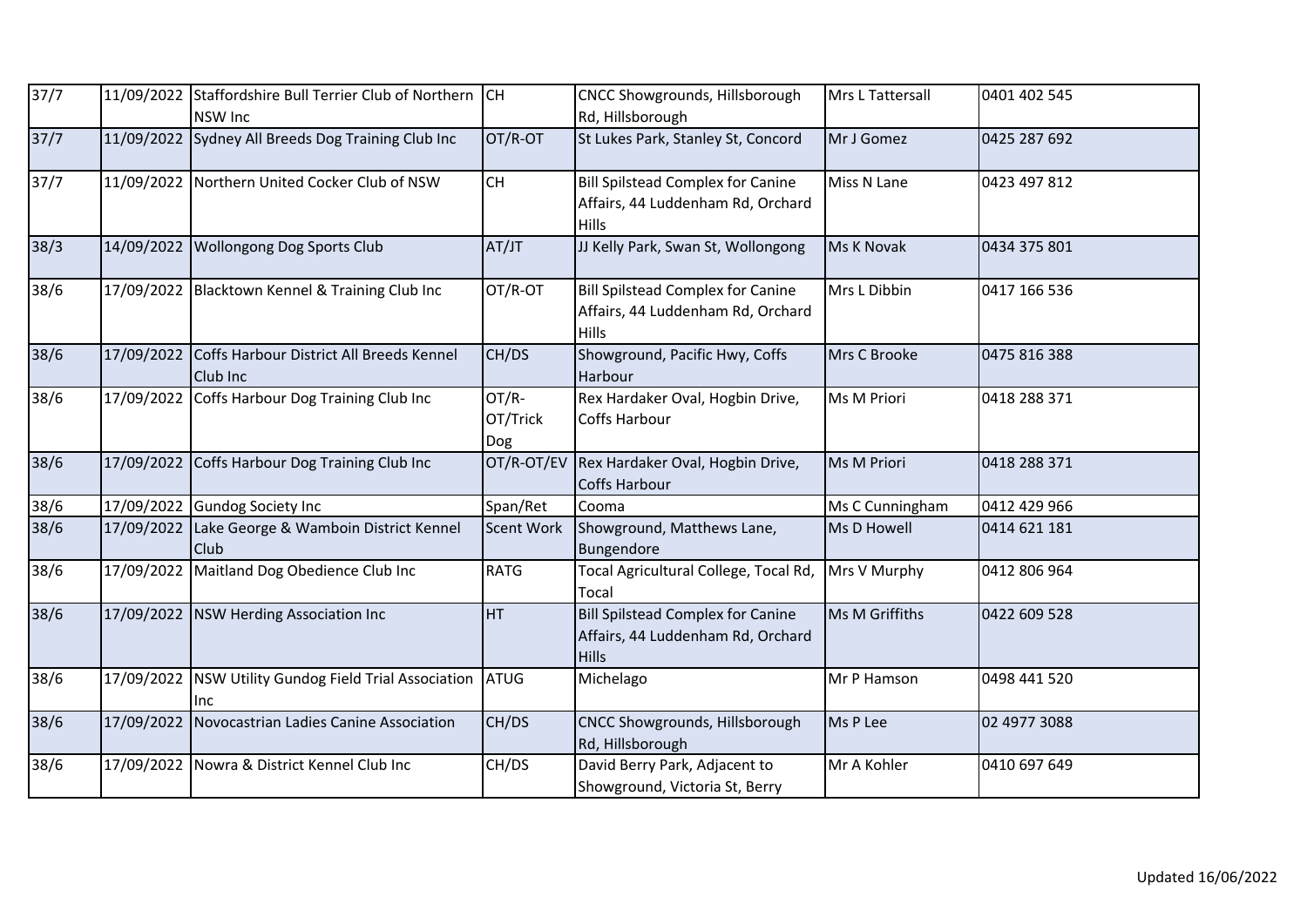| | | | | | | |
|---|---|---|---|---|---|---|
| 37/7 | 11/09/2022 | Staffordshire Bull Terrier Club of Northern NSW Inc | CH | CNCC Showgrounds, Hillsborough Rd, Hillsborough | Mrs L Tattersall | 0401 402 545 |
| 37/7 | 11/09/2022 | Sydney All Breeds Dog Training Club Inc | OT/R-OT | St Lukes Park, Stanley St, Concord | Mr J Gomez | 0425 287 692 |
| 37/7 | 11/09/2022 | Northern United Cocker Club of NSW | CH | Bill Spilstead Complex for Canine Affairs, 44 Luddenham Rd, Orchard Hills | Miss N Lane | 0423 497 812 |
| 38/3 | 14/09/2022 | Wollongong Dog Sports Club | AT/JT | JJ Kelly Park, Swan St, Wollongong | Ms K Novak | 0434 375 801 |
| 38/6 | 17/09/2022 | Blacktown Kennel & Training Club Inc | OT/R-OT | Bill Spilstead Complex for Canine Affairs, 44 Luddenham Rd, Orchard Hills | Mrs L Dibbin | 0417 166 536 |
| 38/6 | 17/09/2022 | Coffs Harbour District All Breeds Kennel Club Inc | CH/DS | Showground, Pacific Hwy, Coffs Harbour | Mrs C Brooke | 0475 816 388 |
| 38/6 | 17/09/2022 | Coffs Harbour Dog Training Club Inc | OT/R-OT/Trick Dog | Rex Hardaker Oval, Hogbin Drive, Coffs Harbour | Ms M Priori | 0418 288 371 |
| 38/6 | 17/09/2022 | Coffs Harbour Dog Training Club Inc | OT/R-OT/EV | Rex Hardaker Oval, Hogbin Drive, Coffs Harbour | Ms M Priori | 0418 288 371 |
| 38/6 | 17/09/2022 | Gundog Society Inc | Span/Ret | Cooma | Ms C Cunningham | 0412 429 966 |
| 38/6 | 17/09/2022 | Lake George & Wamboin District Kennel Club | Scent Work | Showground, Matthews Lane, Bungendore | Ms D Howell | 0414 621 181 |
| 38/6 | 17/09/2022 | Maitland Dog Obedience Club Inc | RATG | Tocal Agricultural College, Tocal Rd, Tocal | Mrs V Murphy | 0412 806 964 |
| 38/6 | 17/09/2022 | NSW Herding Association Inc | HT | Bill Spilstead Complex for Canine Affairs, 44 Luddenham Rd, Orchard Hills | Ms M Griffiths | 0422 609 528 |
| 38/6 | 17/09/2022 | NSW Utility Gundog Field Trial Association Inc | ATUG | Michelago | Mr P Hamson | 0498 441 520 |
| 38/6 | 17/09/2022 | Novocastrian Ladies Canine Association | CH/DS | CNCC Showgrounds, Hillsborough Rd, Hillsborough | Ms P Lee | 02 4977 3088 |
| 38/6 | 17/09/2022 | Nowra & District Kennel Club Inc | CH/DS | David Berry Park, Adjacent to Showground, Victoria St, Berry | Mr A Kohler | 0410 697 649 |

Updated 16/06/2022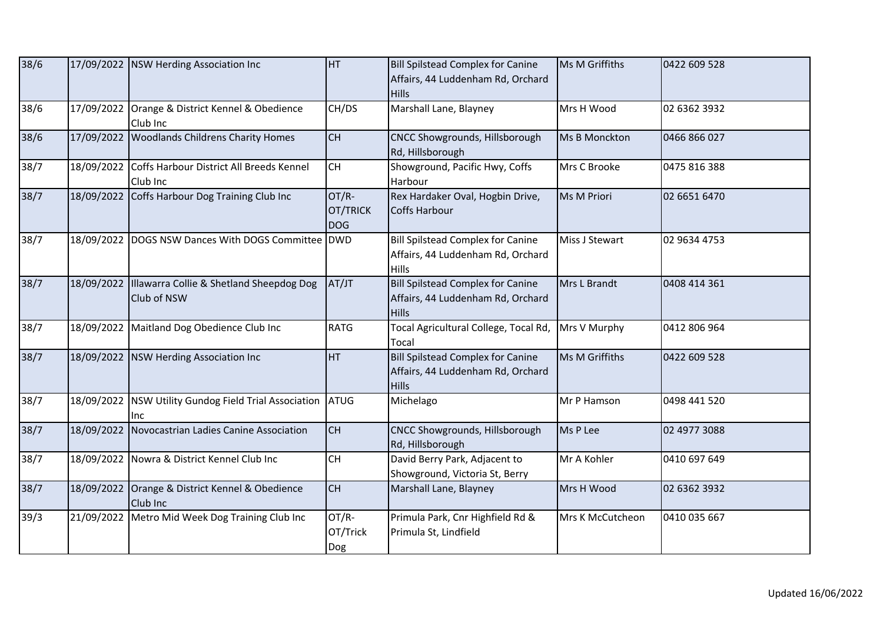| 38/6 | 17/09/2022 | NSW Herding Association Inc | HT | Bill Spilstead Complex for Canine Affairs, 44 Luddenham Rd, Orchard Hills | Ms M Griffiths | 0422 609 528 |
|---|---|---|---|---|---|---|
| 38/6 | 17/09/2022 | Orange & District Kennel & Obedience Club Inc | CH/DS | Marshall Lane, Blayney | Mrs H Wood | 02 6362 3932 |
| 38/6 | 17/09/2022 | Woodlands Childrens Charity Homes | CH | CNCC Showgrounds, Hillsborough Rd, Hillsborough | Ms B Monckton | 0466 866 027 |
| 38/7 | 18/09/2022 | Coffs Harbour District All Breeds Kennel Club Inc | CH | Showground, Pacific Hwy, Coffs Harbour | Mrs C Brooke | 0475 816 388 |
| 38/7 | 18/09/2022 | Coffs Harbour Dog Training Club Inc | OT/R-OT/TRICK DOG | Rex Hardaker Oval, Hogbin Drive, Coffs Harbour | Ms M Priori | 02 6651 6470 |
| 38/7 | 18/09/2022 | DOGS NSW Dances With DOGS Committee | DWD | Bill Spilstead Complex for Canine Affairs, 44 Luddenham Rd, Orchard Hills | Miss J Stewart | 02 9634 4753 |
| 38/7 | 18/09/2022 | Illawarra Collie & Shetland Sheepdog Dog Club of NSW | AT/JT | Bill Spilstead Complex for Canine Affairs, 44 Luddenham Rd, Orchard Hills | Mrs L Brandt | 0408 414 361 |
| 38/7 | 18/09/2022 | Maitland Dog Obedience Club Inc | RATG | Tocal Agricultural College, Tocal Rd, Tocal | Mrs V Murphy | 0412 806 964 |
| 38/7 | 18/09/2022 | NSW Herding Association Inc | HT | Bill Spilstead Complex for Canine Affairs, 44 Luddenham Rd, Orchard Hills | Ms M Griffiths | 0422 609 528 |
| 38/7 | 18/09/2022 | NSW Utility Gundog Field Trial Association Inc | ATUG | Michelago | Mr P Hamson | 0498 441 520 |
| 38/7 | 18/09/2022 | Novocastrian Ladies Canine Association | CH | CNCC Showgrounds, Hillsborough Rd, Hillsborough | Ms P Lee | 02 4977 3088 |
| 38/7 | 18/09/2022 | Nowra & District Kennel Club Inc | CH | David Berry Park, Adjacent to Showground, Victoria St, Berry | Mr A Kohler | 0410 697 649 |
| 38/7 | 18/09/2022 | Orange & District Kennel & Obedience Club Inc | CH | Marshall Lane, Blayney | Mrs H Wood | 02 6362 3932 |
| 39/3 | 21/09/2022 | Metro Mid Week Dog Training Club Inc | OT/R-OT/Trick Dog | Primula Park, Cnr Highfield Rd & Primula St, Lindfield | Mrs K McCutcheon | 0410 035 667 |

Updated 16/06/2022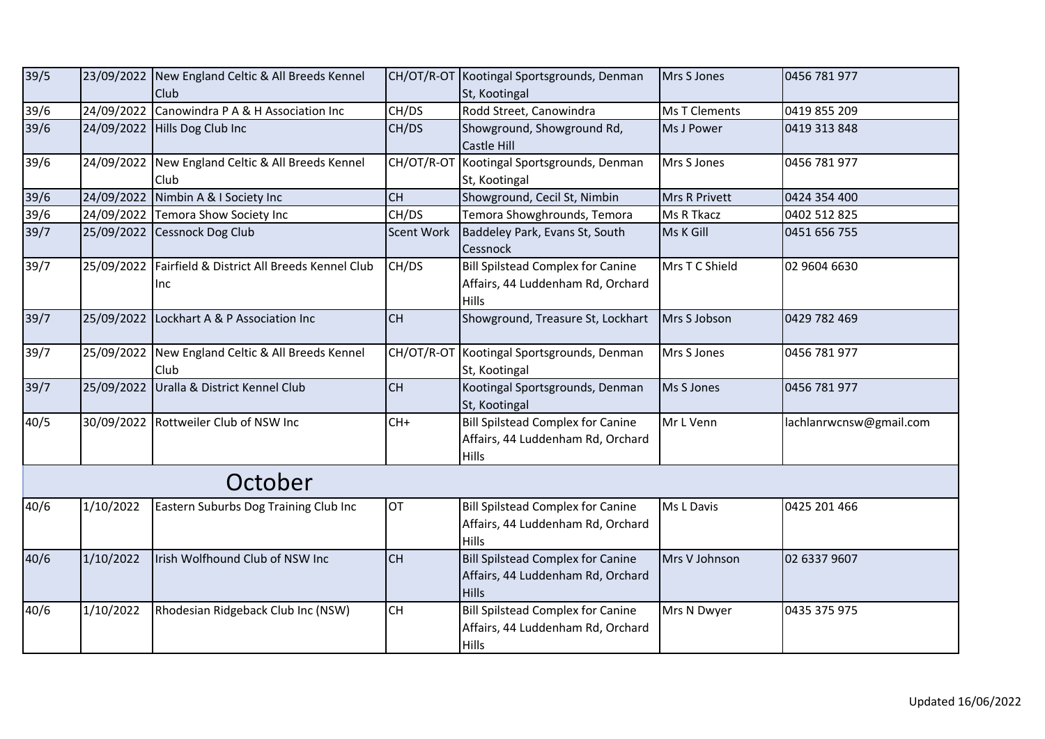| | | | | | | |
|---|---|---|---|---|---|---|
| 39/5 | 23/09/2022 | New England Celtic & All Breeds Kennel Club | CH/OT/R-OT | Kootingal Sportsgrounds, Denman St, Kootingal | Mrs S Jones | 0456 781 977 |
| 39/6 | 24/09/2022 | Canowindra P A & H Association Inc | CH/DS | Rodd Street, Canowindra | Ms T Clements | 0419 855 209 |
| 39/6 | 24/09/2022 | Hills Dog Club Inc | CH/DS | Showground, Showground Rd, Castle Hill | Ms J Power | 0419 313 848 |
| 39/6 | 24/09/2022 | New England Celtic & All Breeds Kennel Club | CH/OT/R-OT | Kootingal Sportsgrounds, Denman St, Kootingal | Mrs S Jones | 0456 781 977 |
| 39/6 | 24/09/2022 | Nimbin A & I Society Inc | CH | Showground, Cecil St, Nimbin | Mrs R Privett | 0424 354 400 |
| 39/6 | 24/09/2022 | Temora Show Society Inc | CH/DS | Temora Showghrounds, Temora | Ms R Tkacz | 0402 512 825 |
| 39/7 | 25/09/2022 | Cessnock Dog Club | Scent Work | Baddeley Park, Evans St, South Cessnock | Ms K Gill | 0451 656 755 |
| 39/7 | 25/09/2022 | Fairfield & District All Breeds Kennel Club Inc | CH/DS | Bill Spilstead Complex for Canine Affairs, 44 Luddenham Rd, Orchard Hills | Mrs T C Shield | 02 9604 6630 |
| 39/7 | 25/09/2022 | Lockhart A & P Association Inc | CH | Showground, Treasure St, Lockhart | Mrs S Jobson | 0429 782 469 |
| 39/7 | 25/09/2022 | New England Celtic & All Breeds Kennel Club | CH/OT/R-OT | Kootingal Sportsgrounds, Denman St, Kootingal | Mrs S Jones | 0456 781 977 |
| 39/7 | 25/09/2022 | Uralla & District Kennel Club | CH | Kootingal Sportsgrounds, Denman St, Kootingal | Ms S Jones | 0456 781 977 |
| 40/5 | 30/09/2022 | Rottweiler Club of NSW Inc | CH+ | Bill Spilstead Complex for Canine Affairs, 44 Luddenham Rd, Orchard Hills | Mr L Venn | lachlanrwcnsw@gmail.com |
| | | **October** | | | | |
| 40/6 | 1/10/2022 | Eastern Suburbs Dog Training Club Inc | OT | Bill Spilstead Complex for Canine Affairs, 44 Luddenham Rd, Orchard Hills | Ms L Davis | 0425 201 466 |
| 40/6 | 1/10/2022 | Irish Wolfhound Club of NSW Inc | CH | Bill Spilstead Complex for Canine Affairs, 44 Luddenham Rd, Orchard Hills | Mrs V Johnson | 02 6337 9607 |
| 40/6 | 1/10/2022 | Rhodesian Ridgeback Club Inc (NSW) | CH | Bill Spilstead Complex for Canine Affairs, 44 Luddenham Rd, Orchard Hills | Mrs N Dwyer | 0435 375 975 |

Updated 16/06/2022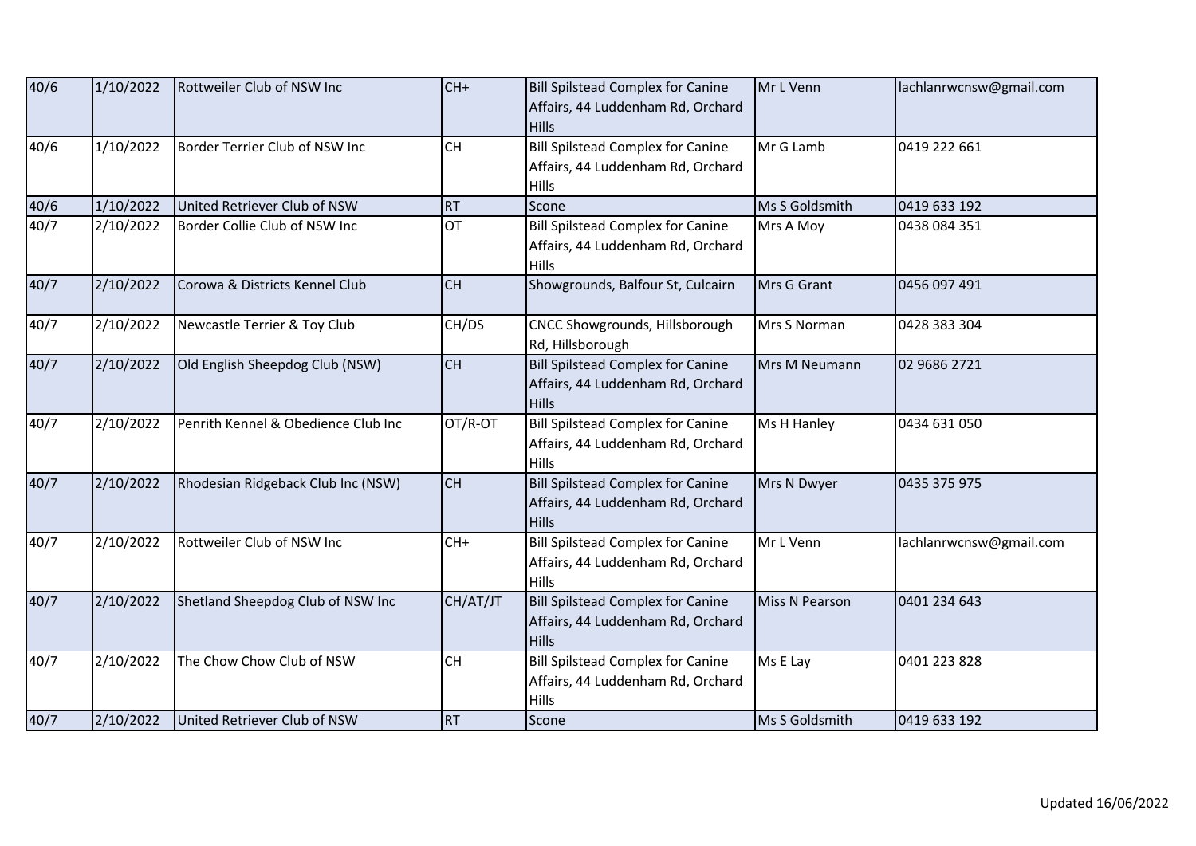| 40/6 | 1/10/2022 | Rottweiler Club of NSW Inc | CH+ | Bill Spilstead Complex for Canine Affairs, 44 Luddenham Rd, Orchard Hills | Mr L Venn | lachlanrwcnsw@gmail.com |
|---|---|---|---|---|---|---|
| 40/6 | 1/10/2022 | Border Terrier Club of NSW Inc | CH | Bill Spilstead Complex for Canine Affairs, 44 Luddenham Rd, Orchard Hills | Mr G Lamb | 0419 222 661 |
| 40/6 | 1/10/2022 | United Retriever Club of NSW | RT | Scone | Ms S Goldsmith | 0419 633 192 |
| 40/7 | 2/10/2022 | Border Collie Club of NSW Inc | OT | Bill Spilstead Complex for Canine Affairs, 44 Luddenham Rd, Orchard Hills | Mrs A Moy | 0438 084 351 |
| 40/7 | 2/10/2022 | Corowa & Districts Kennel Club | CH | Showgrounds, Balfour St, Culcairn | Mrs G Grant | 0456 097 491 |
| 40/7 | 2/10/2022 | Newcastle Terrier & Toy Club | CH/DS | CNCC Showgrounds, Hillsborough Rd, Hillsborough | Mrs S Norman | 0428 383 304 |
| 40/7 | 2/10/2022 | Old English Sheepdog Club (NSW) | CH | Bill Spilstead Complex for Canine Affairs, 44 Luddenham Rd, Orchard Hills | Mrs M Neumann | 02 9686 2721 |
| 40/7 | 2/10/2022 | Penrith Kennel & Obedience Club Inc | OT/R-OT | Bill Spilstead Complex for Canine Affairs, 44 Luddenham Rd, Orchard Hills | Ms H Hanley | 0434 631 050 |
| 40/7 | 2/10/2022 | Rhodesian Ridgeback Club Inc (NSW) | CH | Bill Spilstead Complex for Canine Affairs, 44 Luddenham Rd, Orchard Hills | Mrs N Dwyer | 0435 375 975 |
| 40/7 | 2/10/2022 | Rottweiler Club of NSW Inc | CH+ | Bill Spilstead Complex for Canine Affairs, 44 Luddenham Rd, Orchard Hills | Mr L Venn | lachlanrwcnsw@gmail.com |
| 40/7 | 2/10/2022 | Shetland Sheepdog Club of NSW Inc | CH/AT/JT | Bill Spilstead Complex for Canine Affairs, 44 Luddenham Rd, Orchard Hills | Miss N Pearson | 0401 234 643 |
| 40/7 | 2/10/2022 | The Chow Chow Club of NSW | CH | Bill Spilstead Complex for Canine Affairs, 44 Luddenham Rd, Orchard Hills | Ms E Lay | 0401 223 828 |
| 40/7 | 2/10/2022 | United Retriever Club of NSW | RT | Scone | Ms S Goldsmith | 0419 633 192 |

Updated 16/06/2022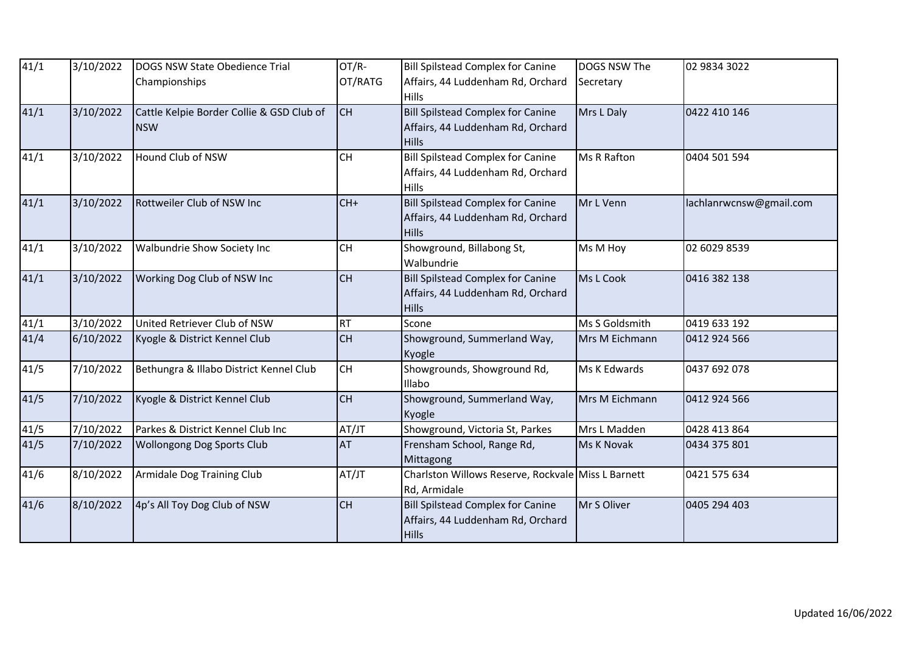| 41/1 | 3/10/2022 | DOGS NSW State Obedience Trial Championships | OT/R-OT/RATG | Bill Spilstead Complex for Canine Affairs, 44 Luddenham Rd, Orchard Hills | DOGS NSW The Secretary | 02 9834 3022 |
|---|---|---|---|---|---|---|
| 41/1 | 3/10/2022 | Cattle Kelpie Border Collie & GSD Club of NSW | CH | Bill Spilstead Complex for Canine Affairs, 44 Luddenham Rd, Orchard Hills | Mrs L Daly | 0422 410 146 |
| 41/1 | 3/10/2022 | Hound Club of NSW | CH | Bill Spilstead Complex for Canine Affairs, 44 Luddenham Rd, Orchard Hills | Ms R Rafton | 0404 501 594 |
| 41/1 | 3/10/2022 | Rottweiler Club of NSW Inc | CH+ | Bill Spilstead Complex for Canine Affairs, 44 Luddenham Rd, Orchard Hills | Mr L Venn | lachlanrwcnsw@gmail.com |
| 41/1 | 3/10/2022 | Walbundrie Show Society Inc | CH | Showground, Billabong St, Walbundrie | Ms M Hoy | 02 6029 8539 |
| 41/1 | 3/10/2022 | Working Dog Club of NSW Inc | CH | Bill Spilstead Complex for Canine Affairs, 44 Luddenham Rd, Orchard Hills | Ms L Cook | 0416 382 138 |
| 41/1 | 3/10/2022 | United Retriever Club of NSW | RT | Scone | Ms S Goldsmith | 0419 633 192 |
| 41/4 | 6/10/2022 | Kyogle & District Kennel Club | CH | Showground, Summerland Way, Kyogle | Mrs M Eichmann | 0412 924 566 |
| 41/5 | 7/10/2022 | Bethungra & Illabo District Kennel Club | CH | Showgrounds, Showground Rd, Illabo | Ms K Edwards | 0437 692 078 |
| 41/5 | 7/10/2022 | Kyogle & District Kennel Club | CH | Showground, Summerland Way, Kyogle | Mrs M Eichmann | 0412 924 566 |
| 41/5 | 7/10/2022 | Parkes & District Kennel Club Inc | AT/JT | Showground, Victoria St, Parkes | Mrs L Madden | 0428 413 864 |
| 41/5 | 7/10/2022 | Wollongong Dog Sports Club | AT | Frensham School, Range Rd, Mittagong | Ms K Novak | 0434 375 801 |
| 41/6 | 8/10/2022 | Armidale Dog Training Club | AT/JT | Charlston Willows Reserve, Rockvale Rd, Armidale | Miss L Barnett | 0421 575 634 |
| 41/6 | 8/10/2022 | 4p's All Toy Dog Club of NSW | CH | Bill Spilstead Complex for Canine Affairs, 44 Luddenham Rd, Orchard Hills | Mr S Oliver | 0405 294 403 |

Updated 16/06/2022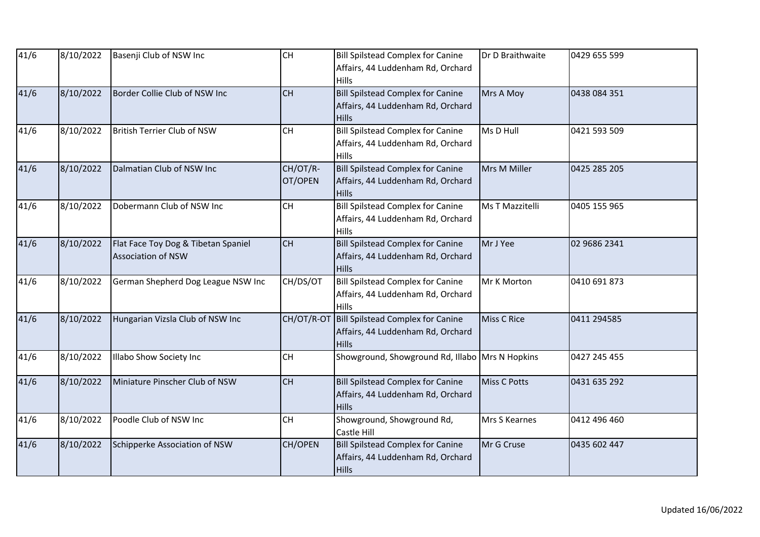| 41/6 | 8/10/2022 | Basenji Club of NSW Inc | CH | Bill Spilstead Complex for Canine Affairs, 44 Luddenham Rd, Orchard Hills | Dr D Braithwaite | 0429 655 599 |
|---|---|---|---|---|---|---|
| 41/6 | 8/10/2022 | Border Collie Club of NSW Inc | CH | Bill Spilstead Complex for Canine Affairs, 44 Luddenham Rd, Orchard Hills | Mrs A Moy | 0438 084 351 |
| 41/6 | 8/10/2022 | British Terrier Club of NSW | CH | Bill Spilstead Complex for Canine Affairs, 44 Luddenham Rd, Orchard Hills | Ms D Hull | 0421 593 509 |
| 41/6 | 8/10/2022 | Dalmatian Club of NSW Inc | CH/OT/R-OT/OPEN | Bill Spilstead Complex for Canine Affairs, 44 Luddenham Rd, Orchard Hills | Mrs M Miller | 0425 285 205 |
| 41/6 | 8/10/2022 | Dobermann Club of NSW Inc | CH | Bill Spilstead Complex for Canine Affairs, 44 Luddenham Rd, Orchard Hills | Ms T Mazzitelli | 0405 155 965 |
| 41/6 | 8/10/2022 | Flat Face Toy Dog & Tibetan Spaniel Association of NSW | CH | Bill Spilstead Complex for Canine Affairs, 44 Luddenham Rd, Orchard Hills | Mr J Yee | 02 9686 2341 |
| 41/6 | 8/10/2022 | German Shepherd Dog League NSW Inc | CH/DS/OT | Bill Spilstead Complex for Canine Affairs, 44 Luddenham Rd, Orchard Hills | Mr K Morton | 0410 691 873 |
| 41/6 | 8/10/2022 | Hungarian Vizsla Club of NSW Inc | CH/OT/R-OT | Bill Spilstead Complex for Canine Affairs, 44 Luddenham Rd, Orchard Hills | Miss C Rice | 0411 294585 |
| 41/6 | 8/10/2022 | Illabo Show Society Inc | CH | Showground, Showground Rd, Illabo | Mrs N Hopkins | 0427 245 455 |
| 41/6 | 8/10/2022 | Miniature Pinscher Club of NSW | CH | Bill Spilstead Complex for Canine Affairs, 44 Luddenham Rd, Orchard Hills | Miss C Potts | 0431 635 292 |
| 41/6 | 8/10/2022 | Poodle Club of NSW Inc | CH | Showground, Showground Rd, Castle Hill | Mrs S Kearnes | 0412 496 460 |
| 41/6 | 8/10/2022 | Schipperke Association of NSW | CH/OPEN | Bill Spilstead Complex for Canine Affairs, 44 Luddenham Rd, Orchard Hills | Mr G Cruse | 0435 602 447 |

Updated 16/06/2022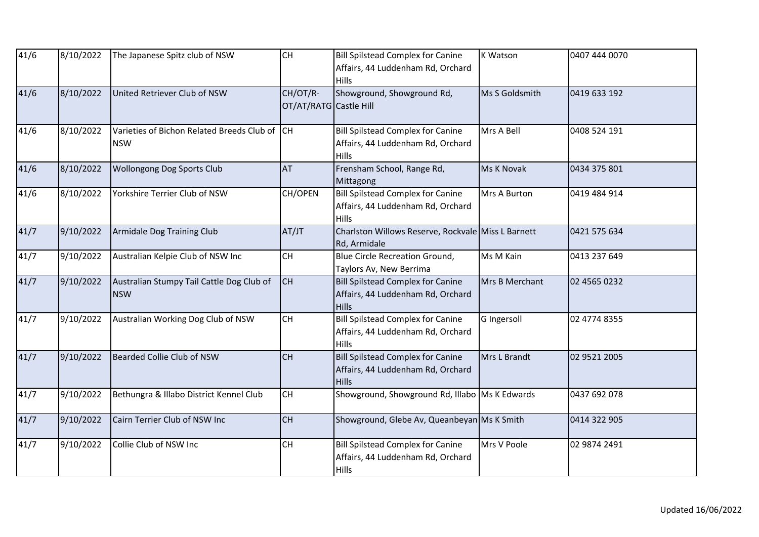| | | | | | | |
|---|---|---|---|---|---|---|
| 41/6 | 8/10/2022 | The Japanese Spitz club of NSW | CH | Bill Spilstead Complex for Canine Affairs, 44 Luddenham Rd, Orchard Hills | K Watson | 0407 444 0070 |
| 41/6 | 8/10/2022 | United Retriever Club of NSW | CH/OT/R-OT/AT/RATG | Showground, Showground Rd, Castle Hill | Ms S Goldsmith | 0419 633 192 |
| 41/6 | 8/10/2022 | Varieties of Bichon Related Breeds Club of NSW | CH | Bill Spilstead Complex for Canine Affairs, 44 Luddenham Rd, Orchard Hills | Mrs A Bell | 0408 524 191 |
| 41/6 | 8/10/2022 | Wollongong Dog Sports Club | AT | Frensham School, Range Rd, Mittagong | Ms K Novak | 0434 375 801 |
| 41/6 | 8/10/2022 | Yorkshire Terrier Club of NSW | CH/OPEN | Bill Spilstead Complex for Canine Affairs, 44 Luddenham Rd, Orchard Hills | Mrs A Burton | 0419 484 914 |
| 41/7 | 9/10/2022 | Armidale Dog Training Club | AT/JT | Charlston Willows Reserve, Rockvale Rd, Armidale | Miss L Barnett | 0421 575 634 |
| 41/7 | 9/10/2022 | Australian Kelpie Club of NSW Inc | CH | Blue Circle Recreation Ground, Taylors Av, New Berrima | Ms M Kain | 0413 237 649 |
| 41/7 | 9/10/2022 | Australian Stumpy Tail Cattle Dog Club of NSW | CH | Bill Spilstead Complex for Canine Affairs, 44 Luddenham Rd, Orchard Hills | Mrs B Merchant | 02 4565 0232 |
| 41/7 | 9/10/2022 | Australian Working Dog Club of NSW | CH | Bill Spilstead Complex for Canine Affairs, 44 Luddenham Rd, Orchard Hills | G Ingersoll | 02 4774 8355 |
| 41/7 | 9/10/2022 | Bearded Collie Club of NSW | CH | Bill Spilstead Complex for Canine Affairs, 44 Luddenham Rd, Orchard Hills | Mrs L Brandt | 02 9521 2005 |
| 41/7 | 9/10/2022 | Bethungra & Illabo District Kennel Club | CH | Showground, Showground Rd, Illabo | Ms K Edwards | 0437 692 078 |
| 41/7 | 9/10/2022 | Cairn Terrier Club of NSW Inc | CH | Showground, Glebe Av, Queanbeyan | Ms K Smith | 0414 322 905 |
| 41/7 | 9/10/2022 | Collie Club of NSW Inc | CH | Bill Spilstead Complex for Canine Affairs, 44 Luddenham Rd, Orchard Hills | Mrs V Poole | 02 9874 2491 |

Updated 16/06/2022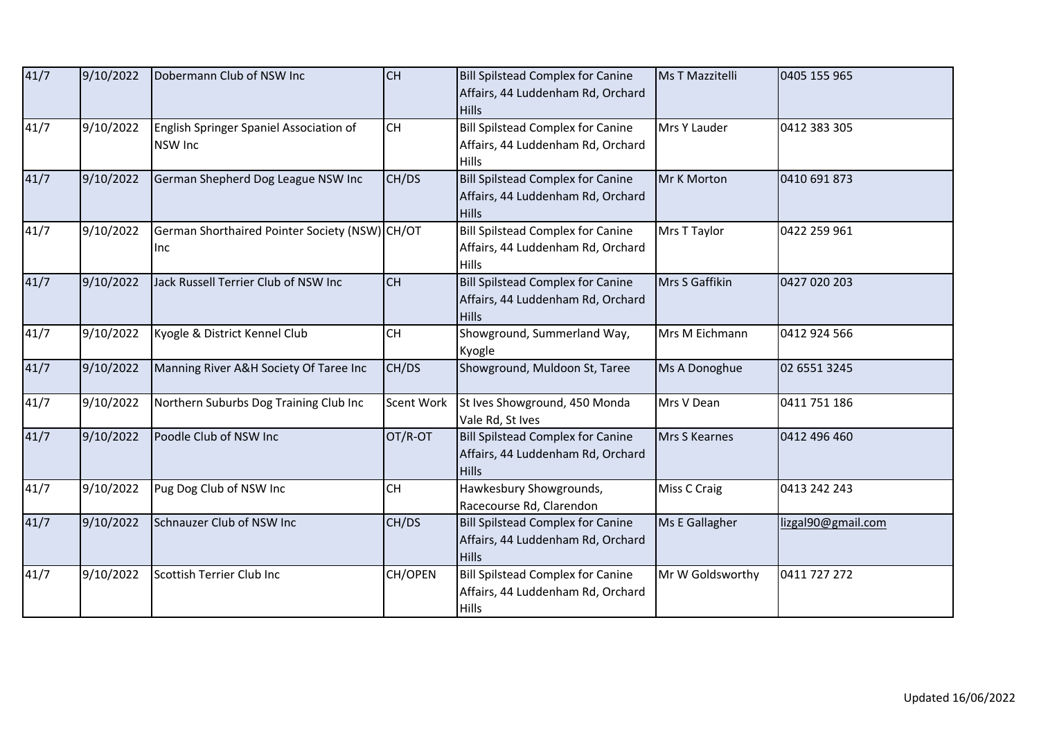| 41/7 | 9/10/2022 | Dobermann Club of NSW Inc | CH | Bill Spilstead Complex for Canine Affairs, 44 Luddenham Rd, Orchard Hills | Ms T Mazzitelli | 0405 155 965 |
|---|---|---|---|---|---|---|
| 41/7 | 9/10/2022 | English Springer Spaniel Association of NSW Inc | CH | Bill Spilstead Complex for Canine Affairs, 44 Luddenham Rd, Orchard Hills | Mrs Y Lauder | 0412 383 305 |
| 41/7 | 9/10/2022 | German Shepherd Dog League NSW Inc | CH/DS | Bill Spilstead Complex for Canine Affairs, 44 Luddenham Rd, Orchard Hills | Mr K Morton | 0410 691 873 |
| 41/7 | 9/10/2022 | German Shorthaired Pointer Society (NSW) Inc | CH/OT | Bill Spilstead Complex for Canine Affairs, 44 Luddenham Rd, Orchard Hills | Mrs T Taylor | 0422 259 961 |
| 41/7 | 9/10/2022 | Jack Russell Terrier Club of NSW Inc | CH | Bill Spilstead Complex for Canine Affairs, 44 Luddenham Rd, Orchard Hills | Mrs S Gaffikin | 0427 020 203 |
| 41/7 | 9/10/2022 | Kyogle & District Kennel Club | CH | Showground, Summerland Way, Kyogle | Mrs M Eichmann | 0412 924 566 |
| 41/7 | 9/10/2022 | Manning River A&H Society Of Taree Inc | CH/DS | Showground, Muldoon St, Taree | Ms A Donoghue | 02 6551 3245 |
| 41/7 | 9/10/2022 | Northern Suburbs Dog Training Club Inc | Scent Work | St Ives Showground, 450 Monda Vale Rd, St Ives | Mrs V Dean | 0411 751 186 |
| 41/7 | 9/10/2022 | Poodle Club of NSW Inc | OT/R-OT | Bill Spilstead Complex for Canine Affairs, 44 Luddenham Rd, Orchard Hills | Mrs S Kearnes | 0412 496 460 |
| 41/7 | 9/10/2022 | Pug Dog Club of NSW Inc | CH | Hawkesbury Showgrounds, Racecourse Rd, Clarendon | Miss C Craig | 0413 242 243 |
| 41/7 | 9/10/2022 | Schnauzer Club of NSW Inc | CH/DS | Bill Spilstead Complex for Canine Affairs, 44 Luddenham Rd, Orchard Hills | Ms E Gallagher | lizgal90@gmail.com |
| 41/7 | 9/10/2022 | Scottish Terrier Club Inc | CH/OPEN | Bill Spilstead Complex for Canine Affairs, 44 Luddenham Rd, Orchard Hills | Mr W Goldsworthy | 0411 727 272 |

Updated 16/06/2022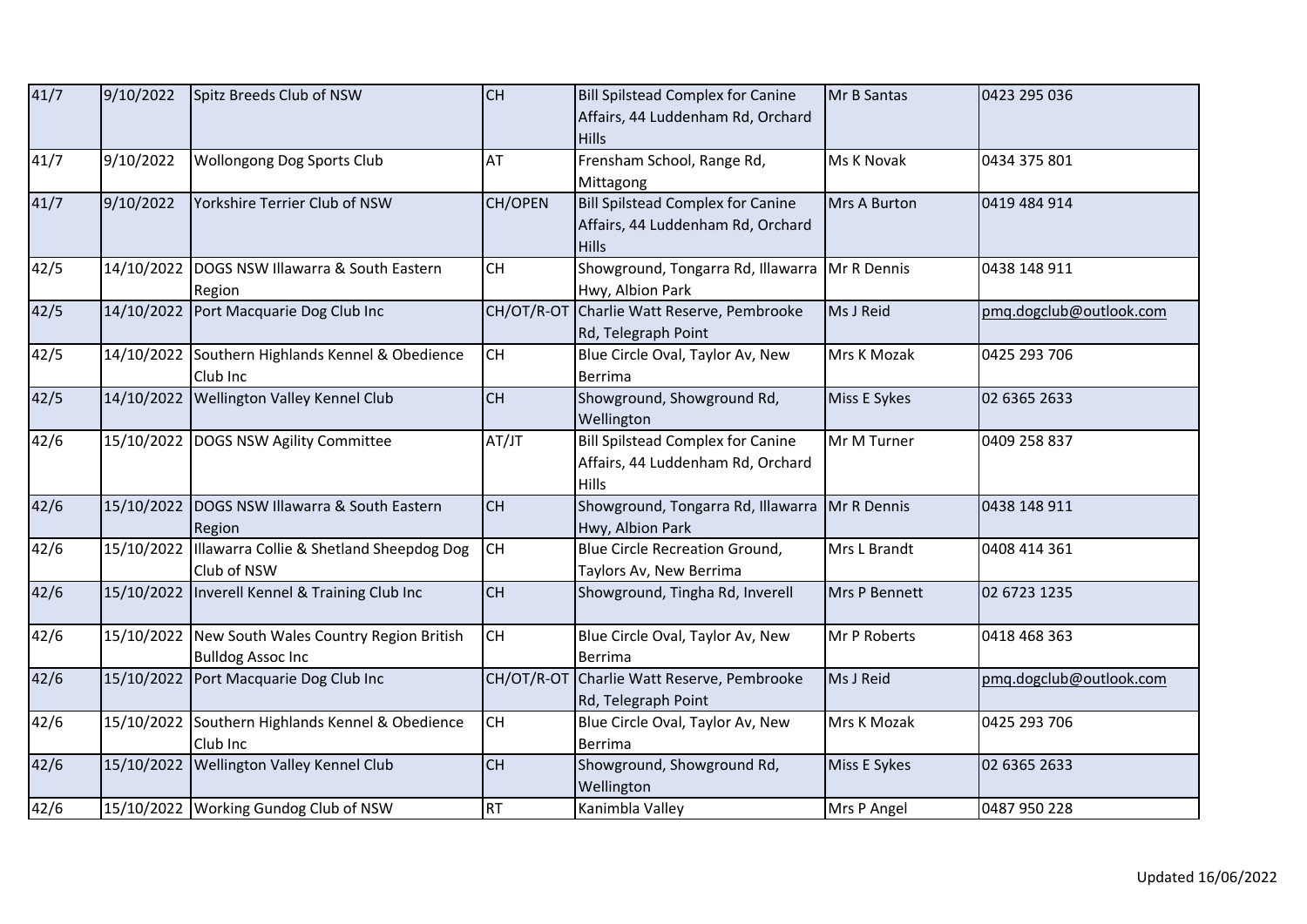| 41/7 | 9/10/2022 | Spitz Breeds Club of NSW | CH | Bill Spilstead Complex for Canine Affairs, 44 Luddenham Rd, Orchard Hills | Mr B Santas | 0423 295 036 |
|---|---|---|---|---|---|---|
| 41/7 | 9/10/2022 | Wollongong Dog Sports Club | AT | Frensham School, Range Rd, Mittagong | Ms K Novak | 0434 375 801 |
| 41/7 | 9/10/2022 | Yorkshire Terrier Club of NSW | CH/OPEN | Bill Spilstead Complex for Canine Affairs, 44 Luddenham Rd, Orchard Hills | Mrs A Burton | 0419 484 914 |
| 42/5 | 14/10/2022 | DOGS NSW Illawarra & South Eastern Region | CH | Showground, Tongarra Rd, Illawarra Hwy, Albion Park | Mr R Dennis | 0438 148 911 |
| 42/5 | 14/10/2022 | Port Macquarie Dog Club Inc | CH/OT/R-OT | Charlie Watt Reserve, Pembrooke Rd, Telegraph Point | Ms J Reid | pmq.dogclub@outlook.com |
| 42/5 | 14/10/2022 | Southern Highlands Kennel & Obedience Club Inc | CH | Blue Circle Oval, Taylor Av, New Berrima | Mrs K Mozak | 0425 293 706 |
| 42/5 | 14/10/2022 | Wellington Valley Kennel Club | CH | Showground, Showground Rd, Wellington | Miss E Sykes | 02 6365 2633 |
| 42/6 | 15/10/2022 | DOGS NSW Agility Committee | AT/JT | Bill Spilstead Complex for Canine Affairs, 44 Luddenham Rd, Orchard Hills | Mr M Turner | 0409 258 837 |
| 42/6 | 15/10/2022 | DOGS NSW Illawarra & South Eastern Region | CH | Showground, Tongarra Rd, Illawarra Hwy, Albion Park | Mr R Dennis | 0438 148 911 |
| 42/6 | 15/10/2022 | Illawarra Collie & Shetland Sheepdog Dog Club of NSW | CH | Blue Circle Recreation Ground, Taylors Av, New Berrima | Mrs L Brandt | 0408 414 361 |
| 42/6 | 15/10/2022 | Inverell Kennel & Training Club Inc | CH | Showground, Tingha Rd, Inverell | Mrs P Bennett | 02 6723 1235 |
| 42/6 | 15/10/2022 | New South Wales Country Region British Bulldog Assoc Inc | CH | Blue Circle Oval, Taylor Av, New Berrima | Mr P Roberts | 0418 468 363 |
| 42/6 | 15/10/2022 | Port Macquarie Dog Club Inc | CH/OT/R-OT | Charlie Watt Reserve, Pembrooke Rd, Telegraph Point | Ms J Reid | pmq.dogclub@outlook.com |
| 42/6 | 15/10/2022 | Southern Highlands Kennel & Obedience Club Inc | CH | Blue Circle Oval, Taylor Av, New Berrima | Mrs K Mozak | 0425 293 706 |
| 42/6 | 15/10/2022 | Wellington Valley Kennel Club | CH | Showground, Showground Rd, Wellington | Miss E Sykes | 02 6365 2633 |
| 42/6 | 15/10/2022 | Working Gundog Club of NSW | RT | Kanimbla Valley | Mrs P Angel | 0487 950 228 |

Updated 16/06/2022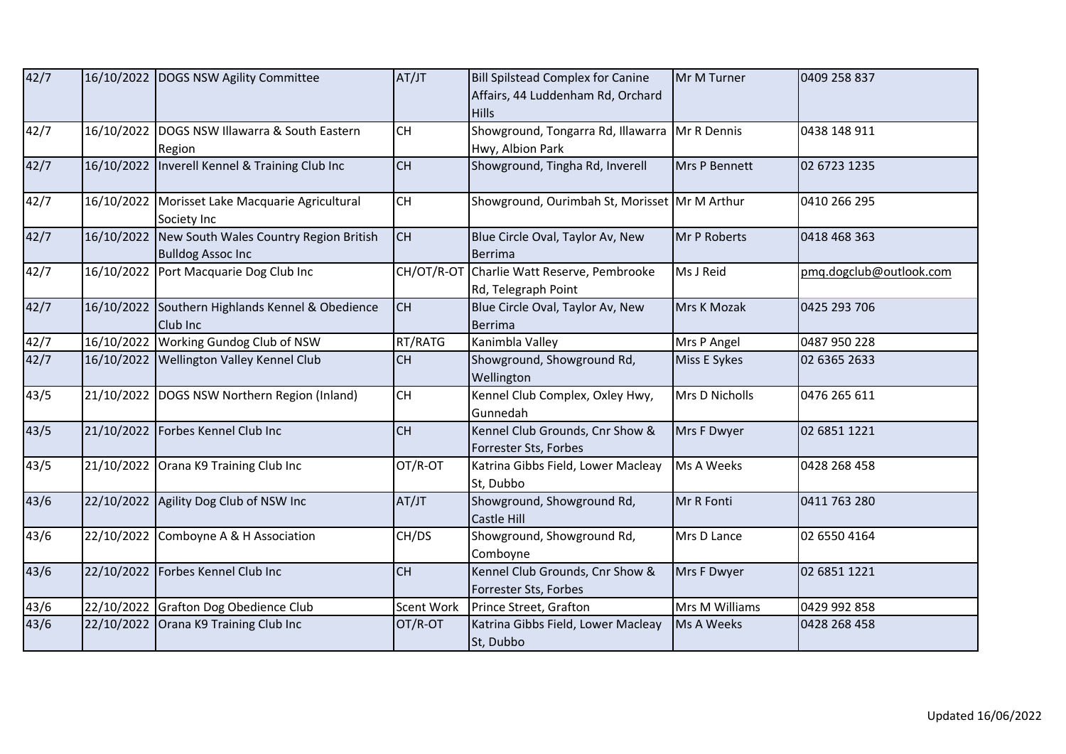| 42/7 | 16/10/2022 | DOGS NSW Agility Committee | AT/JT | Bill Spilstead Complex for Canine Affairs, 44 Luddenham Rd, Orchard Hills | Mr M Turner | 0409 258 837 |
|---|---|---|---|---|---|---|
| 42/7 | 16/10/2022 | DOGS NSW Illawarra & South Eastern Region | CH | Showground, Tongarra Rd, Illawarra Hwy, Albion Park | Mr R Dennis | 0438 148 911 |
| 42/7 | 16/10/2022 | Inverell Kennel & Training Club Inc | CH | Showground, Tingha Rd, Inverell | Mrs P Bennett | 02 6723 1235 |
| 42/7 | 16/10/2022 | Morisset Lake Macquarie Agricultural Society Inc | CH | Showground, Ourimbah St, Morisset | Mr M Arthur | 0410 266 295 |
| 42/7 | 16/10/2022 | New South Wales Country Region British Bulldog Assoc Inc | CH | Blue Circle Oval, Taylor Av, New Berrima | Mr P Roberts | 0418 468 363 |
| 42/7 | 16/10/2022 | Port Macquarie Dog Club Inc | CH/OT/R-OT | Charlie Watt Reserve, Pembrooke Rd, Telegraph Point | Ms J Reid | pmq.dogclub@outlook.com |
| 42/7 | 16/10/2022 | Southern Highlands Kennel & Obedience Club Inc | CH | Blue Circle Oval, Taylor Av, New Berrima | Mrs K Mozak | 0425 293 706 |
| 42/7 | 16/10/2022 | Working Gundog Club of NSW | RT/RATG | Kanimbla Valley | Mrs P Angel | 0487 950 228 |
| 42/7 | 16/10/2022 | Wellington Valley Kennel Club | CH | Showground, Showground Rd, Wellington | Miss E Sykes | 02 6365 2633 |
| 43/5 | 21/10/2022 | DOGS NSW Northern Region (Inland) | CH | Kennel Club Complex, Oxley Hwy, Gunnedah | Mrs D Nicholls | 0476 265 611 |
| 43/5 | 21/10/2022 | Forbes Kennel Club Inc | CH | Kennel Club Grounds, Cnr Show & Forrester Sts, Forbes | Mrs F Dwyer | 02 6851 1221 |
| 43/5 | 21/10/2022 | Orana K9 Training Club Inc | OT/R-OT | Katrina Gibbs Field, Lower Macleay St, Dubbo | Ms A Weeks | 0428 268 458 |
| 43/6 | 22/10/2022 | Agility Dog Club of NSW Inc | AT/JT | Showground, Showground Rd, Castle Hill | Mr R Fonti | 0411 763 280 |
| 43/6 | 22/10/2022 | Comboyne A & H Association | CH/DS | Showground, Showground Rd, Comboyne | Mrs D Lance | 02 6550 4164 |
| 43/6 | 22/10/2022 | Forbes Kennel Club Inc | CH | Kennel Club Grounds, Cnr Show & Forrester Sts, Forbes | Mrs F Dwyer | 02 6851 1221 |
| 43/6 | 22/10/2022 | Grafton Dog Obedience Club | Scent Work | Prince Street, Grafton | Mrs M Williams | 0429 992 858 |
| 43/6 | 22/10/2022 | Orana K9 Training Club Inc | OT/R-OT | Katrina Gibbs Field, Lower Macleay St, Dubbo | Ms A Weeks | 0428 268 458 |

Updated 16/06/2022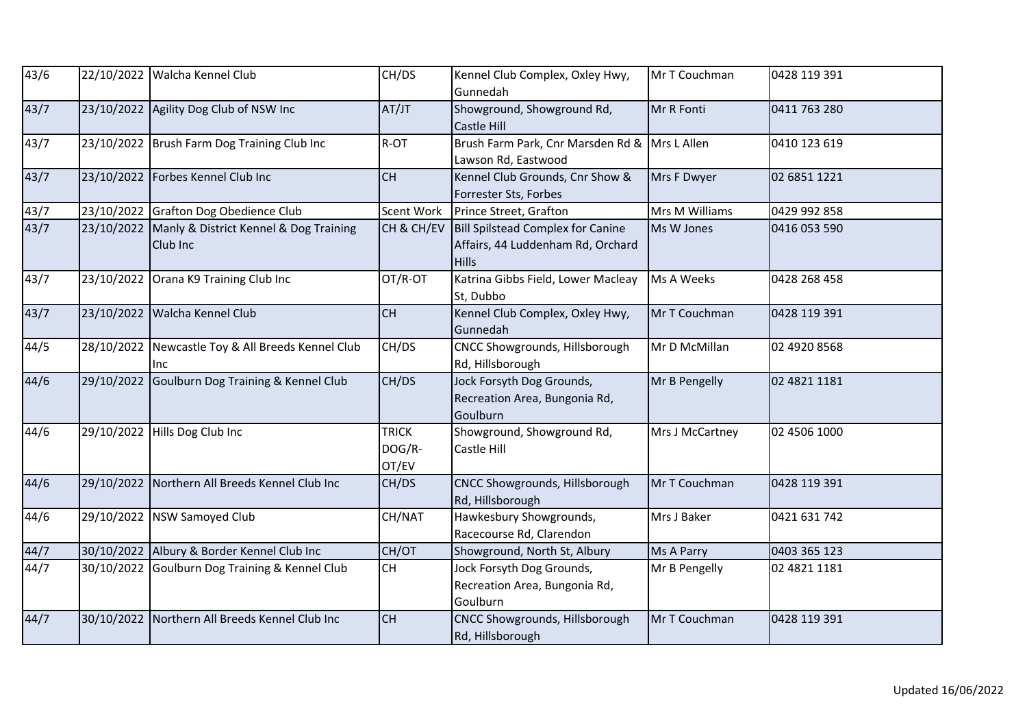| | | | | | | |
|---|---|---|---|---|---|---|
| 43/6 | 22/10/2022 | Walcha Kennel Club | CH/DS | Kennel Club Complex, Oxley Hwy, Gunnedah | Mr T Couchman | 0428 119 391 |
| 43/7 | 23/10/2022 | Agility Dog Club of NSW Inc | AT/JT | Showground, Showground Rd, Castle Hill | Mr R Fonti | 0411 763 280 |
| 43/7 | 23/10/2022 | Brush Farm Dog Training Club Inc | R-OT | Brush Farm Park, Cnr Marsden Rd & Lawson Rd, Eastwood | Mrs L Allen | 0410 123 619 |
| 43/7 | 23/10/2022 | Forbes Kennel Club Inc | CH | Kennel Club Grounds, Cnr Show & Forrester Sts, Forbes | Mrs F Dwyer | 02 6851 1221 |
| 43/7 | 23/10/2022 | Grafton Dog Obedience Club | Scent Work | Prince Street, Grafton | Mrs M Williams | 0429 992 858 |
| 43/7 | 23/10/2022 | Manly & District Kennel & Dog Training Club Inc | CH & CH/EV | Bill Spilstead Complex for Canine Affairs, 44 Luddenham Rd, Orchard Hills | Ms W Jones | 0416 053 590 |
| 43/7 | 23/10/2022 | Orana K9 Training Club Inc | OT/R-OT | Katrina Gibbs Field, Lower Macleay St, Dubbo | Ms A Weeks | 0428 268 458 |
| 43/7 | 23/10/2022 | Walcha Kennel Club | CH | Kennel Club Complex, Oxley Hwy, Gunnedah | Mr T Couchman | 0428 119 391 |
| 44/5 | 28/10/2022 | Newcastle Toy & All Breeds Kennel Club Inc | CH/DS | CNCC Showgrounds, Hillsborough Rd, Hillsborough | Mr D McMillan | 02 4920 8568 |
| 44/6 | 29/10/2022 | Goulburn Dog Training & Kennel Club | CH/DS | Jock Forsyth Dog Grounds, Recreation Area, Bungonia Rd, Goulburn | Mr B Pengelly | 02 4821 1181 |
| 44/6 | 29/10/2022 | Hills Dog Club Inc | TRICK DOG/R-OT/EV | Showground, Showground Rd, Castle Hill | Mrs J McCartney | 02 4506 1000 |
| 44/6 | 29/10/2022 | Northern All Breeds Kennel Club Inc | CH/DS | CNCC Showgrounds, Hillsborough Rd, Hillsborough | Mr T Couchman | 0428 119 391 |
| 44/6 | 29/10/2022 | NSW Samoyed Club | CH/NAT | Hawkesbury Showgrounds, Racecourse Rd, Clarendon | Mrs J Baker | 0421 631 742 |
| 44/7 | 30/10/2022 | Albury & Border Kennel Club Inc | CH/OT | Showground, North St, Albury | Ms A Parry | 0403 365 123 |
| 44/7 | 30/10/2022 | Goulburn Dog Training & Kennel Club | CH | Jock Forsyth Dog Grounds, Recreation Area, Bungonia Rd, Goulburn | Mr B Pengelly | 02 4821 1181 |
| 44/7 | 30/10/2022 | Northern All Breeds Kennel Club Inc | CH | CNCC Showgrounds, Hillsborough Rd, Hillsborough | Mr T Couchman | 0428 119 391 |

Updated 16/06/2022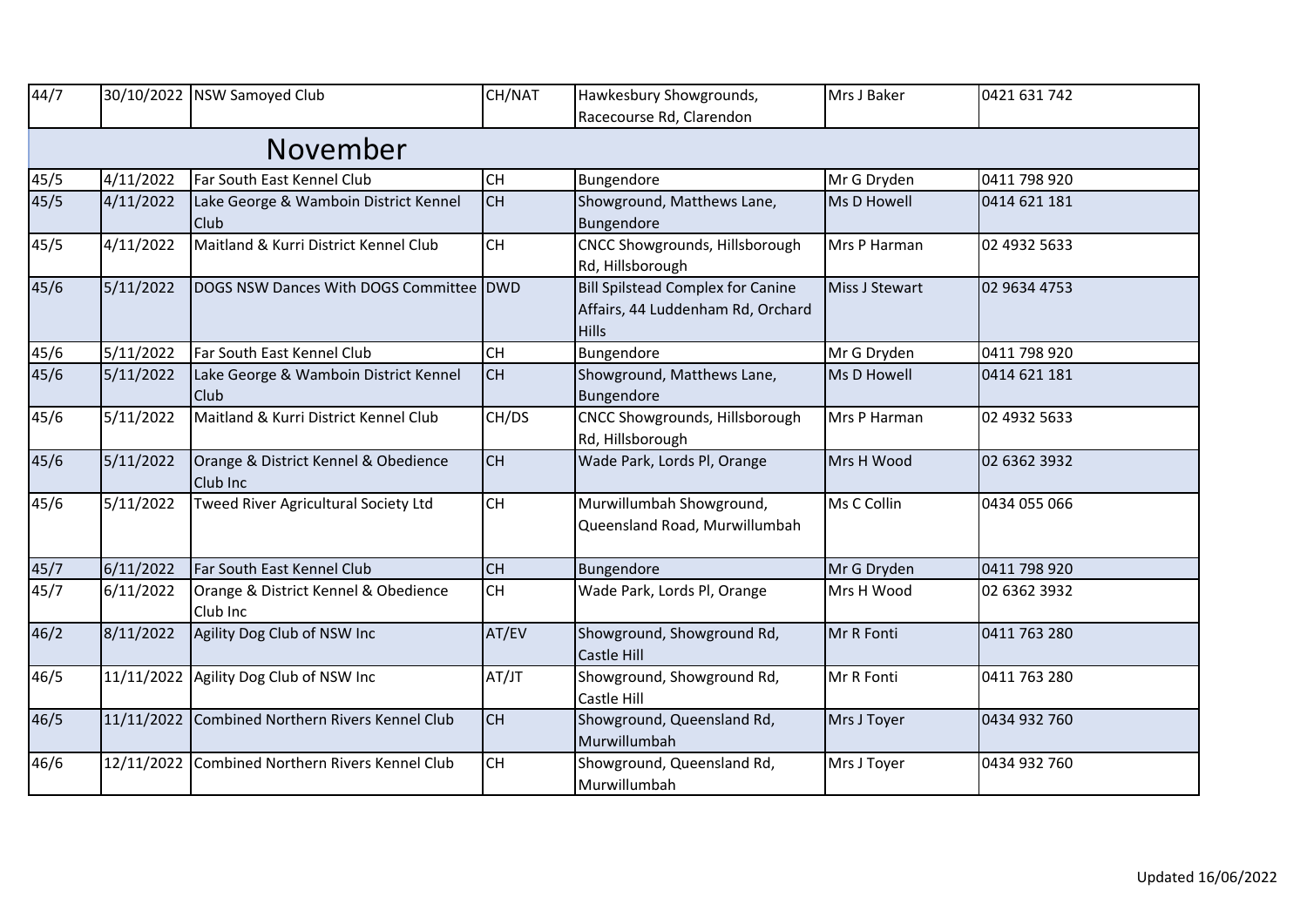| 44/7 | 30/10/2022 | NSW Samoyed Club | CH/NAT | Hawkesbury Showgrounds, Racecourse Rd, Clarendon | Mrs J Baker | 0421 631 742 |
|---|---|---|---|---|---|---|
| | | **November** | | | | |
| 45/5 | 4/11/2022 | Far South East Kennel Club | CH | Bungendore | Mr G Dryden | 0411 798 920 |
| 45/5 | 4/11/2022 | Lake George & Wamboin District Kennel Club | CH | Showground, Matthews Lane, Bungendore | Ms D Howell | 0414 621 181 |
| 45/5 | 4/11/2022 | Maitland & Kurri District Kennel Club | CH | CNCC Showgrounds, Hillsborough Rd, Hillsborough | Mrs P Harman | 02 4932 5633 |
| 45/6 | 5/11/2022 | DOGS NSW Dances With DOGS Committee | DWD | Bill Spilstead Complex for Canine Affairs, 44 Luddenham Rd, Orchard Hills | Miss J Stewart | 02 9634 4753 |
| 45/6 | 5/11/2022 | Far South East Kennel Club | CH | Bungendore | Mr G Dryden | 0411 798 920 |
| 45/6 | 5/11/2022 | Lake George & Wamboin District Kennel Club | CH | Showground, Matthews Lane, Bungendore | Ms D Howell | 0414 621 181 |
| 45/6 | 5/11/2022 | Maitland & Kurri District Kennel Club | CH/DS | CNCC Showgrounds, Hillsborough Rd, Hillsborough | Mrs P Harman | 02 4932 5633 |
| 45/6 | 5/11/2022 | Orange & District Kennel & Obedience Club Inc | CH | Wade Park, Lords Pl, Orange | Mrs H Wood | 02 6362 3932 |
| 45/6 | 5/11/2022 | Tweed River Agricultural Society Ltd | CH | Murwillumbah Showground, Queensland Road, Murwillumbah | Ms C Collin | 0434 055 066 |
| 45/7 | 6/11/2022 | Far South East Kennel Club | CH | Bungendore | Mr G Dryden | 0411 798 920 |
| 45/7 | 6/11/2022 | Orange & District Kennel & Obedience Club Inc | CH | Wade Park, Lords Pl, Orange | Mrs H Wood | 02 6362 3932 |
| 46/2 | 8/11/2022 | Agility Dog Club of NSW Inc | AT/EV | Showground, Showground Rd, Castle Hill | Mr R Fonti | 0411 763 280 |
| 46/5 | 11/11/2022 | Agility Dog Club of NSW Inc | AT/JT | Showground, Showground Rd, Castle Hill | Mr R Fonti | 0411 763 280 |
| 46/5 | 11/11/2022 | Combined Northern Rivers Kennel Club | CH | Showground, Queensland Rd, Murwillumbah | Mrs J Toyer | 0434 932 760 |
| 46/6 | 12/11/2022 | Combined Northern Rivers Kennel Club | CH | Showground, Queensland Rd, Murwillumbah | Mrs J Toyer | 0434 932 760 |

Updated 16/06/2022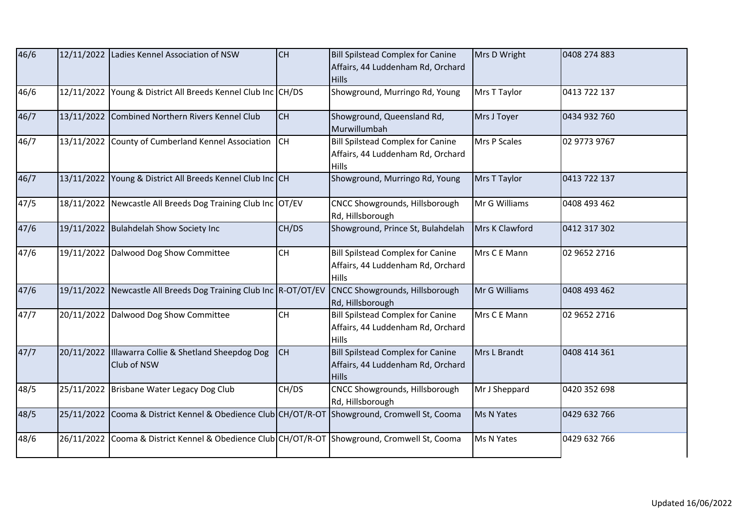| | | | | | | |
|---|---|---|---|---|---|---|
| 46/6 | 12/11/2022 | Ladies Kennel Association of NSW | CH | Bill Spilstead Complex for Canine Affairs, 44 Luddenham Rd, Orchard Hills | Mrs D Wright | 0408 274 883 |
| 46/6 | 12/11/2022 | Young & District All Breeds Kennel Club Inc | CH/DS | Showground, Murringo Rd, Young | Mrs T Taylor | 0413 722 137 |
| 46/7 | 13/11/2022 | Combined Northern Rivers Kennel Club | CH | Showground, Queensland Rd, Murwillumbah | Mrs J Toyer | 0434 932 760 |
| 46/7 | 13/11/2022 | County of Cumberland Kennel Association | CH | Bill Spilstead Complex for Canine Affairs, 44 Luddenham Rd, Orchard Hills | Mrs P Scales | 02 9773 9767 |
| 46/7 | 13/11/2022 | Young & District All Breeds Kennel Club Inc | CH | Showground, Murringo Rd, Young | Mrs T Taylor | 0413 722 137 |
| 47/5 | 18/11/2022 | Newcastle All Breeds Dog Training Club Inc | OT/EV | CNCC Showgrounds, Hillsborough Rd, Hillsborough | Mr G Williams | 0408 493 462 |
| 47/6 | 19/11/2022 | Bulahdelah Show Society Inc | CH/DS | Showground, Prince St, Bulahdelah | Mrs K Clawford | 0412 317 302 |
| 47/6 | 19/11/2022 | Dalwood Dog Show Committee | CH | Bill Spilstead Complex for Canine Affairs, 44 Luddenham Rd, Orchard Hills | Mrs C E Mann | 02 9652 2716 |
| 47/6 | 19/11/2022 | Newcastle All Breeds Dog Training Club Inc | R-OT/OT/EV | CNCC Showgrounds, Hillsborough Rd, Hillsborough | Mr G Williams | 0408 493 462 |
| 47/7 | 20/11/2022 | Dalwood Dog Show Committee | CH | Bill Spilstead Complex for Canine Affairs, 44 Luddenham Rd, Orchard Hills | Mrs C E Mann | 02 9652 2716 |
| 47/7 | 20/11/2022 | Illawarra Collie & Shetland Sheepdog Dog Club of NSW | CH | Bill Spilstead Complex for Canine Affairs, 44 Luddenham Rd, Orchard Hills | Mrs L Brandt | 0408 414 361 |
| 48/5 | 25/11/2022 | Brisbane Water Legacy Dog Club | CH/DS | CNCC Showgrounds, Hillsborough Rd, Hillsborough | Mr J Sheppard | 0420 352 698 |
| 48/5 | 25/11/2022 | Cooma & District Kennel & Obedience Club | CH/OT/R-OT | Showground, Cromwell St, Cooma | Ms N Yates | 0429 632 766 |
| 48/6 | 26/11/2022 | Cooma & District Kennel & Obedience Club | CH/OT/R-OT | Showground, Cromwell St, Cooma | Ms N Yates | 0429 632 766 |

Updated 16/06/2022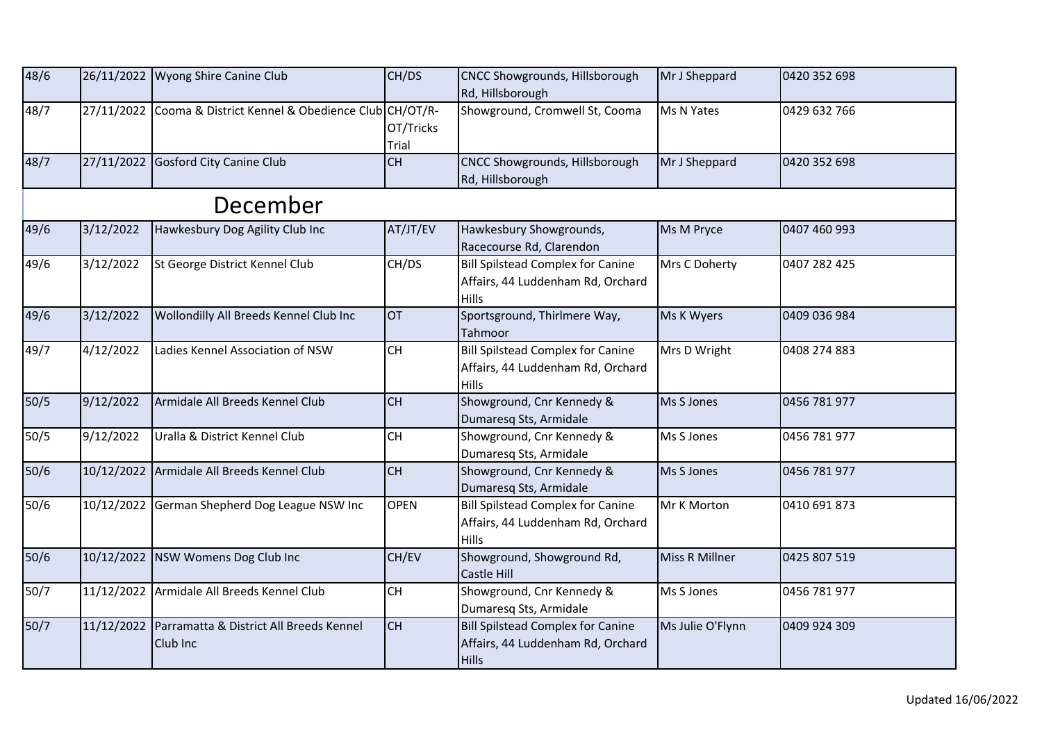| | | | | | | |
|---|---|---|---|---|---|---|
| 48/6 | 26/11/2022 | Wyong Shire Canine Club | CH/DS | CNCC Showgrounds, Hillsborough Rd, Hillsborough | Mr J Sheppard | 0420 352 698 |
| 48/7 | 27/11/2022 | Cooma & District Kennel & Obedience Club | CH/OT/R-OT/Tricks Trial | Showground, Cromwell St, Cooma | Ms N Yates | 0429 632 766 |
| 48/7 | 27/11/2022 | Gosford City Canine Club | CH | CNCC Showgrounds, Hillsborough Rd, Hillsborough | Mr J Sheppard | 0420 352 698 |

## December

| | | | | | | |
|---|---|---|---|---|---|---|
| 49/6 | 3/12/2022 | Hawkesbury Dog Agility Club Inc | AT/JT/EV | Hawkesbury Showgrounds, Racecourse Rd, Clarendon | Ms M Pryce | 0407 460 993 |
| 49/6 | 3/12/2022 | St George District Kennel Club | CH/DS | Bill Spilstead Complex for Canine Affairs, 44 Luddenham Rd, Orchard Hills | Mrs C Doherty | 0407 282 425 |
| 49/6 | 3/12/2022 | Wollondilly All Breeds Kennel Club Inc | OT | Sportsground, Thirlmere Way, Tahmoor | Ms K Wyers | 0409 036 984 |
| 49/7 | 4/12/2022 | Ladies Kennel Association of NSW | CH | Bill Spilstead Complex for Canine Affairs, 44 Luddenham Rd, Orchard Hills | Mrs D Wright | 0408 274 883 |
| 50/5 | 9/12/2022 | Armidale All Breeds Kennel Club | CH | Showground, Cnr Kennedy & Dumaresq Sts, Armidale | Ms S Jones | 0456 781 977 |
| 50/5 | 9/12/2022 | Uralla & District Kennel Club | CH | Showground, Cnr Kennedy & Dumaresq Sts, Armidale | Ms S Jones | 0456 781 977 |
| 50/6 | 10/12/2022 | Armidale All Breeds Kennel Club | CH | Showground, Cnr Kennedy & Dumaresq Sts, Armidale | Ms S Jones | 0456 781 977 |
| 50/6 | 10/12/2022 | German Shepherd Dog League NSW Inc | OPEN | Bill Spilstead Complex for Canine Affairs, 44 Luddenham Rd, Orchard Hills | Mr K Morton | 0410 691 873 |
| 50/6 | 10/12/2022 | NSW Womens Dog Club Inc | CH/EV | Showground, Showground Rd, Castle Hill | Miss R Millner | 0425 807 519 |
| 50/7 | 11/12/2022 | Armidale All Breeds Kennel Club | CH | Showground, Cnr Kennedy & Dumaresq Sts, Armidale | Ms S Jones | 0456 781 977 |
| 50/7 | 11/12/2022 | Parramatta & District All Breeds Kennel Club Inc | CH | Bill Spilstead Complex for Canine Affairs, 44 Luddenham Rd, Orchard Hills | Ms Julie O'Flynn | 0409 924 309 |

Updated 16/06/2022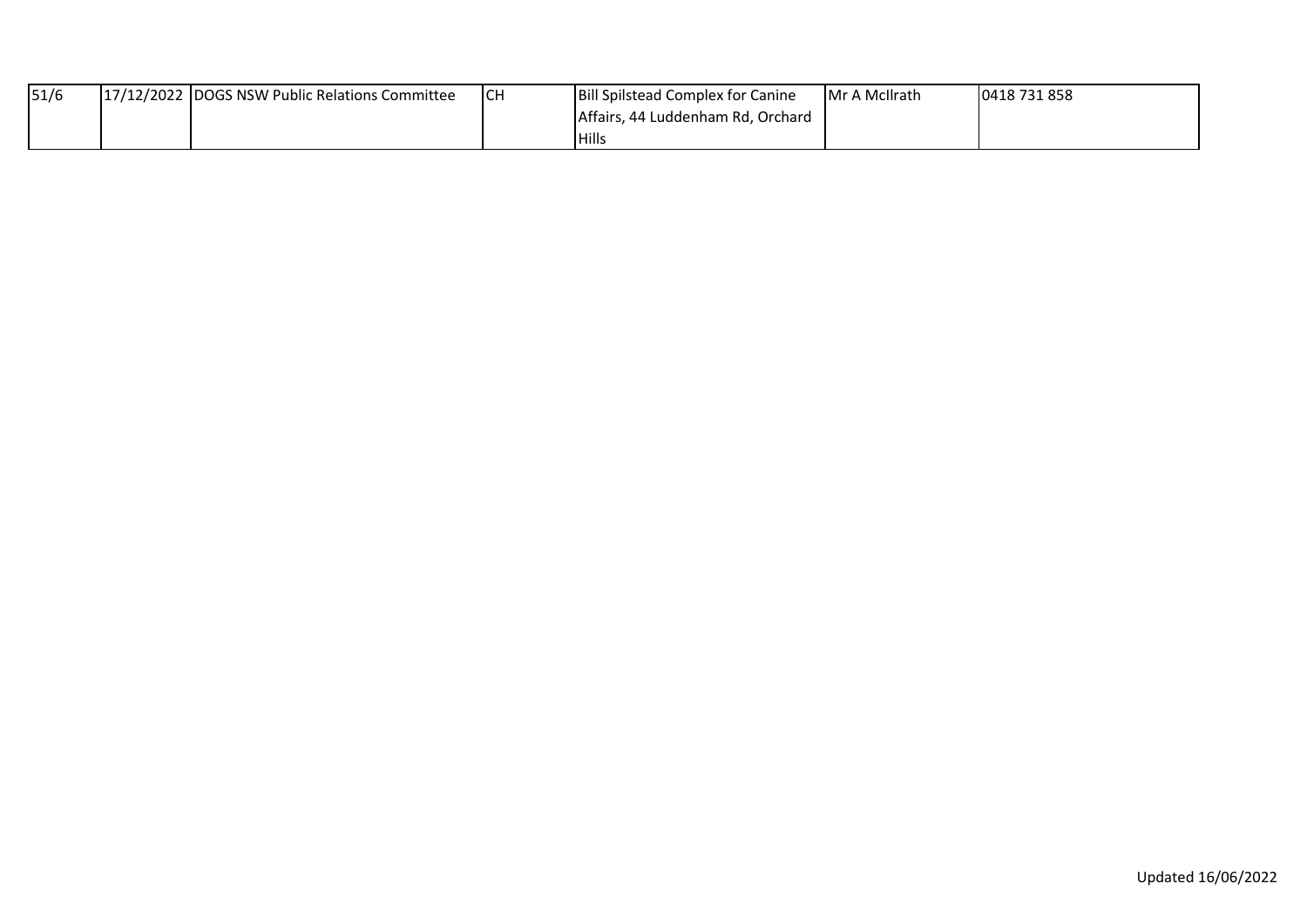| | | | | | | |
|---|---|---|---|---|---|---|
| 51/6 | 17/12/2022 | DOGS NSW Public Relations Committee | CH | Bill Spilstead Complex for Canine Affairs, 44 Luddenham Rd, Orchard Hills | Mr A McIlrath | 0418 731 858 |

Updated 16/06/2022